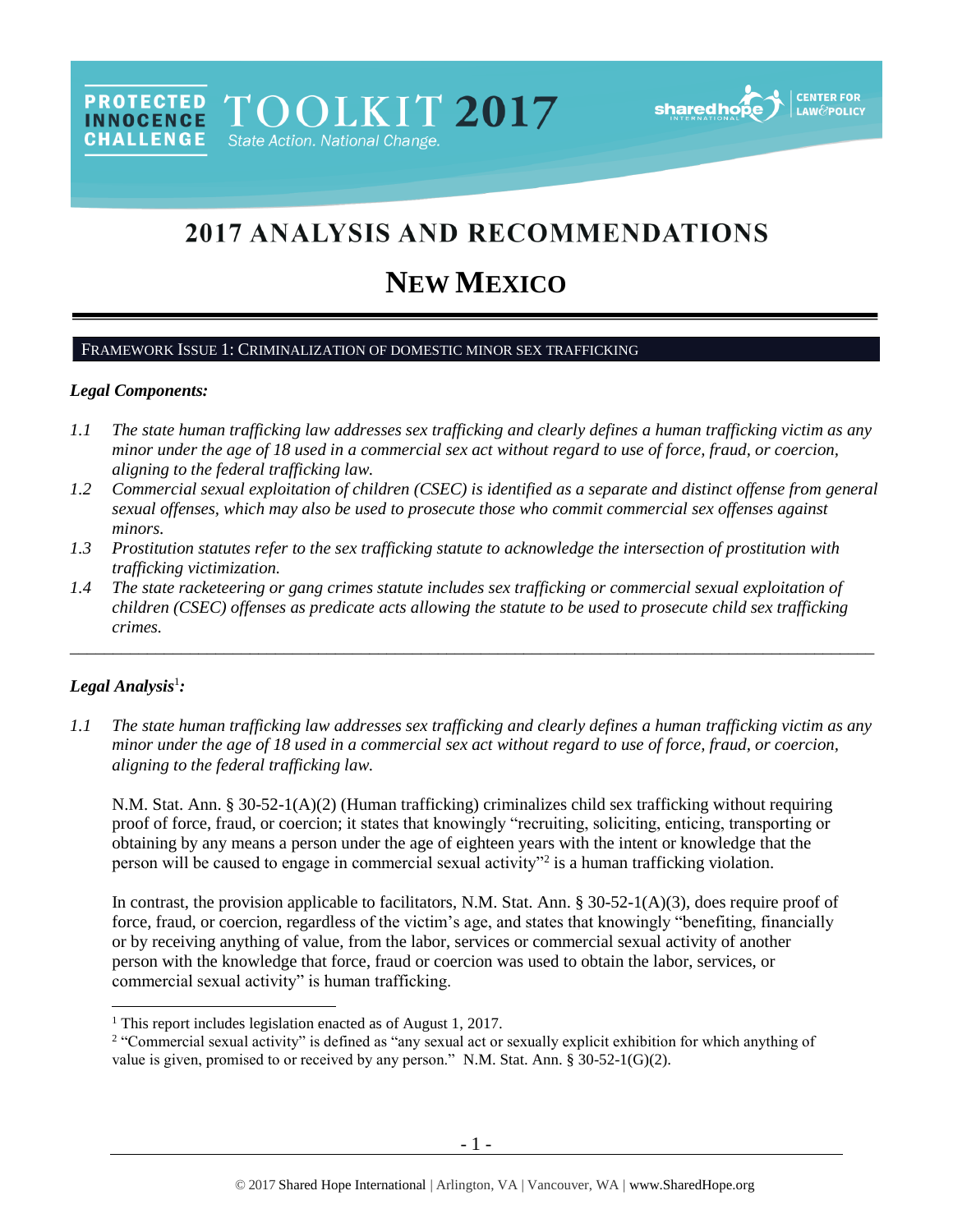PROTECTED INNOCENCE CHALLENGE TOOLKIT 2017 State Action. National Change.

# 2017 ANALYSIS AND RECOMMENDATIONS

# NEW MEXICO

## FRAMEWORK ISSUE 1: CRIMINALIZATION OF DOMESTIC MINOR SEX TRAFFICKING

### *Legal Components:*

*1.1 The state human trafficking law addresses sex trafficking and clearly defines a human trafficking victim as any minor under the age of 18 used in a commercial sex act without regard to use of force, fraud, or coercion, aligning to the federal trafficking law.*

*1.2 Commercial sexual exploitation of children (CSEC) is identified as a separate and distinct offense from general sexual offenses, which may also be used to prosecute those who commit commercial sex offenses against minors.*

*1.3 Prostitution statutes refer to the sex trafficking statute to acknowledge the intersection of prostitution with trafficking victimization.*

*1.4 The state racketeering or gang crimes statute includes sex trafficking or commercial sexual exploitation of children (CSEC) offenses as predicate acts allowing the statute to be used to prosecute child sex trafficking crimes.*

---

### *Legal Analysis*[1]*:*

*1.1 The state human trafficking law addresses sex trafficking and clearly defines a human trafficking victim as any minor under the age of 18 used in a commercial sex act without regard to use of force, fraud, or coercion, aligning to the federal trafficking law.*

N.M. Stat. Ann. § 30-52-1(A)(2) (Human trafficking) criminalizes child sex trafficking without requiring proof of force, fraud, or coercion; it states that knowingly "recruiting, soliciting, enticing, transporting or obtaining by any means a person under the age of eighteen years with the intent or knowledge that the person will be caused to engage in commercial sexual activity"[2] is a human trafficking violation.

In contrast, the provision applicable to facilitators, N.M. Stat. Ann. § 30-52-1(A)(3), does require proof of force, fraud, or coercion, regardless of the victim's age, and states that knowingly "benefiting, financially or by receiving anything of value, from the labor, services or commercial sexual activity of another person with the knowledge that force, fraud or coercion was used to obtain the labor, services, or commercial sexual activity" is human trafficking.

---

[1] This report includes legislation enacted as of August 1, 2017.

[2] "Commercial sexual activity" is defined as "any sexual act or sexually explicit exhibition for which anything of value is given, promised to or received by any person." N.M. Stat. Ann. § 30-52-1(G)(2).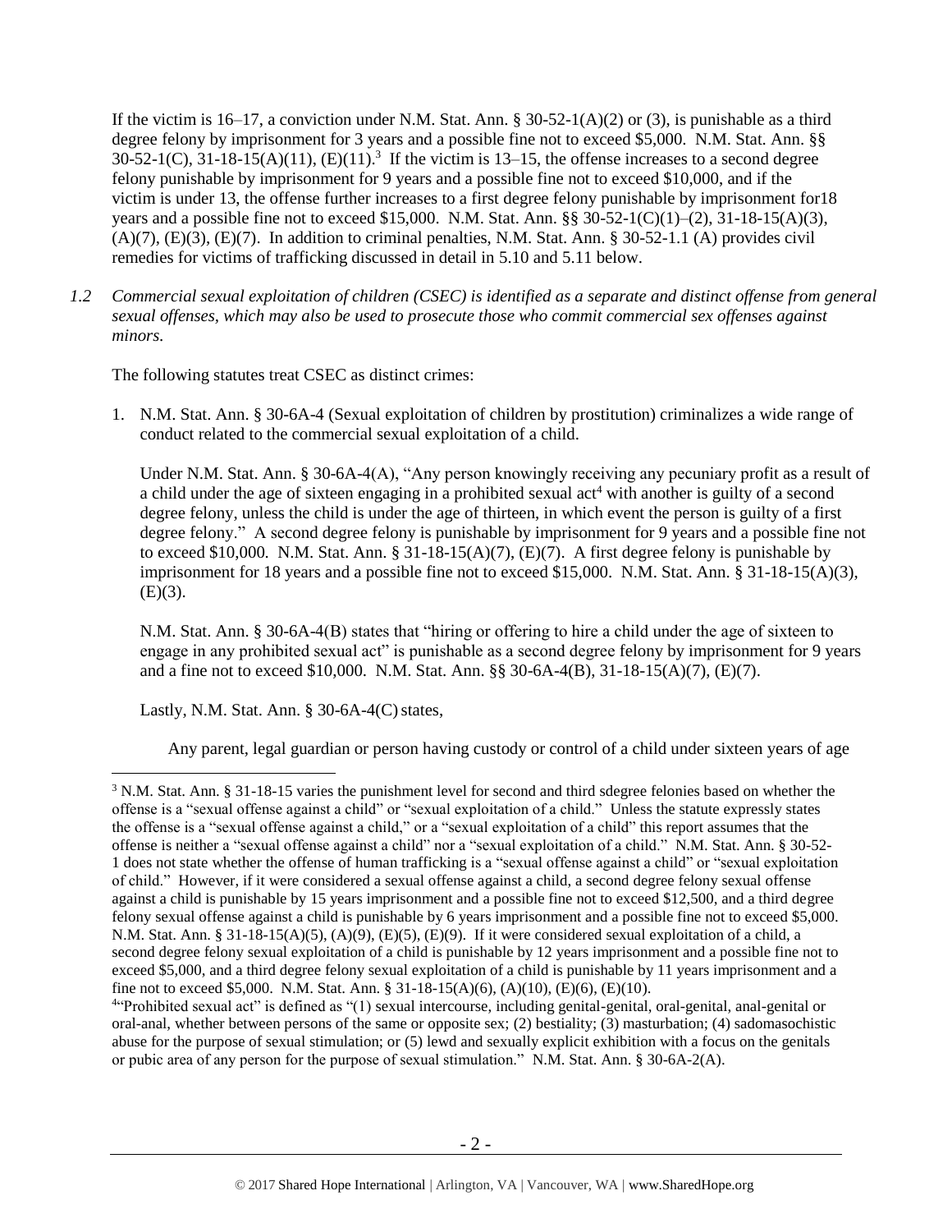If the victim is 16–17, a conviction under N.M. Stat. Ann. § 30-52-1(A)(2) or (3), is punishable as a third degree felony by imprisonment for 3 years and a possible fine not to exceed $5,000. N.M. Stat. Ann. §§ 30-52-1(C), 31-18-15(A)(11), (E)(11).[3] If the victim is 13–15, the offense increases to a second degree felony punishable by imprisonment for 9 years and a possible fine not to exceed $10,000, and if the victim is under 13, the offense further increases to a first degree felony punishable by imprisonment for18 years and a possible fine not to exceed $15,000. N.M. Stat. Ann. §§ 30-52-1(C)(1)–(2), 31-18-15(A)(3), (A)(7), (E)(3), (E)(7). In addition to criminal penalties, N.M. Stat. Ann. § 30-52-1.1 (A) provides civil remedies for victims of trafficking discussed in detail in 5.10 and 5.11 below.

*1.2 Commercial sexual exploitation of children (CSEC) is identified as a separate and distinct offense from general sexual offenses, which may also be used to prosecute those who commit commercial sex offenses against minors.*

The following statutes treat CSEC as distinct crimes:

1. N.M. Stat. Ann. § 30-6A-4 (Sexual exploitation of children by prostitution) criminalizes a wide range of conduct related to the commercial sexual exploitation of a child.

   Under N.M. Stat. Ann. § 30-6A-4(A), "Any person knowingly receiving any pecuniary profit as a result of a child under the age of sixteen engaging in a prohibited sexual act[4] with another is guilty of a second degree felony, unless the child is under the age of thirteen, in which event the person is guilty of a first degree felony." A second degree felony is punishable by imprisonment for 9 years and a possible fine not to exceed $10,000. N.M. Stat. Ann. § 31-18-15(A)(7), (E)(7). A first degree felony is punishable by imprisonment for 18 years and a possible fine not to exceed $15,000. N.M. Stat. Ann. § 31-18-15(A)(3), (E)(3).

   N.M. Stat. Ann. § 30-6A-4(B) states that "hiring or offering to hire a child under the age of sixteen to engage in any prohibited sexual act" is punishable as a second degree felony by imprisonment for 9 years and a fine not to exceed $10,000. N.M. Stat. Ann. §§ 30-6A-4(B), 31-18-15(A)(7), (E)(7).

   Lastly, N.M. Stat. Ann. § 30-6A-4(C) states,

   > Any parent, legal guardian or person having custody or control of a child under sixteen years of age

---

[3] N.M. Stat. Ann. § 31-18-15 varies the punishment level for second and third sdegree felonies based on whether the offense is a "sexual offense against a child" or "sexual exploitation of a child." Unless the statute expressly states the offense is a "sexual offense against a child," or a "sexual exploitation of a child" this report assumes that the offense is neither a "sexual offense against a child" nor a "sexual exploitation of a child." N.M. Stat. Ann. § 30-52-1 does not state whether the offense of human trafficking is a "sexual offense against a child" or "sexual exploitation of child." However, if it were considered a sexual offense against a child, a second degree felony sexual offense against a child is punishable by 15 years imprisonment and a possible fine not to exceed $12,500, and a third degree felony sexual offense against a child is punishable by 6 years imprisonment and a possible fine not to exceed $5,000. N.M. Stat. Ann. § 31-18-15(A)(5), (A)(9), (E)(5), (E)(9). If it were considered sexual exploitation of a child, a second degree felony sexual exploitation of a child is punishable by 12 years imprisonment and a possible fine not to exceed $5,000, and a third degree felony sexual exploitation of a child is punishable by 11 years imprisonment and a fine not to exceed $5,000. N.M. Stat. Ann. § 31-18-15(A)(6), (A)(10), (E)(6), (E)(10).

[4] "Prohibited sexual act" is defined as "(1) sexual intercourse, including genital-genital, oral-genital, anal-genital or oral-anal, whether between persons of the same or opposite sex; (2) bestiality; (3) masturbation; (4) sadomasochistic abuse for the purpose of sexual stimulation; or (5) lewd and sexually explicit exhibition with a focus on the genitals or pubic area of any person for the purpose of sexual stimulation." N.M. Stat. Ann. § 30-6A-2(A).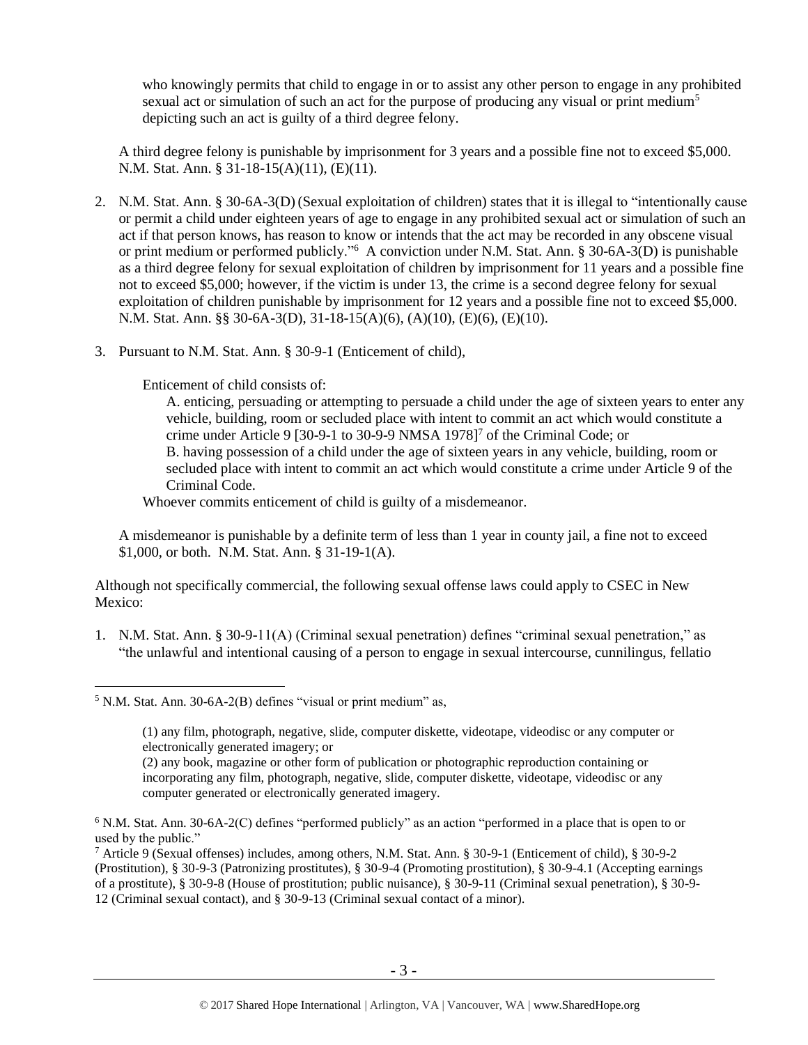who knowingly permits that child to engage in or to assist any other person to engage in any prohibited sexual act or simulation of such an act for the purpose of producing any visual or print medium[5] depicting such an act is guilty of a third degree felony.

A third degree felony is punishable by imprisonment for 3 years and a possible fine not to exceed $5,000. N.M. Stat. Ann. § 31-18-15(A)(11), (E)(11).

2. N.M. Stat. Ann. § 30-6A-3(D) (Sexual exploitation of children) states that it is illegal to "intentionally cause or permit a child under eighteen years of age to engage in any prohibited sexual act or simulation of such an act if that person knows, has reason to know or intends that the act may be recorded in any obscene visual or print medium or performed publicly."[6] A conviction under N.M. Stat. Ann. § 30-6A-3(D) is punishable as a third degree felony for sexual exploitation of children by imprisonment for 11 years and a possible fine not to exceed $5,000; however, if the victim is under 13, the crime is a second degree felony for sexual exploitation of children punishable by imprisonment for 12 years and a possible fine not to exceed $5,000. N.M. Stat. Ann. §§ 30-6A-3(D), 31-18-15(A)(6), (A)(10), (E)(6), (E)(10).

3. Pursuant to N.M. Stat. Ann. § 30-9-1 (Enticement of child),

   Enticement of child consists of:
   
   A. enticing, persuading or attempting to persuade a child under the age of sixteen years to enter any vehicle, building, room or secluded place with intent to commit an act which would constitute a crime under Article 9 [30-9-1 to 30-9-9 NMSA 1978][7] of the Criminal Code; or
   
   B. having possession of a child under the age of sixteen years in any vehicle, building, room or secluded place with intent to commit an act which would constitute a crime under Article 9 of the Criminal Code.
   
   Whoever commits enticement of child is guilty of a misdemeanor.

   A misdemeanor is punishable by a definite term of less than 1 year in county jail, a fine not to exceed $1,000, or both. N.M. Stat. Ann. § 31-19-1(A).

Although not specifically commercial, the following sexual offense laws could apply to CSEC in New Mexico:

1. N.M. Stat. Ann. § 30-9-11(A) (Criminal sexual penetration) defines "criminal sexual penetration," as "the unlawful and intentional causing of a person to engage in sexual intercourse, cunnilingus, fellatio

---

[5] N.M. Stat. Ann. 30-6A-2(B) defines "visual or print medium" as,

> (1) any film, photograph, negative, slide, computer diskette, videotape, videodisc or any computer or electronically generated imagery; or
> (2) any book, magazine or other form of publication or photographic reproduction containing or incorporating any film, photograph, negative, slide, computer diskette, videotape, videodisc or any computer generated or electronically generated imagery.

[6] N.M. Stat. Ann. 30-6A-2(C) defines "performed publicly" as an action "performed in a place that is open to or used by the public."

[7] Article 9 (Sexual offenses) includes, among others, N.M. Stat. Ann. § 30-9-1 (Enticement of child), § 30-9-2 (Prostitution), § 30-9-3 (Patronizing prostitutes), § 30-9-4 (Promoting prostitution), § 30-9-4.1 (Accepting earnings of a prostitute), § 30-9-8 (House of prostitution; public nuisance), § 30-9-11 (Criminal sexual penetration), § 30-9-12 (Criminal sexual contact), and § 30-9-13 (Criminal sexual contact of a minor).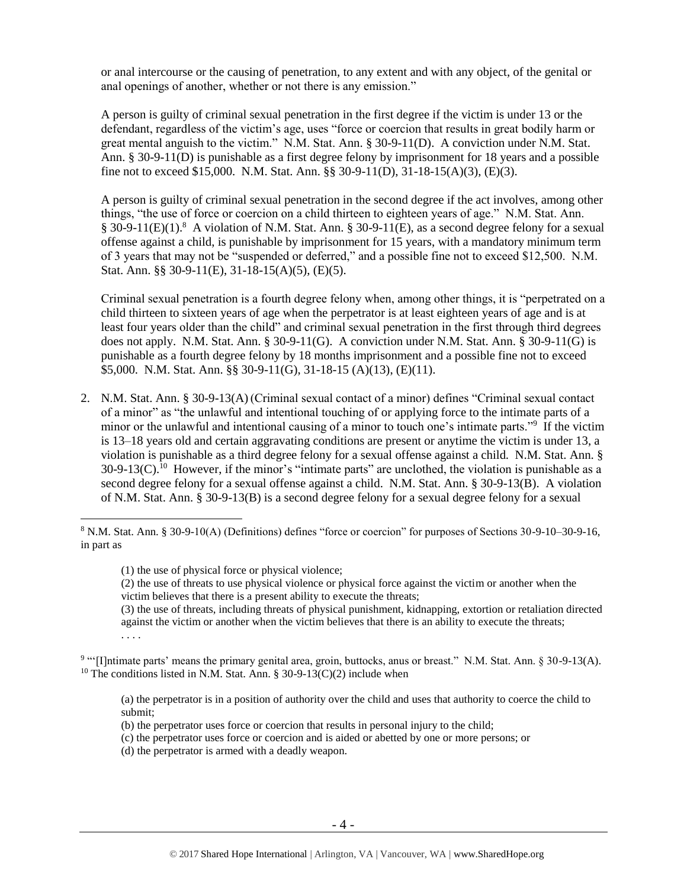or anal intercourse or the causing of penetration, to any extent and with any object, of the genital or anal openings of another, whether or not there is any emission."

A person is guilty of criminal sexual penetration in the first degree if the victim is under 13 or the defendant, regardless of the victim's age, uses "force or coercion that results in great bodily harm or great mental anguish to the victim." N.M. Stat. Ann. § 30-9-11(D). A conviction under N.M. Stat. Ann. § 30-9-11(D) is punishable as a first degree felony by imprisonment for 18 years and a possible fine not to exceed $15,000. N.M. Stat. Ann. §§ 30-9-11(D), 31-18-15(A)(3), (E)(3).

A person is guilty of criminal sexual penetration in the second degree if the act involves, among other things, "the use of force or coercion on a child thirteen to eighteen years of age." N.M. Stat. Ann. § 30-9-11(E)(1).[8] A violation of N.M. Stat. Ann. § 30-9-11(E), as a second degree felony for a sexual offense against a child, is punishable by imprisonment for 15 years, with a mandatory minimum term of 3 years that may not be "suspended or deferred," and a possible fine not to exceed $12,500. N.M. Stat. Ann. §§ 30-9-11(E), 31-18-15(A)(5), (E)(5).

Criminal sexual penetration is a fourth degree felony when, among other things, it is "perpetrated on a child thirteen to sixteen years of age when the perpetrator is at least eighteen years of age and is at least four years older than the child" and criminal sexual penetration in the first through third degrees does not apply. N.M. Stat. Ann. § 30-9-11(G). A conviction under N.M. Stat. Ann. § 30-9-11(G) is punishable as a fourth degree felony by 18 months imprisonment and a possible fine not to exceed $5,000. N.M. Stat. Ann. §§ 30-9-11(G), 31-18-15 (A)(13), (E)(11).

2. N.M. Stat. Ann. § 30-9-13(A) (Criminal sexual contact of a minor) defines "Criminal sexual contact of a minor" as "the unlawful and intentional touching of or applying force to the intimate parts of a minor or the unlawful and intentional causing of a minor to touch one's intimate parts."[9] If the victim is 13–18 years old and certain aggravating conditions are present or anytime the victim is under 13, a violation is punishable as a third degree felony for a sexual offense against a child. N.M. Stat. Ann. § 30-9-13(C).[10] However, if the minor's "intimate parts" are unclothed, the violation is punishable as a second degree felony for a sexual offense against a child. N.M. Stat. Ann. § 30-9-13(B). A violation of N.M. Stat. Ann. § 30-9-13(B) is a second degree felony for a sexual degree felony for a sexual

---

[8] N.M. Stat. Ann. § 30-9-10(A) (Definitions) defines "force or coercion" for purposes of Sections 30-9-10–30-9-16, in part as

> (1) the use of physical force or physical violence;
> (2) the use of threats to use physical violence or physical force against the victim or another when the victim believes that there is a present ability to execute the threats;
> (3) the use of threats, including threats of physical punishment, kidnapping, extortion or retaliation directed against the victim or another when the victim believes that there is an ability to execute the threats;
> . . . .

[9] "'[I]ntimate parts' means the primary genital area, groin, buttocks, anus or breast." N.M. Stat. Ann. § 30-9-13(A).

[10] The conditions listed in N.M. Stat. Ann. § 30-9-13(C)(2) include when

> (a) the perpetrator is in a position of authority over the child and uses that authority to coerce the child to submit;
> (b) the perpetrator uses force or coercion that results in personal injury to the child;
> (c) the perpetrator uses force or coercion and is aided or abetted by one or more persons; or
> (d) the perpetrator is armed with a deadly weapon.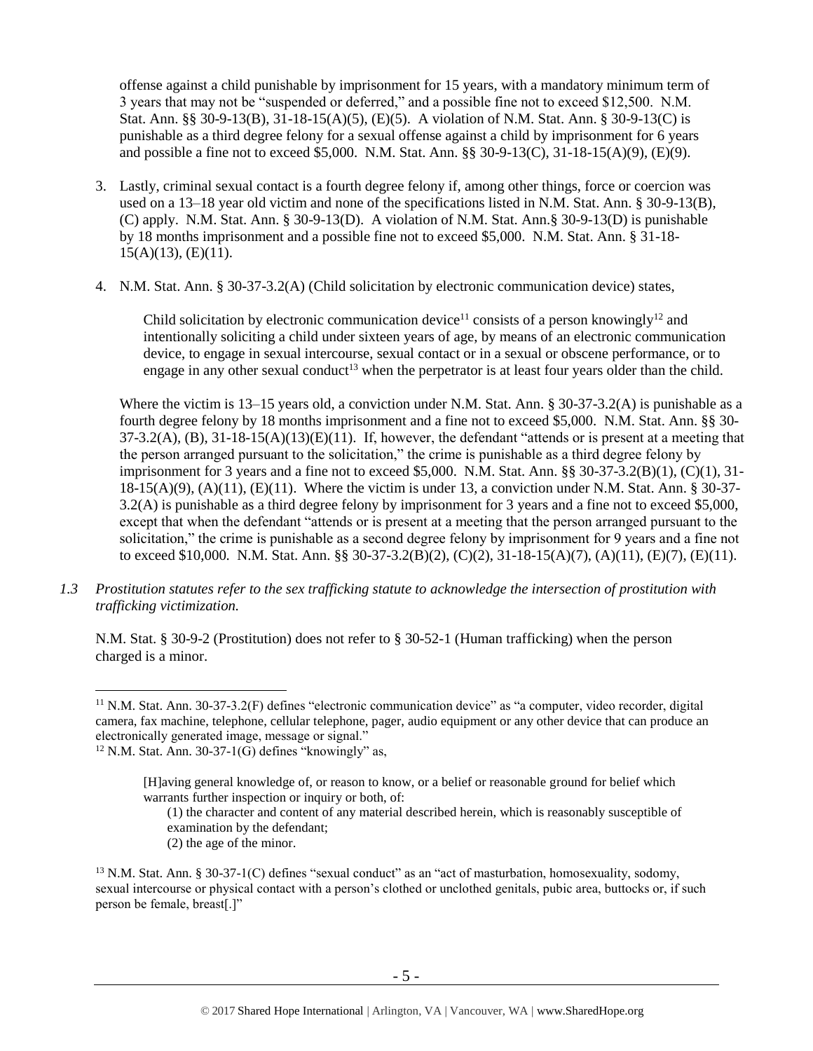offense against a child punishable by imprisonment for 15 years, with a mandatory minimum term of 3 years that may not be "suspended or deferred," and a possible fine not to exceed $12,500. N.M. Stat. Ann. §§ 30-9-13(B), 31-18-15(A)(5), (E)(5). A violation of N.M. Stat. Ann. § 30-9-13(C) is punishable as a third degree felony for a sexual offense against a child by imprisonment for 6 years and possible a fine not to exceed $5,000. N.M. Stat. Ann. §§ 30-9-13(C), 31-18-15(A)(9), (E)(9).

3. Lastly, criminal sexual contact is a fourth degree felony if, among other things, force or coercion was used on a 13–18 year old victim and none of the specifications listed in N.M. Stat. Ann. § 30-9-13(B), (C) apply. N.M. Stat. Ann. § 30-9-13(D). A violation of N.M. Stat. Ann.§ 30-9-13(D) is punishable by 18 months imprisonment and a possible fine not to exceed $5,000. N.M. Stat. Ann. § 31-18-15(A)(13), (E)(11).

4. N.M. Stat. Ann. § 30-37-3.2(A) (Child solicitation by electronic communication device) states,

   > Child solicitation by electronic communication device[11] consists of a person knowingly[12] and intentionally soliciting a child under sixteen years of age, by means of an electronic communication device, to engage in sexual intercourse, sexual contact or in a sexual or obscene performance, or to engage in any other sexual conduct[13] when the perpetrator is at least four years older than the child.

   Where the victim is 13–15 years old, a conviction under N.M. Stat. Ann. § 30-37-3.2(A) is punishable as a fourth degree felony by 18 months imprisonment and a fine not to exceed $5,000. N.M. Stat. Ann. §§ 30-37-3.2(A), (B), 31-18-15(A)(13)(E)(11). If, however, the defendant "attends or is present at a meeting that the person arranged pursuant to the solicitation," the crime is punishable as a third degree felony by imprisonment for 3 years and a fine not to exceed $5,000. N.M. Stat. Ann. §§ 30-37-3.2(B)(1), (C)(1), 31-18-15(A)(9), (A)(11), (E)(11). Where the victim is under 13, a conviction under N.M. Stat. Ann. § 30-37-3.2(A) is punishable as a third degree felony by imprisonment for 3 years and a fine not to exceed $5,000, except that when the defendant "attends or is present at a meeting that the person arranged pursuant to the solicitation," the crime is punishable as a second degree felony by imprisonment for 9 years and a fine not to exceed $10,000. N.M. Stat. Ann. §§ 30-37-3.2(B)(2), (C)(2), 31-18-15(A)(7), (A)(11), (E)(7), (E)(11).

*1.3 Prostitution statutes refer to the sex trafficking statute to acknowledge the intersection of prostitution with trafficking victimization.*

N.M. Stat. § 30-9-2 (Prostitution) does not refer to § 30-52-1 (Human trafficking) when the person charged is a minor.

---

[11] N.M. Stat. Ann. 30-37-3.2(F) defines "electronic communication device" as "a computer, video recorder, digital camera, fax machine, telephone, cellular telephone, pager, audio equipment or any other device that can produce an electronically generated image, message or signal."

[12] N.M. Stat. Ann. 30-37-1(G) defines "knowingly" as,

> [H]aving general knowledge of, or reason to know, or a belief or reasonable ground for belief which warrants further inspection or inquiry or both, of:
>
> (1) the character and content of any material described herein, which is reasonably susceptible of examination by the defendant;
>
> (2) the age of the minor.

[13] N.M. Stat. Ann. § 30-37-1(C) defines "sexual conduct" as an "act of masturbation, homosexuality, sodomy, sexual intercourse or physical contact with a person's clothed or unclothed genitals, pubic area, buttocks or, if such person be female, breast[.]"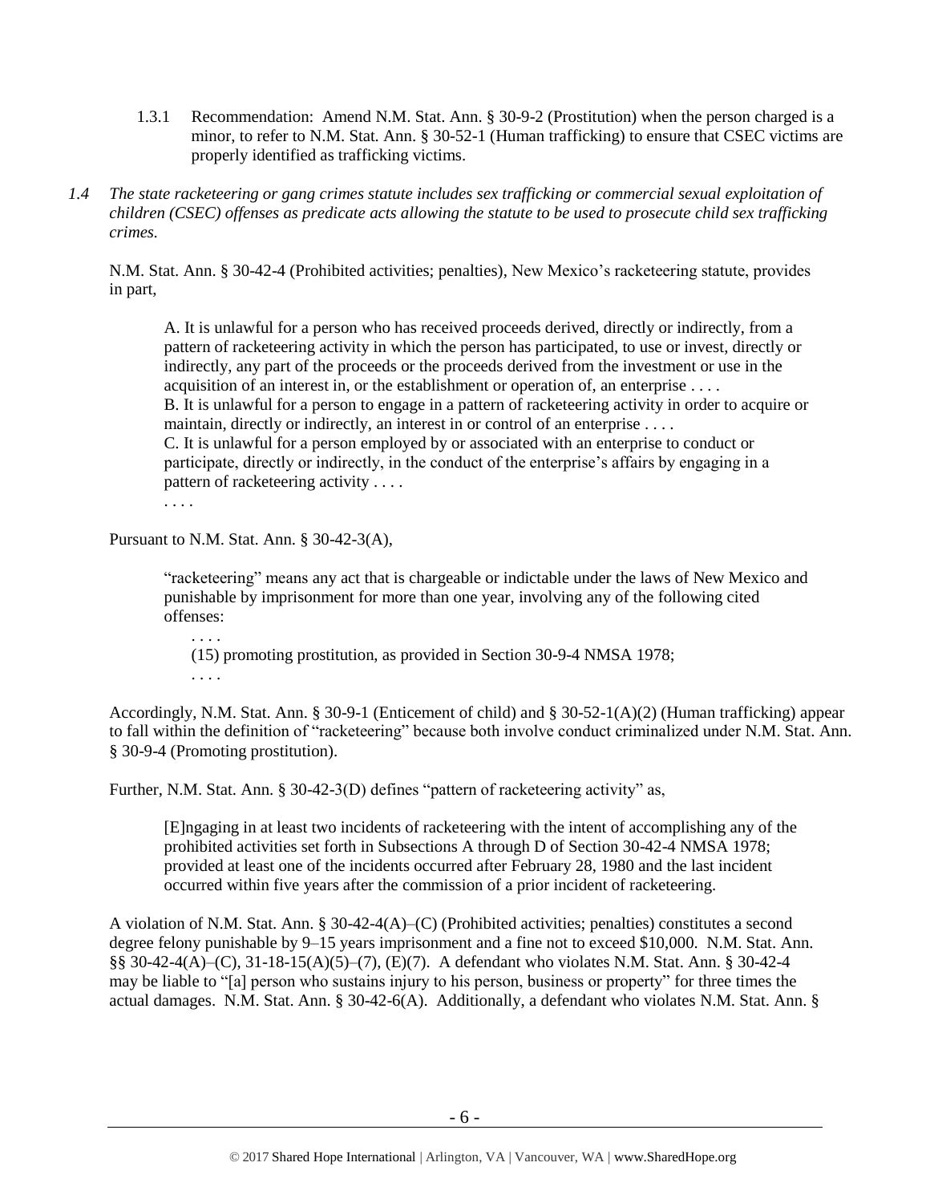1.3.1 Recommendation: Amend N.M. Stat. Ann. § 30-9-2 (Prostitution) when the person charged is a minor, to refer to N.M. Stat. Ann. § 30-52-1 (Human trafficking) to ensure that CSEC victims are properly identified as trafficking victims.

*1.4 The state racketeering or gang crimes statute includes sex trafficking or commercial sexual exploitation of children (CSEC) offenses as predicate acts allowing the statute to be used to prosecute child sex trafficking crimes.*

N.M. Stat. Ann. § 30-42-4 (Prohibited activities; penalties), New Mexico's racketeering statute, provides in part,

> A. It is unlawful for a person who has received proceeds derived, directly or indirectly, from a pattern of racketeering activity in which the person has participated, to use or invest, directly or indirectly, any part of the proceeds or the proceeds derived from the investment or use in the acquisition of an interest in, or the establishment or operation of, an enterprise . . . .
> B. It is unlawful for a person to engage in a pattern of racketeering activity in order to acquire or maintain, directly or indirectly, an interest in or control of an enterprise . . . .
> C. It is unlawful for a person employed by or associated with an enterprise to conduct or participate, directly or indirectly, in the conduct of the enterprise's affairs by engaging in a pattern of racketeering activity . . . .
> . . . .

Pursuant to N.M. Stat. Ann. § 30-42-3(A),

> "racketeering" means any act that is chargeable or indictable under the laws of New Mexico and punishable by imprisonment for more than one year, involving any of the following cited offenses:
>
> . . . .
> (15) promoting prostitution, as provided in Section 30-9-4 NMSA 1978;
> . . . .

Accordingly, N.M. Stat. Ann. § 30-9-1 (Enticement of child) and § 30-52-1(A)(2) (Human trafficking) appear to fall within the definition of "racketeering" because both involve conduct criminalized under N.M. Stat. Ann. § 30-9-4 (Promoting prostitution).

Further, N.M. Stat. Ann. § 30-42-3(D) defines "pattern of racketeering activity" as,

> [E]ngaging in at least two incidents of racketeering with the intent of accomplishing any of the prohibited activities set forth in Subsections A through D of Section 30-42-4 NMSA 1978; provided at least one of the incidents occurred after February 28, 1980 and the last incident occurred within five years after the commission of a prior incident of racketeering.

A violation of N.M. Stat. Ann. § 30-42-4(A)–(C) (Prohibited activities; penalties) constitutes a second degree felony punishable by 9–15 years imprisonment and a fine not to exceed $10,000. N.M. Stat. Ann. §§ 30-42-4(A)–(C), 31-18-15(A)(5)–(7), (E)(7). A defendant who violates N.M. Stat. Ann. § 30-42-4 may be liable to "[a] person who sustains injury to his person, business or property" for three times the actual damages. N.M. Stat. Ann. § 30-42-6(A). Additionally, a defendant who violates N.M. Stat. Ann. §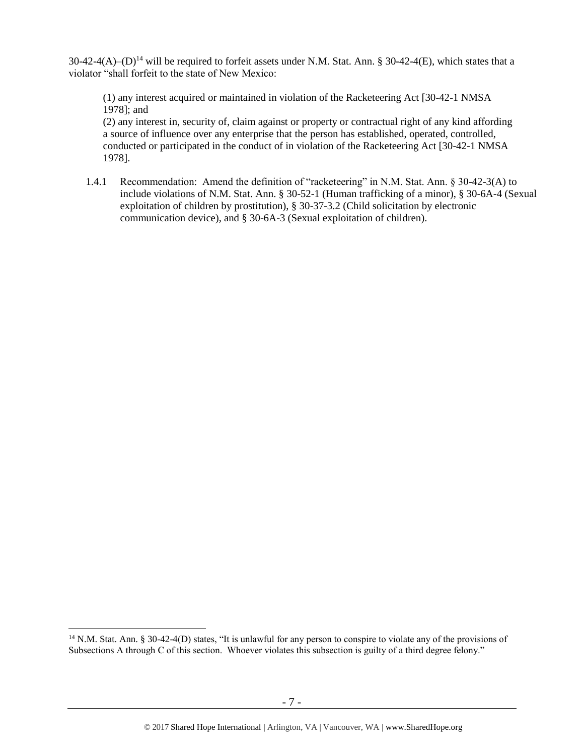30-42-4(A)–(D)[14] will be required to forfeit assets under N.M. Stat. Ann. § 30-42-4(E), which states that a violator "shall forfeit to the state of New Mexico:

> (1) any interest acquired or maintained in violation of the Racketeering Act [30-42-1 NMSA 1978]; and
> (2) any interest in, security of, claim against or property or contractual right of any kind affording a source of influence over any enterprise that the person has established, operated, controlled, conducted or participated in the conduct of in violation of the Racketeering Act [30-42-1 NMSA 1978].

1.4.1 Recommendation: Amend the definition of "racketeering" in N.M. Stat. Ann. § 30-42-3(A) to include violations of N.M. Stat. Ann. § 30-52-1 (Human trafficking of a minor), § 30-6A-4 (Sexual exploitation of children by prostitution), § 30-37-3.2 (Child solicitation by electronic communication device), and § 30-6A-3 (Sexual exploitation of children).

---

[14] N.M. Stat. Ann. § 30-42-4(D) states, "It is unlawful for any person to conspire to violate any of the provisions of Subsections A through C of this section. Whoever violates this subsection is guilty of a third degree felony."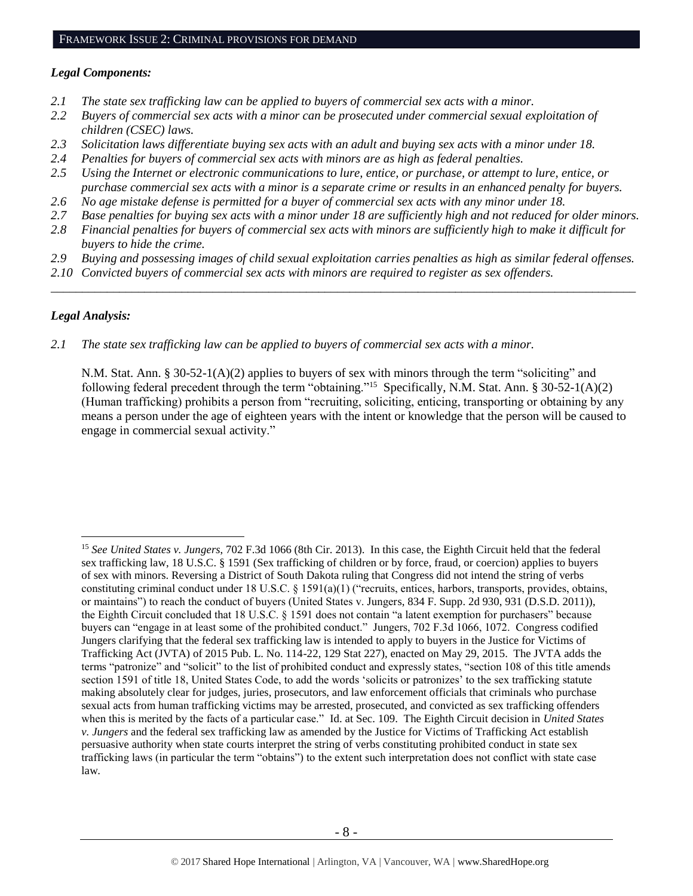## FRAMEWORK ISSUE 2: CRIMINAL PROVISIONS FOR DEMAND

***Legal Components:***

*2.1 The state sex trafficking law can be applied to buyers of commercial sex acts with a minor.*
*2.2 Buyers of commercial sex acts with a minor can be prosecuted under commercial sexual exploitation of children (CSEC) laws.*
*2.3 Solicitation laws differentiate buying sex acts with an adult and buying sex acts with a minor under 18.*
*2.4 Penalties for buyers of commercial sex acts with minors are as high as federal penalties.*
*2.5 Using the Internet or electronic communications to lure, entice, or purchase, or attempt to lure, entice, or purchase commercial sex acts with a minor is a separate crime or results in an enhanced penalty for buyers.*
*2.6 No age mistake defense is permitted for a buyer of commercial sex acts with any minor under 18.*
*2.7 Base penalties for buying sex acts with a minor under 18 are sufficiently high and not reduced for older minors.*
*2.8 Financial penalties for buyers of commercial sex acts with minors are sufficiently high to make it difficult for buyers to hide the crime.*
*2.9 Buying and possessing images of child sexual exploitation carries penalties as high as similar federal offenses.*
*2.10 Convicted buyers of commercial sex acts with minors are required to register as sex offenders.*

---

***Legal Analysis:***

*2.1 The state sex trafficking law can be applied to buyers of commercial sex acts with a minor.*

N.M. Stat. Ann. § 30-52-1(A)(2) applies to buyers of sex with minors through the term "soliciting" and following federal precedent through the term "obtaining."[15] Specifically, N.M. Stat. Ann. § 30-52-1(A)(2) (Human trafficking) prohibits a person from "recruiting, soliciting, enticing, transporting or obtaining by any means a person under the age of eighteen years with the intent or knowledge that the person will be caused to engage in commercial sexual activity."

---

[15] *See United States v. Jungers*, 702 F.3d 1066 (8th Cir. 2013). In this case, the Eighth Circuit held that the federal sex trafficking law, 18 U.S.C. § 1591 (Sex trafficking of children or by force, fraud, or coercion) applies to buyers of sex with minors. Reversing a District of South Dakota ruling that Congress did not intend the string of verbs constituting criminal conduct under 18 U.S.C. § 1591(a)(1) ("recruits, entices, harbors, transports, provides, obtains, or maintains") to reach the conduct of buyers (United States v. Jungers, 834 F. Supp. 2d 930, 931 (D.S.D. 2011)), the Eighth Circuit concluded that 18 U.S.C. § 1591 does not contain "a latent exemption for purchasers" because buyers can "engage in at least some of the prohibited conduct." Jungers, 702 F.3d 1066, 1072. Congress codified Jungers clarifying that the federal sex trafficking law is intended to apply to buyers in the Justice for Victims of Trafficking Act (JVTA) of 2015 Pub. L. No. 114-22, 129 Stat 227), enacted on May 29, 2015. The JVTA adds the terms "patronize" and "solicit" to the list of prohibited conduct and expressly states, "section 108 of this title amends section 1591 of title 18, United States Code, to add the words 'solicits or patronizes' to the sex trafficking statute making absolutely clear for judges, juries, prosecutors, and law enforcement officials that criminals who purchase sexual acts from human trafficking victims may be arrested, prosecuted, and convicted as sex trafficking offenders when this is merited by the facts of a particular case." Id. at Sec. 109. The Eighth Circuit decision in *United States v. Jungers* and the federal sex trafficking law as amended by the Justice for Victims of Trafficking Act establish persuasive authority when state courts interpret the string of verbs constituting prohibited conduct in state sex trafficking laws (in particular the term "obtains") to the extent such interpretation does not conflict with state case law.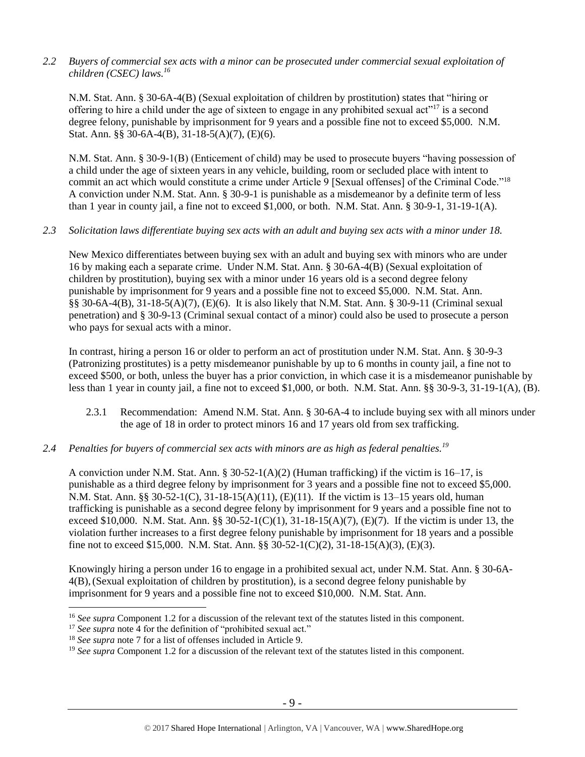*2.2 Buyers of commercial sex acts with a minor can be prosecuted under commercial sexual exploitation of children (CSEC) laws.*[16]

N.M. Stat. Ann. § 30-6A-4(B) (Sexual exploitation of children by prostitution) states that "hiring or offering to hire a child under the age of sixteen to engage in any prohibited sexual act"[17] is a second degree felony, punishable by imprisonment for 9 years and a possible fine not to exceed $5,000. N.M. Stat. Ann. §§ 30-6A-4(B), 31-18-5(A)(7), (E)(6).

N.M. Stat. Ann. § 30-9-1(B) (Enticement of child) may be used to prosecute buyers "having possession of a child under the age of sixteen years in any vehicle, building, room or secluded place with intent to commit an act which would constitute a crime under Article 9 [Sexual offenses] of the Criminal Code."[18] A conviction under N.M. Stat. Ann. § 30-9-1 is punishable as a misdemeanor by a definite term of less than 1 year in county jail, a fine not to exceed $1,000, or both. N.M. Stat. Ann. § 30-9-1, 31-19-1(A).

*2.3 Solicitation laws differentiate buying sex acts with an adult and buying sex acts with a minor under 18.*

New Mexico differentiates between buying sex with an adult and buying sex with minors who are under 16 by making each a separate crime. Under N.M. Stat. Ann. § 30-6A-4(B) (Sexual exploitation of children by prostitution), buying sex with a minor under 16 years old is a second degree felony punishable by imprisonment for 9 years and a possible fine not to exceed $5,000. N.M. Stat. Ann. §§ 30-6A-4(B), 31-18-5(A)(7), (E)(6). It is also likely that N.M. Stat. Ann. § 30-9-11 (Criminal sexual penetration) and § 30-9-13 (Criminal sexual contact of a minor) could also be used to prosecute a person who pays for sexual acts with a minor.

In contrast, hiring a person 16 or older to perform an act of prostitution under N.M. Stat. Ann. § 30-9-3 (Patronizing prostitutes) is a petty misdemeanor punishable by up to 6 months in county jail, a fine not to exceed $500, or both, unless the buyer has a prior conviction, in which case it is a misdemeanor punishable by less than 1 year in county jail, a fine not to exceed $1,000, or both. N.M. Stat. Ann. §§ 30-9-3, 31-19-1(A), (B).

2.3.1 Recommendation: Amend N.M. Stat. Ann. § 30-6A-4 to include buying sex with all minors under the age of 18 in order to protect minors 16 and 17 years old from sex trafficking.

*2.4 Penalties for buyers of commercial sex acts with minors are as high as federal penalties.*[19]

A conviction under N.M. Stat. Ann. § 30-52-1(A)(2) (Human trafficking) if the victim is 16–17, is punishable as a third degree felony by imprisonment for 3 years and a possible fine not to exceed $5,000. N.M. Stat. Ann. §§ 30-52-1(C), 31-18-15(A)(11), (E)(11). If the victim is 13–15 years old, human trafficking is punishable as a second degree felony by imprisonment for 9 years and a possible fine not to exceed $10,000. N.M. Stat. Ann. §§ 30-52-1(C)(1), 31-18-15(A)(7), (E)(7). If the victim is under 13, the violation further increases to a first degree felony punishable by imprisonment for 18 years and a possible fine not to exceed $15,000. N.M. Stat. Ann. §§ 30-52-1(C)(2), 31-18-15(A)(3), (E)(3).

Knowingly hiring a person under 16 to engage in a prohibited sexual act, under N.M. Stat. Ann. § 30-6A-4(B), (Sexual exploitation of children by prostitution), is a second degree felony punishable by imprisonment for 9 years and a possible fine not to exceed $10,000. N.M. Stat. Ann.

---

[16] *See supra* Component 1.2 for a discussion of the relevant text of the statutes listed in this component.

[17] *See supra* note 4 for the definition of "prohibited sexual act."

[18] *See supra* note 7 for a list of offenses included in Article 9.

[19] *See supra* Component 1.2 for a discussion of the relevant text of the statutes listed in this component.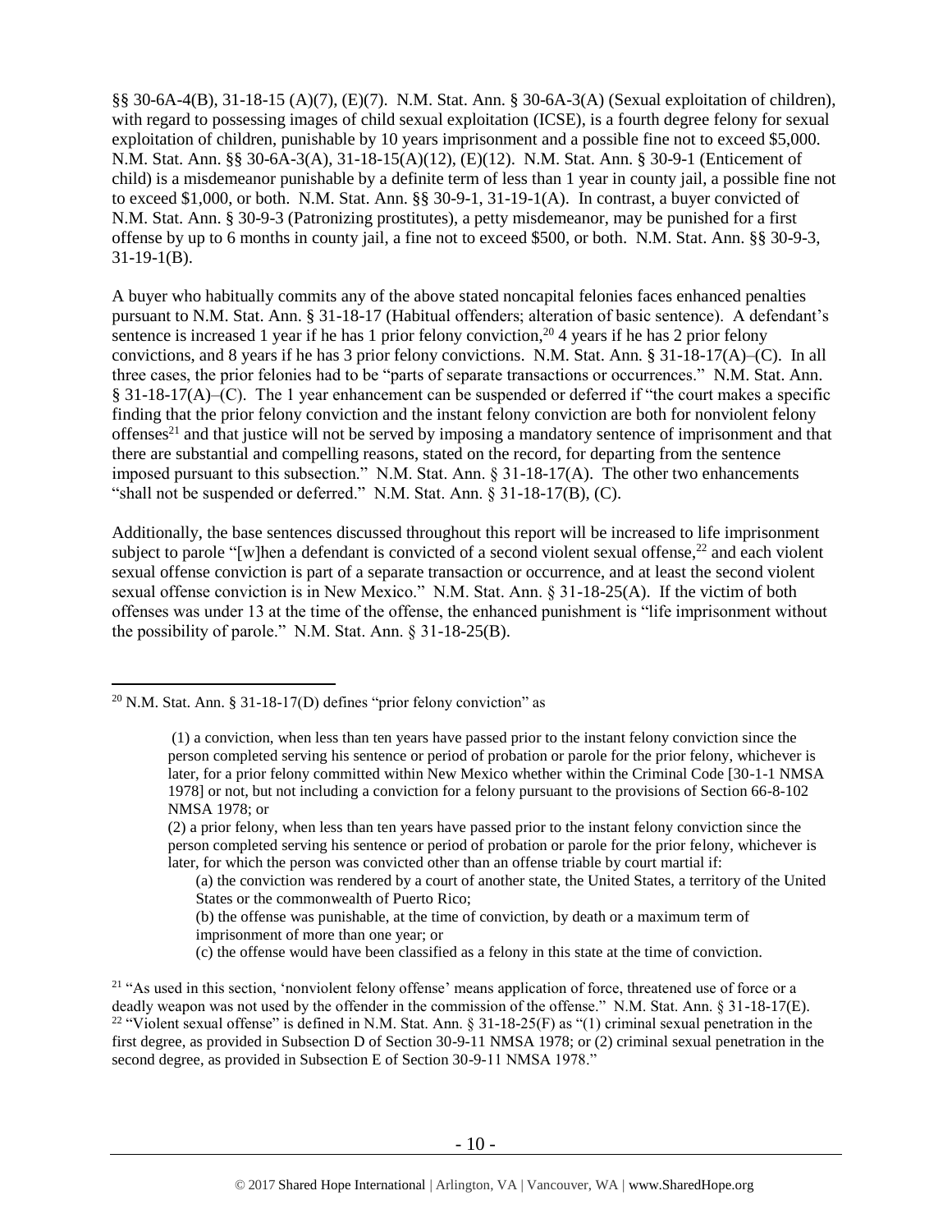§§ 30-6A-4(B), 31-18-15 (A)(7), (E)(7). N.M. Stat. Ann. § 30-6A-3(A) (Sexual exploitation of children), with regard to possessing images of child sexual exploitation (ICSE), is a fourth degree felony for sexual exploitation of children, punishable by 10 years imprisonment and a possible fine not to exceed $5,000. N.M. Stat. Ann. §§ 30-6A-3(A), 31-18-15(A)(12), (E)(12). N.M. Stat. Ann. § 30-9-1 (Enticement of child) is a misdemeanor punishable by a definite term of less than 1 year in county jail, a possible fine not to exceed $1,000, or both. N.M. Stat. Ann. §§ 30-9-1, 31-19-1(A). In contrast, a buyer convicted of N.M. Stat. Ann. § 30-9-3 (Patronizing prostitutes), a petty misdemeanor, may be punished for a first offense by up to 6 months in county jail, a fine not to exceed $500, or both. N.M. Stat. Ann. §§ 30-9-3, 31-19-1(B).

A buyer who habitually commits any of the above stated noncapital felonies faces enhanced penalties pursuant to N.M. Stat. Ann. § 31-18-17 (Habitual offenders; alteration of basic sentence). A defendant's sentence is increased 1 year if he has 1 prior felony conviction,[20] 4 years if he has 2 prior felony convictions, and 8 years if he has 3 prior felony convictions. N.M. Stat. Ann. § 31-18-17(A)–(C). In all three cases, the prior felonies had to be "parts of separate transactions or occurrences." N.M. Stat. Ann. § 31-18-17(A)–(C). The 1 year enhancement can be suspended or deferred if "the court makes a specific finding that the prior felony conviction and the instant felony conviction are both for nonviolent felony offenses[21] and that justice will not be served by imposing a mandatory sentence of imprisonment and that there are substantial and compelling reasons, stated on the record, for departing from the sentence imposed pursuant to this subsection." N.M. Stat. Ann. § 31-18-17(A). The other two enhancements "shall not be suspended or deferred." N.M. Stat. Ann. § 31-18-17(B), (C).

Additionally, the base sentences discussed throughout this report will be increased to life imprisonment subject to parole "[w]hen a defendant is convicted of a second violent sexual offense,[22] and each violent sexual offense conviction is part of a separate transaction or occurrence, and at least the second violent sexual offense conviction is in New Mexico." N.M. Stat. Ann. § 31-18-25(A). If the victim of both offenses was under 13 at the time of the offense, the enhanced punishment is "life imprisonment without the possibility of parole." N.M. Stat. Ann. § 31-18-25(B).

---

[20] N.M. Stat. Ann. § 31-18-17(D) defines "prior felony conviction" as

> (1) a conviction, when less than ten years have passed prior to the instant felony conviction since the person completed serving his sentence or period of probation or parole for the prior felony, whichever is later, for a prior felony committed within New Mexico whether within the Criminal Code [30-1-1 NMSA 1978] or not, but not including a conviction for a felony pursuant to the provisions of Section 66-8-102 NMSA 1978; or
>
> (2) a prior felony, when less than ten years have passed prior to the instant felony conviction since the person completed serving his sentence or period of probation or parole for the prior felony, whichever is later, for which the person was convicted other than an offense triable by court martial if:
>
> (a) the conviction was rendered by a court of another state, the United States, a territory of the United States or the commonwealth of Puerto Rico;
>
> (b) the offense was punishable, at the time of conviction, by death or a maximum term of imprisonment of more than one year; or
>
> (c) the offense would have been classified as a felony in this state at the time of conviction.

[21] "As used in this section, 'nonviolent felony offense' means application of force, threatened use of force or a deadly weapon was not used by the offender in the commission of the offense." N.M. Stat. Ann. § 31-18-17(E).

[22] "Violent sexual offense" is defined in N.M. Stat. Ann. § 31-18-25(F) as "(1) criminal sexual penetration in the first degree, as provided in Subsection D of Section 30-9-11 NMSA 1978; or (2) criminal sexual penetration in the second degree, as provided in Subsection E of Section 30-9-11 NMSA 1978."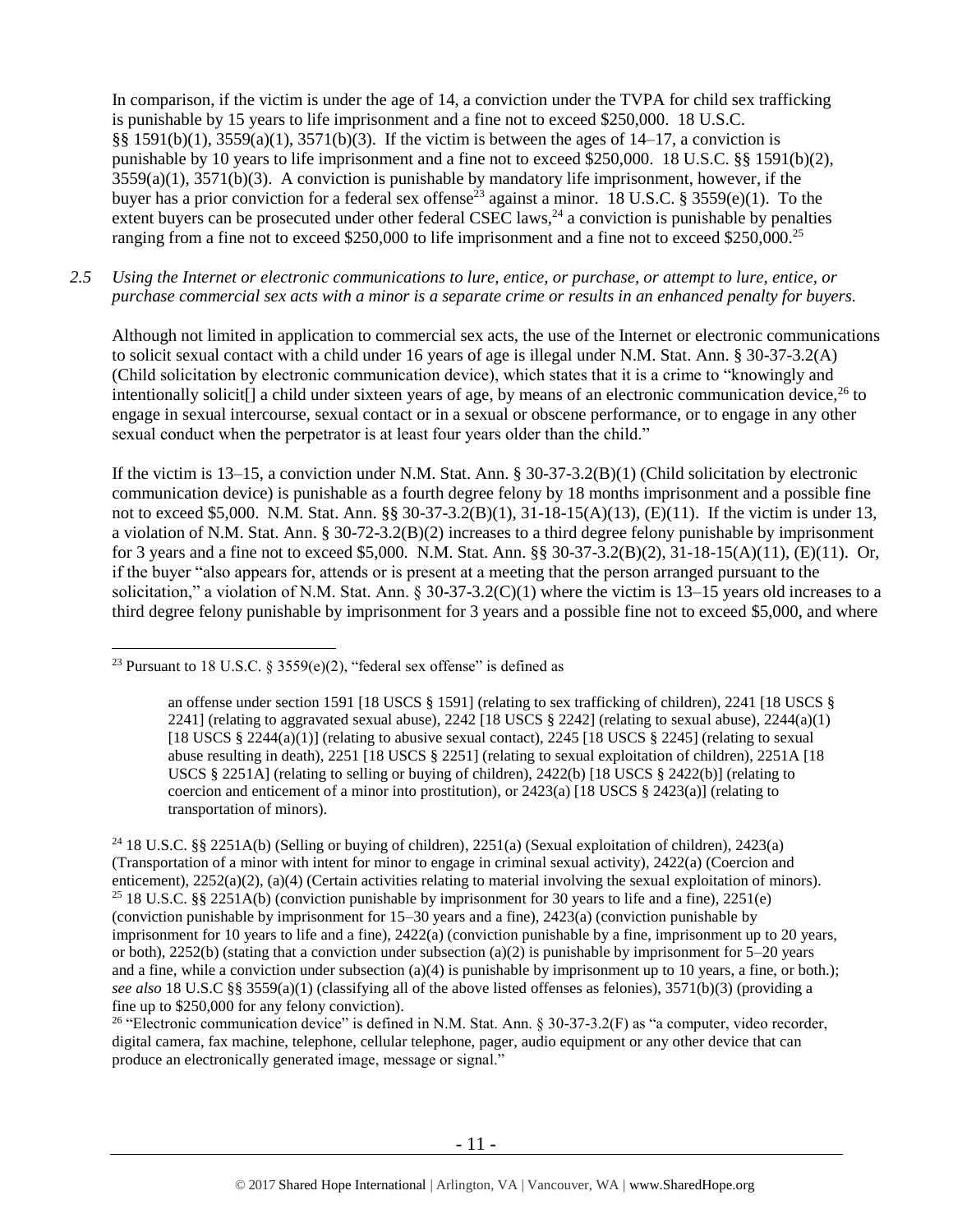In comparison, if the victim is under the age of 14, a conviction under the TVPA for child sex trafficking is punishable by 15 years to life imprisonment and a fine not to exceed $250,000. 18 U.S.C. §§ 1591(b)(1), 3559(a)(1), 3571(b)(3). If the victim is between the ages of 14–17, a conviction is punishable by 10 years to life imprisonment and a fine not to exceed $250,000. 18 U.S.C. §§ 1591(b)(2), 3559(a)(1), 3571(b)(3). A conviction is punishable by mandatory life imprisonment, however, if the buyer has a prior conviction for a federal sex offense[23] against a minor. 18 U.S.C. § 3559(e)(1). To the extent buyers can be prosecuted under other federal CSEC laws,[24] a conviction is punishable by penalties ranging from a fine not to exceed $250,000 to life imprisonment and a fine not to exceed $250,000.[25]

*2.5 Using the Internet or electronic communications to lure, entice, or purchase, or attempt to lure, entice, or purchase commercial sex acts with a minor is a separate crime or results in an enhanced penalty for buyers.*

Although not limited in application to commercial sex acts, the use of the Internet or electronic communications to solicit sexual contact with a child under 16 years of age is illegal under N.M. Stat. Ann. § 30-37-3.2(A) (Child solicitation by electronic communication device), which states that it is a crime to "knowingly and intentionally solicit[] a child under sixteen years of age, by means of an electronic communication device,[26] to engage in sexual intercourse, sexual contact or in a sexual or obscene performance, or to engage in any other sexual conduct when the perpetrator is at least four years older than the child."

If the victim is 13–15, a conviction under N.M. Stat. Ann. § 30-37-3.2(B)(1) (Child solicitation by electronic communication device) is punishable as a fourth degree felony by 18 months imprisonment and a possible fine not to exceed $5,000. N.M. Stat. Ann. §§ 30-37-3.2(B)(1), 31-18-15(A)(13), (E)(11). If the victim is under 13, a violation of N.M. Stat. Ann. § 30-72-3.2(B)(2) increases to a third degree felony punishable by imprisonment for 3 years and a fine not to exceed $5,000. N.M. Stat. Ann. §§ 30-37-3.2(B)(2), 31-18-15(A)(11), (E)(11). Or, if the buyer "also appears for, attends or is present at a meeting that the person arranged pursuant to the solicitation," a violation of N.M. Stat. Ann. § 30-37-3.2(C)(1) where the victim is 13–15 years old increases to a third degree felony punishable by imprisonment for 3 years and a possible fine not to exceed $5,000, and where

---

[23] Pursuant to 18 U.S.C. § 3559(e)(2), "federal sex offense" is defined as

> an offense under section 1591 [18 USCS § 1591] (relating to sex trafficking of children), 2241 [18 USCS § 2241] (relating to aggravated sexual abuse), 2242 [18 USCS § 2242] (relating to sexual abuse), 2244(a)(1) [18 USCS § 2244(a)(1)] (relating to abusive sexual contact), 2245 [18 USCS § 2245] (relating to sexual abuse resulting in death), 2251 [18 USCS § 2251] (relating to sexual exploitation of children), 2251A [18 USCS § 2251A] (relating to selling or buying of children), 2422(b) [18 USCS § 2422(b)] (relating to coercion and enticement of a minor into prostitution), or 2423(a) [18 USCS § 2423(a)] (relating to transportation of minors).

[24] 18 U.S.C. §§ 2251A(b) (Selling or buying of children), 2251(a) (Sexual exploitation of children), 2423(a) (Transportation of a minor with intent for minor to engage in criminal sexual activity), 2422(a) (Coercion and enticement), 2252(a)(2), (a)(4) (Certain activities relating to material involving the sexual exploitation of minors).

[25] 18 U.S.C. §§ 2251A(b) (conviction punishable by imprisonment for 30 years to life and a fine), 2251(e) (conviction punishable by imprisonment for 15–30 years and a fine), 2423(a) (conviction punishable by imprisonment for 10 years to life and a fine), 2422(a) (conviction punishable by a fine, imprisonment up to 20 years, or both), 2252(b) (stating that a conviction under subsection (a)(2) is punishable by imprisonment for 5–20 years and a fine, while a conviction under subsection (a)(4) is punishable by imprisonment up to 10 years, a fine, or both.); *see also* 18 U.S.C §§ 3559(a)(1) (classifying all of the above listed offenses as felonies), 3571(b)(3) (providing a fine up to $250,000 for any felony conviction).

[26] "Electronic communication device" is defined in N.M. Stat. Ann. § 30-37-3.2(F) as "a computer, video recorder, digital camera, fax machine, telephone, cellular telephone, pager, audio equipment or any other device that can produce an electronically generated image, message or signal."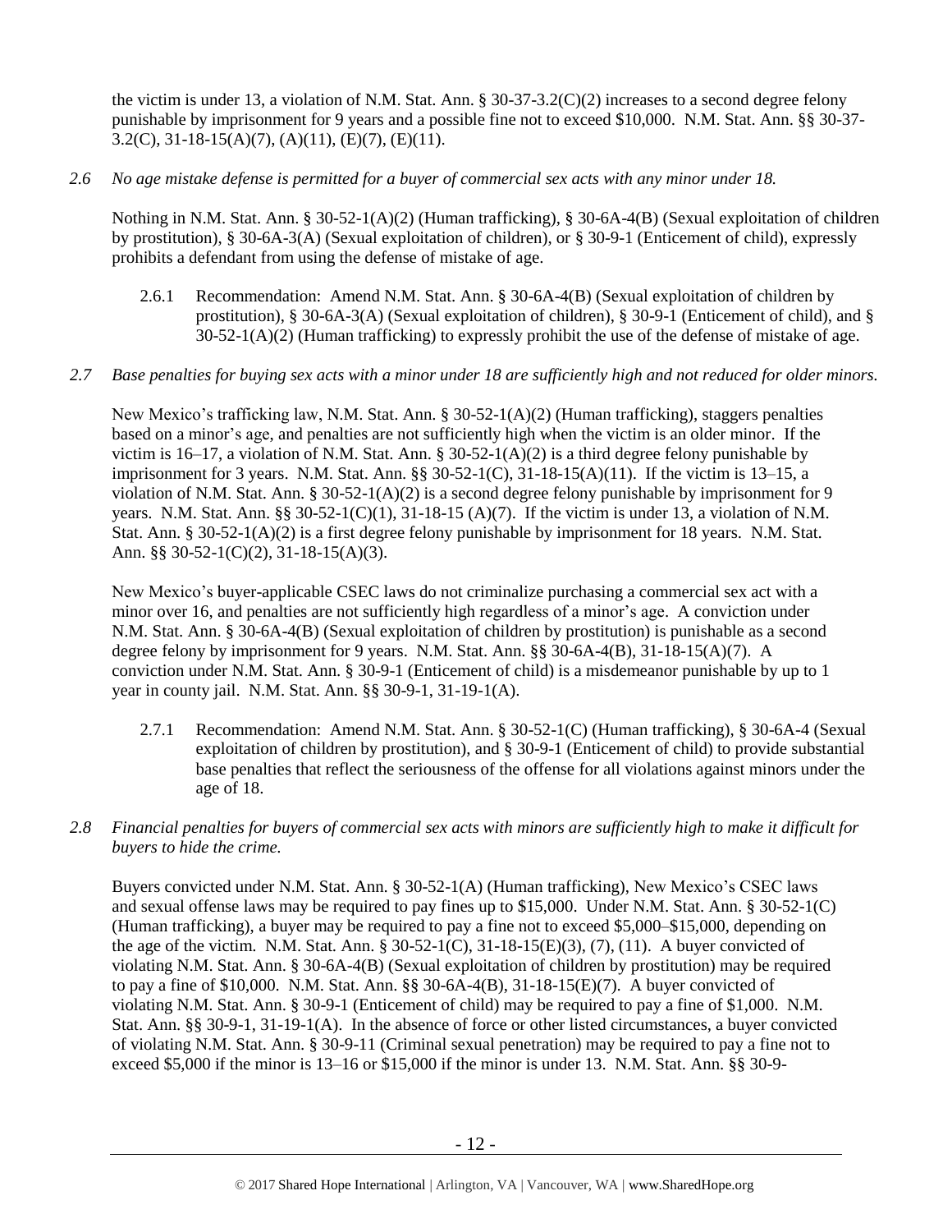the victim is under 13, a violation of N.M. Stat. Ann. § 30-37-3.2(C)(2) increases to a second degree felony punishable by imprisonment for 9 years and a possible fine not to exceed $10,000. N.M. Stat. Ann. §§ 30-37-3.2(C), 31-18-15(A)(7), (A)(11), (E)(7), (E)(11).

*2.6 No age mistake defense is permitted for a buyer of commercial sex acts with any minor under 18.*

Nothing in N.M. Stat. Ann. § 30-52-1(A)(2) (Human trafficking), § 30-6A-4(B) (Sexual exploitation of children by prostitution), § 30-6A-3(A) (Sexual exploitation of children), or § 30-9-1 (Enticement of child), expressly prohibits a defendant from using the defense of mistake of age.

2.6.1 Recommendation: Amend N.M. Stat. Ann. § 30-6A-4(B) (Sexual exploitation of children by prostitution), § 30-6A-3(A) (Sexual exploitation of children), § 30-9-1 (Enticement of child), and § 30-52-1(A)(2) (Human trafficking) to expressly prohibit the use of the defense of mistake of age.

*2.7 Base penalties for buying sex acts with a minor under 18 are sufficiently high and not reduced for older minors.*

New Mexico's trafficking law, N.M. Stat. Ann. § 30-52-1(A)(2) (Human trafficking), staggers penalties based on a minor's age, and penalties are not sufficiently high when the victim is an older minor. If the victim is 16–17, a violation of N.M. Stat. Ann. § 30-52-1(A)(2) is a third degree felony punishable by imprisonment for 3 years. N.M. Stat. Ann. §§ 30-52-1(C), 31-18-15(A)(11). If the victim is 13–15, a violation of N.M. Stat. Ann. § 30-52-1(A)(2) is a second degree felony punishable by imprisonment for 9 years. N.M. Stat. Ann. §§ 30-52-1(C)(1), 31-18-15 (A)(7). If the victim is under 13, a violation of N.M. Stat. Ann. § 30-52-1(A)(2) is a first degree felony punishable by imprisonment for 18 years. N.M. Stat. Ann. §§ 30-52-1(C)(2), 31-18-15(A)(3).

New Mexico's buyer-applicable CSEC laws do not criminalize purchasing a commercial sex act with a minor over 16, and penalties are not sufficiently high regardless of a minor's age. A conviction under N.M. Stat. Ann. § 30-6A-4(B) (Sexual exploitation of children by prostitution) is punishable as a second degree felony by imprisonment for 9 years. N.M. Stat. Ann. §§ 30-6A-4(B), 31-18-15(A)(7). A conviction under N.M. Stat. Ann. § 30-9-1 (Enticement of child) is a misdemeanor punishable by up to 1 year in county jail. N.M. Stat. Ann. §§ 30-9-1, 31-19-1(A).

2.7.1 Recommendation: Amend N.M. Stat. Ann. § 30-52-1(C) (Human trafficking), § 30-6A-4 (Sexual exploitation of children by prostitution), and § 30-9-1 (Enticement of child) to provide substantial base penalties that reflect the seriousness of the offense for all violations against minors under the age of 18.

*2.8 Financial penalties for buyers of commercial sex acts with minors are sufficiently high to make it difficult for buyers to hide the crime.*

Buyers convicted under N.M. Stat. Ann. § 30-52-1(A) (Human trafficking), New Mexico's CSEC laws and sexual offense laws may be required to pay fines up to $15,000. Under N.M. Stat. Ann. § 30-52-1(C) (Human trafficking), a buyer may be required to pay a fine not to exceed $5,000–$15,000, depending on the age of the victim. N.M. Stat. Ann. § 30-52-1(C), 31-18-15(E)(3), (7), (11). A buyer convicted of violating N.M. Stat. Ann. § 30-6A-4(B) (Sexual exploitation of children by prostitution) may be required to pay a fine of $10,000. N.M. Stat. Ann. §§ 30-6A-4(B), 31-18-15(E)(7). A buyer convicted of violating N.M. Stat. Ann. § 30-9-1 (Enticement of child) may be required to pay a fine of $1,000. N.M. Stat. Ann. §§ 30-9-1, 31-19-1(A). In the absence of force or other listed circumstances, a buyer convicted of violating N.M. Stat. Ann. § 30-9-11 (Criminal sexual penetration) may be required to pay a fine not to exceed $5,000 if the minor is 13–16 or $15,000 if the minor is under 13. N.M. Stat. Ann. §§ 30-9-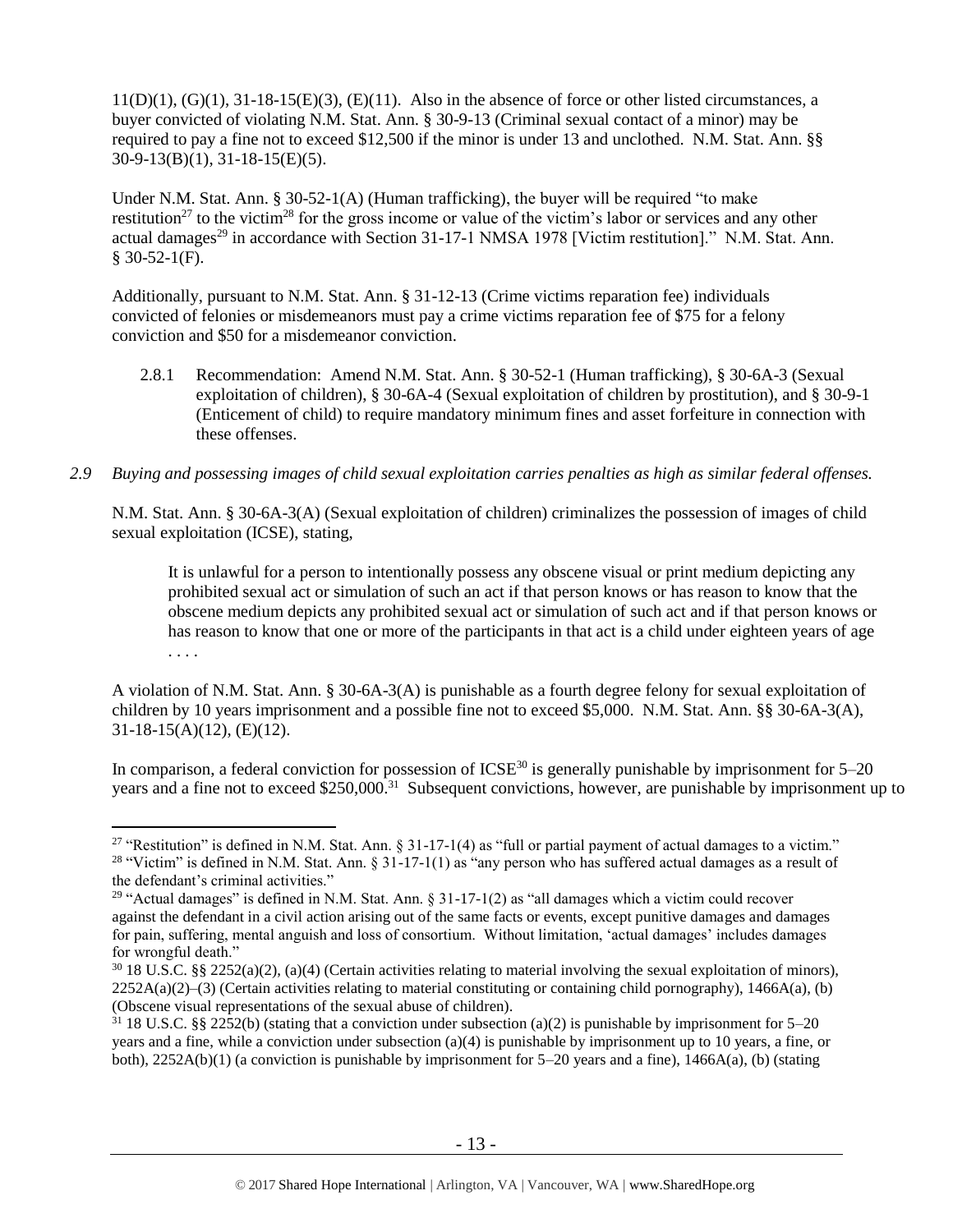11(D)(1), (G)(1), 31-18-15(E)(3), (E)(11). Also in the absence of force or other listed circumstances, a buyer convicted of violating N.M. Stat. Ann. § 30-9-13 (Criminal sexual contact of a minor) may be required to pay a fine not to exceed $12,500 if the minor is under 13 and unclothed. N.M. Stat. Ann. §§ 30-9-13(B)(1), 31-18-15(E)(5).

Under N.M. Stat. Ann. § 30-52-1(A) (Human trafficking), the buyer will be required "to make restitution[27] to the victim[28] for the gross income or value of the victim's labor or services and any other actual damages[29] in accordance with Section 31-17-1 NMSA 1978 [Victim restitution]." N.M. Stat. Ann. § 30-52-1(F).

Additionally, pursuant to N.M. Stat. Ann. § 31-12-13 (Crime victims reparation fee) individuals convicted of felonies or misdemeanors must pay a crime victims reparation fee of $75 for a felony conviction and $50 for a misdemeanor conviction.

2.8.1 Recommendation: Amend N.M. Stat. Ann. § 30-52-1 (Human trafficking), § 30-6A-3 (Sexual exploitation of children), § 30-6A-4 (Sexual exploitation of children by prostitution), and § 30-9-1 (Enticement of child) to require mandatory minimum fines and asset forfeiture in connection with these offenses.

*2.9 Buying and possessing images of child sexual exploitation carries penalties as high as similar federal offenses.*

N.M. Stat. Ann. § 30-6A-3(A) (Sexual exploitation of children) criminalizes the possession of images of child sexual exploitation (ICSE), stating,

> It is unlawful for a person to intentionally possess any obscene visual or print medium depicting any prohibited sexual act or simulation of such an act if that person knows or has reason to know that the obscene medium depicts any prohibited sexual act or simulation of such act and if that person knows or has reason to know that one or more of the participants in that act is a child under eighteen years of age . . . .

A violation of N.M. Stat. Ann. § 30-6A-3(A) is punishable as a fourth degree felony for sexual exploitation of children by 10 years imprisonment and a possible fine not to exceed $5,000. N.M. Stat. Ann. §§ 30-6A-3(A), 31-18-15(A)(12), (E)(12).

In comparison, a federal conviction for possession of ICSE[30] is generally punishable by imprisonment for 5–20 years and a fine not to exceed $250,000.[31] Subsequent convictions, however, are punishable by imprisonment up to

---

[27] "Restitution" is defined in N.M. Stat. Ann. § 31-17-1(4) as "full or partial payment of actual damages to a victim."

[28] "Victim" is defined in N.M. Stat. Ann. § 31-17-1(1) as "any person who has suffered actual damages as a result of the defendant's criminal activities."

[29] "Actual damages" is defined in N.M. Stat. Ann. § 31-17-1(2) as "all damages which a victim could recover against the defendant in a civil action arising out of the same facts or events, except punitive damages and damages for pain, suffering, mental anguish and loss of consortium. Without limitation, 'actual damages' includes damages for wrongful death."

[30] 18 U.S.C. §§ 2252(a)(2), (a)(4) (Certain activities relating to material involving the sexual exploitation of minors), 2252A(a)(2)–(3) (Certain activities relating to material constituting or containing child pornography), 1466A(a), (b) (Obscene visual representations of the sexual abuse of children).

[31] 18 U.S.C. §§ 2252(b) (stating that a conviction under subsection (a)(2) is punishable by imprisonment for 5–20 years and a fine, while a conviction under subsection (a)(4) is punishable by imprisonment up to 10 years, a fine, or both), 2252A(b)(1) (a conviction is punishable by imprisonment for 5–20 years and a fine), 1466A(a), (b) (stating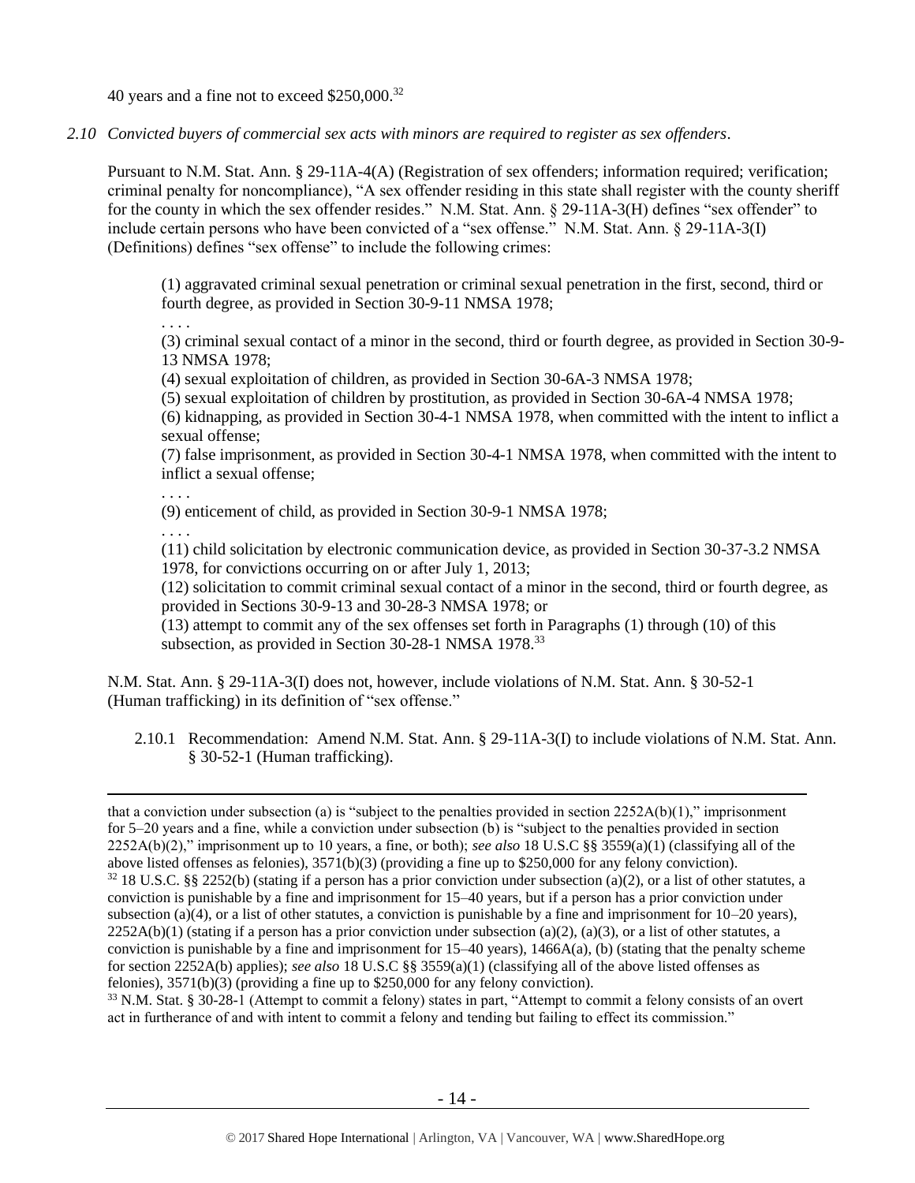40 years and a fine not to exceed $250,000.[32]

*2.10 Convicted buyers of commercial sex acts with minors are required to register as sex offenders*.

Pursuant to N.M. Stat. Ann. § 29-11A-4(A) (Registration of sex offenders; information required; verification; criminal penalty for noncompliance), "A sex offender residing in this state shall register with the county sheriff for the county in which the sex offender resides." N.M. Stat. Ann. § 29-11A-3(H) defines "sex offender" to include certain persons who have been convicted of a "sex offense." N.M. Stat. Ann. § 29-11A-3(I) (Definitions) defines "sex offense" to include the following crimes:

> (1) aggravated criminal sexual penetration or criminal sexual penetration in the first, second, third or fourth degree, as provided in Section 30-9-11 NMSA 1978;
>
> . . . .
>
> (3) criminal sexual contact of a minor in the second, third or fourth degree, as provided in Section 30-9-13 NMSA 1978;
>
> (4) sexual exploitation of children, as provided in Section 30-6A-3 NMSA 1978;
>
> (5) sexual exploitation of children by prostitution, as provided in Section 30-6A-4 NMSA 1978;
>
> (6) kidnapping, as provided in Section 30-4-1 NMSA 1978, when committed with the intent to inflict a sexual offense;
>
> (7) false imprisonment, as provided in Section 30-4-1 NMSA 1978, when committed with the intent to inflict a sexual offense;
>
> . . . .
>
> (9) enticement of child, as provided in Section 30-9-1 NMSA 1978;
>
> . . . .
>
> (11) child solicitation by electronic communication device, as provided in Section 30-37-3.2 NMSA 1978, for convictions occurring on or after July 1, 2013;
>
> (12) solicitation to commit criminal sexual contact of a minor in the second, third or fourth degree, as provided in Sections 30-9-13 and 30-28-3 NMSA 1978; or
>
> (13) attempt to commit any of the sex offenses set forth in Paragraphs (1) through (10) of this subsection, as provided in Section 30-28-1 NMSA 1978.[33]

N.M. Stat. Ann. § 29-11A-3(I) does not, however, include violations of N.M. Stat. Ann. § 30-52-1 (Human trafficking) in its definition of "sex offense."

2.10.1 Recommendation: Amend N.M. Stat. Ann. § 29-11A-3(I) to include violations of N.M. Stat. Ann. § 30-52-1 (Human trafficking).

---

that a conviction under subsection (a) is "subject to the penalties provided in section 2252A(b)(1)," imprisonment for 5–20 years and a fine, while a conviction under subsection (b) is "subject to the penalties provided in section 2252A(b)(2)," imprisonment up to 10 years, a fine, or both); *see also* 18 U.S.C §§ 3559(a)(1) (classifying all of the above listed offenses as felonies), 3571(b)(3) (providing a fine up to $250,000 for any felony conviction).

[32] 18 U.S.C. §§ 2252(b) (stating if a person has a prior conviction under subsection (a)(2), or a list of other statutes, a conviction is punishable by a fine and imprisonment for 15–40 years, but if a person has a prior conviction under subsection (a)(4), or a list of other statutes, a conviction is punishable by a fine and imprisonment for 10–20 years), 2252A(b)(1) (stating if a person has a prior conviction under subsection (a)(2), (a)(3), or a list of other statutes, a conviction is punishable by a fine and imprisonment for 15–40 years), 1466A(a), (b) (stating that the penalty scheme for section 2252A(b) applies); *see also* 18 U.S.C §§ 3559(a)(1) (classifying all of the above listed offenses as felonies), 3571(b)(3) (providing a fine up to $250,000 for any felony conviction).

[33] N.M. Stat. § 30-28-1 (Attempt to commit a felony) states in part, "Attempt to commit a felony consists of an overt act in furtherance of and with intent to commit a felony and tending but failing to effect its commission."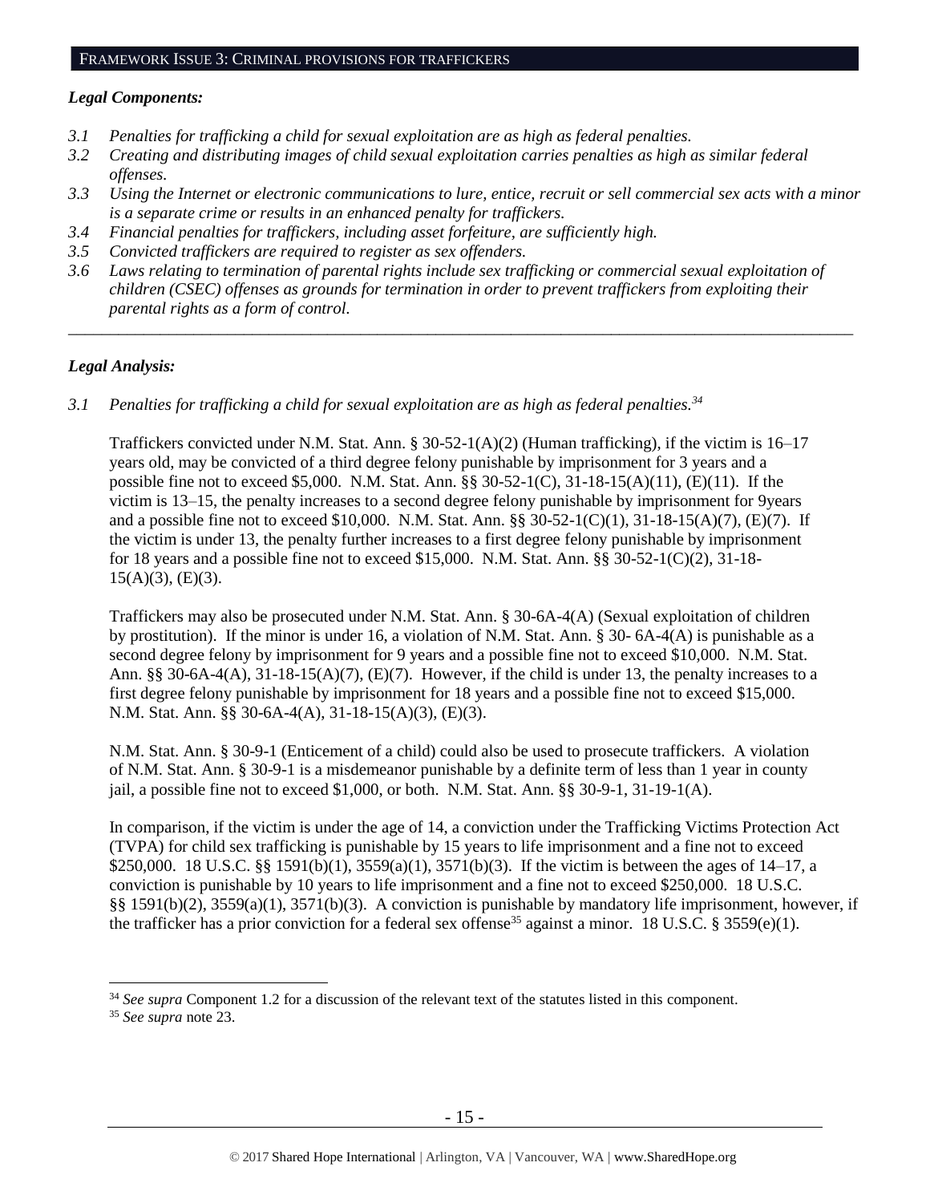## FRAMEWORK ISSUE 3: CRIMINAL PROVISIONS FOR TRAFFICKERS

### *Legal Components:*

*3.1 Penalties for trafficking a child for sexual exploitation are as high as federal penalties.*

*3.2 Creating and distributing images of child sexual exploitation carries penalties as high as similar federal offenses.*

*3.3 Using the Internet or electronic communications to lure, entice, recruit or sell commercial sex acts with a minor is a separate crime or results in an enhanced penalty for traffickers.*

*3.4 Financial penalties for traffickers, including asset forfeiture, are sufficiently high.*

*3.5 Convicted traffickers are required to register as sex offenders.*

*3.6 Laws relating to termination of parental rights include sex trafficking or commercial sexual exploitation of children (CSEC) offenses as grounds for termination in order to prevent traffickers from exploiting their parental rights as a form of control.*

---

### *Legal Analysis:*

*3.1 Penalties for trafficking a child for sexual exploitation are as high as federal penalties.*[34]

Traffickers convicted under N.M. Stat. Ann. § 30-52-1(A)(2) (Human trafficking), if the victim is 16–17 years old, may be convicted of a third degree felony punishable by imprisonment for 3 years and a possible fine not to exceed $5,000. N.M. Stat. Ann. §§ 30-52-1(C), 31-18-15(A)(11), (E)(11). If the victim is 13–15, the penalty increases to a second degree felony punishable by imprisonment for 9years and a possible fine not to exceed $10,000. N.M. Stat. Ann. §§ 30-52-1(C)(1), 31-18-15(A)(7), (E)(7). If the victim is under 13, the penalty further increases to a first degree felony punishable by imprisonment for 18 years and a possible fine not to exceed $15,000. N.M. Stat. Ann. §§ 30-52-1(C)(2), 31-18-15(A)(3), (E)(3).

Traffickers may also be prosecuted under N.M. Stat. Ann. § 30-6A-4(A) (Sexual exploitation of children by prostitution). If the minor is under 16, a violation of N.M. Stat. Ann. § 30- 6A-4(A) is punishable as a second degree felony by imprisonment for 9 years and a possible fine not to exceed $10,000. N.M. Stat. Ann. §§ 30-6A-4(A), 31-18-15(A)(7), (E)(7). However, if the child is under 13, the penalty increases to a first degree felony punishable by imprisonment for 18 years and a possible fine not to exceed $15,000. N.M. Stat. Ann. §§ 30-6A-4(A), 31-18-15(A)(3), (E)(3).

N.M. Stat. Ann. § 30-9-1 (Enticement of a child) could also be used to prosecute traffickers. A violation of N.M. Stat. Ann. § 30-9-1 is a misdemeanor punishable by a definite term of less than 1 year in county jail, a possible fine not to exceed $1,000, or both. N.M. Stat. Ann. §§ 30-9-1, 31-19-1(A).

In comparison, if the victim is under the age of 14, a conviction under the Trafficking Victims Protection Act (TVPA) for child sex trafficking is punishable by 15 years to life imprisonment and a fine not to exceed $250,000. 18 U.S.C. §§ 1591(b)(1), 3559(a)(1), 3571(b)(3). If the victim is between the ages of 14–17, a conviction is punishable by 10 years to life imprisonment and a fine not to exceed $250,000. 18 U.S.C. §§ 1591(b)(2), 3559(a)(1), 3571(b)(3). A conviction is punishable by mandatory life imprisonment, however, if the trafficker has a prior conviction for a federal sex offense[35] against a minor. 18 U.S.C. § 3559(e)(1).

---

[34] *See supra* Component 1.2 for a discussion of the relevant text of the statutes listed in this component.

[35] *See supra* note 23.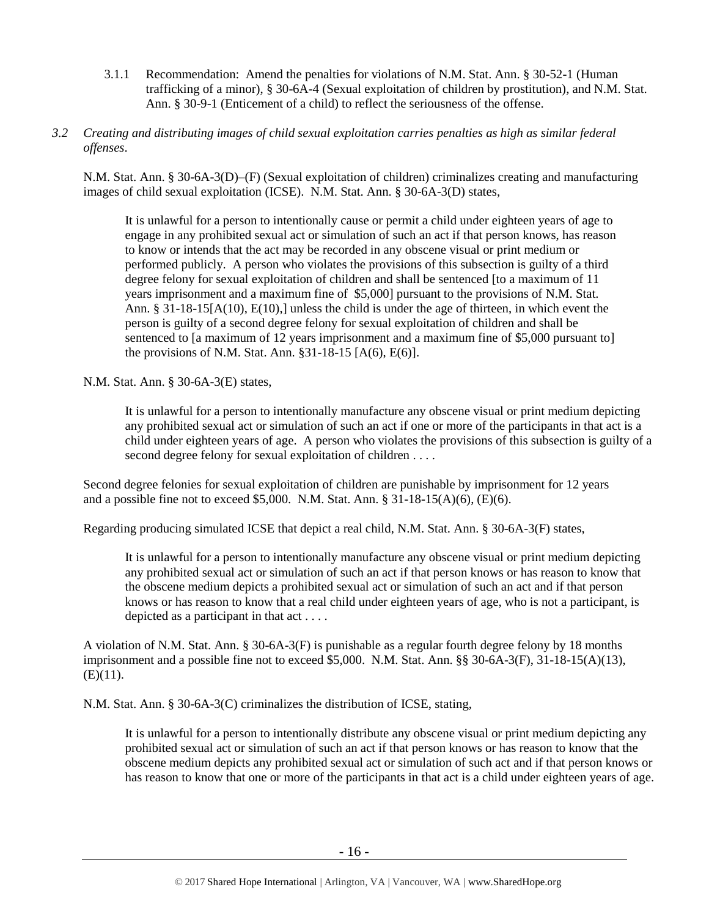3.1.1 Recommendation: Amend the penalties for violations of N.M. Stat. Ann. § 30-52-1 (Human trafficking of a minor), § 30-6A-4 (Sexual exploitation of children by prostitution), and N.M. Stat. Ann. § 30-9-1 (Enticement of a child) to reflect the seriousness of the offense.

*3.2 Creating and distributing images of child sexual exploitation carries penalties as high as similar federal offenses.*

N.M. Stat. Ann. § 30-6A-3(D)–(F) (Sexual exploitation of children) criminalizes creating and manufacturing images of child sexual exploitation (ICSE). N.M. Stat. Ann. § 30-6A-3(D) states,

> It is unlawful for a person to intentionally cause or permit a child under eighteen years of age to engage in any prohibited sexual act or simulation of such an act if that person knows, has reason to know or intends that the act may be recorded in any obscene visual or print medium or performed publicly. A person who violates the provisions of this subsection is guilty of a third degree felony for sexual exploitation of children and shall be sentenced [to a maximum of 11 years imprisonment and a maximum fine of $5,000] pursuant to the provisions of N.M. Stat. Ann. § 31-18-15[A(10), E(10),] unless the child is under the age of thirteen, in which event the person is guilty of a second degree felony for sexual exploitation of children and shall be sentenced to [a maximum of 12 years imprisonment and a maximum fine of $5,000 pursuant to] the provisions of N.M. Stat. Ann. §31-18-15 [A(6), E(6)].

N.M. Stat. Ann. § 30-6A-3(E) states,

> It is unlawful for a person to intentionally manufacture any obscene visual or print medium depicting any prohibited sexual act or simulation of such an act if one or more of the participants in that act is a child under eighteen years of age. A person who violates the provisions of this subsection is guilty of a second degree felony for sexual exploitation of children . . . .

Second degree felonies for sexual exploitation of children are punishable by imprisonment for 12 years and a possible fine not to exceed $5,000. N.M. Stat. Ann. § 31-18-15(A)(6), (E)(6).

Regarding producing simulated ICSE that depict a real child, N.M. Stat. Ann. § 30-6A-3(F) states,

> It is unlawful for a person to intentionally manufacture any obscene visual or print medium depicting any prohibited sexual act or simulation of such an act if that person knows or has reason to know that the obscene medium depicts a prohibited sexual act or simulation of such an act and if that person knows or has reason to know that a real child under eighteen years of age, who is not a participant, is depicted as a participant in that act . . . .

A violation of N.M. Stat. Ann. § 30-6A-3(F) is punishable as a regular fourth degree felony by 18 months imprisonment and a possible fine not to exceed $5,000. N.M. Stat. Ann. §§ 30-6A-3(F), 31-18-15(A)(13), (E)(11).

N.M. Stat. Ann. § 30-6A-3(C) criminalizes the distribution of ICSE, stating,

> It is unlawful for a person to intentionally distribute any obscene visual or print medium depicting any prohibited sexual act or simulation of such an act if that person knows or has reason to know that the obscene medium depicts any prohibited sexual act or simulation of such act and if that person knows or has reason to know that one or more of the participants in that act is a child under eighteen years of age.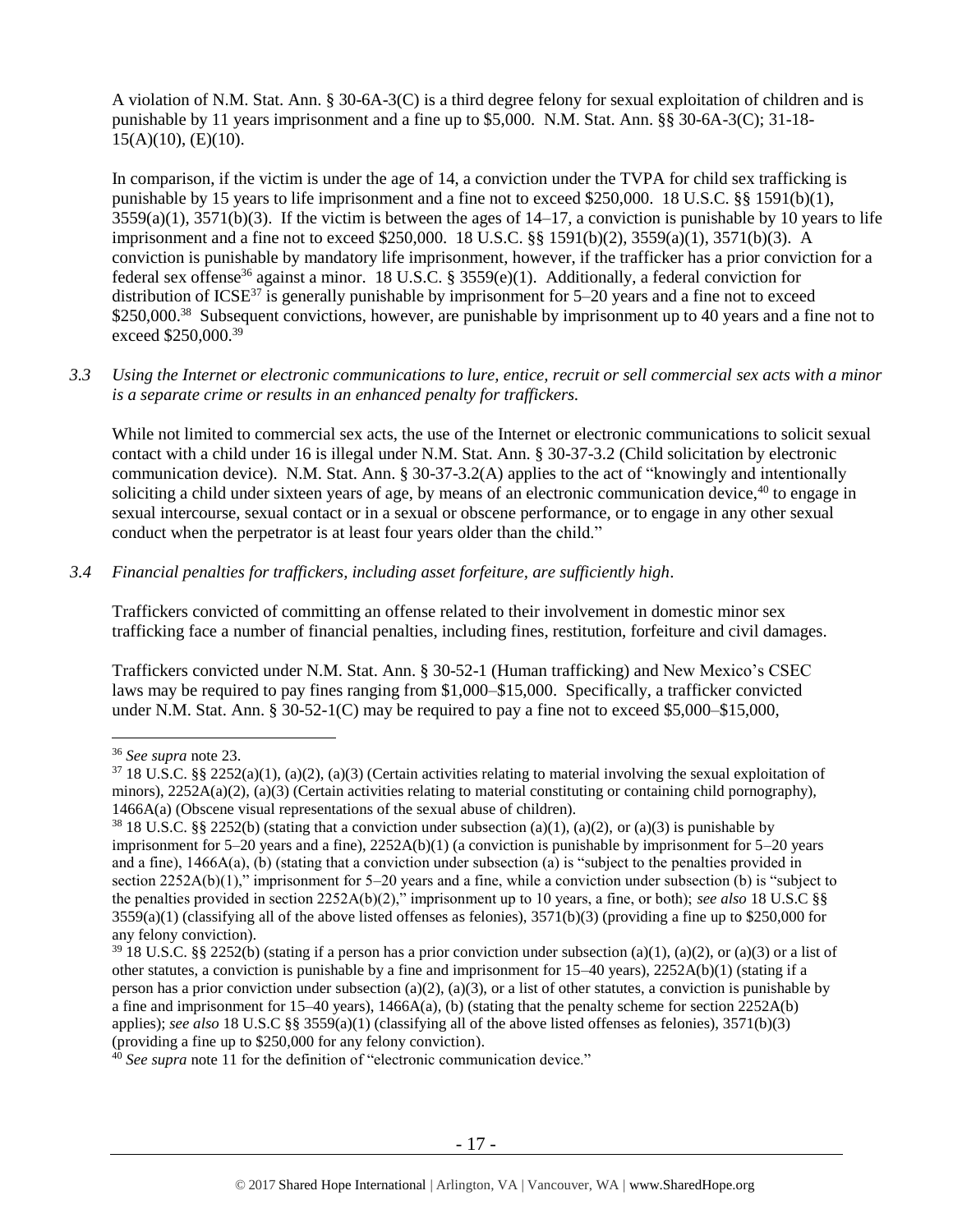A violation of N.M. Stat. Ann. § 30-6A-3(C) is a third degree felony for sexual exploitation of children and is punishable by 11 years imprisonment and a fine up to $5,000. N.M. Stat. Ann. §§ 30-6A-3(C); 31-18-15(A)(10), (E)(10).

In comparison, if the victim is under the age of 14, a conviction under the TVPA for child sex trafficking is punishable by 15 years to life imprisonment and a fine not to exceed $250,000. 18 U.S.C. §§ 1591(b)(1), 3559(a)(1), 3571(b)(3). If the victim is between the ages of 14–17, a conviction is punishable by 10 years to life imprisonment and a fine not to exceed $250,000. 18 U.S.C. §§ 1591(b)(2), 3559(a)(1), 3571(b)(3). A conviction is punishable by mandatory life imprisonment, however, if the trafficker has a prior conviction for a federal sex offense[36] against a minor. 18 U.S.C. § 3559(e)(1). Additionally, a federal conviction for distribution of ICSE[37] is generally punishable by imprisonment for 5–20 years and a fine not to exceed $250,000.[38] Subsequent convictions, however, are punishable by imprisonment up to 40 years and a fine not to exceed $250,000.[39]

*3.3 Using the Internet or electronic communications to lure, entice, recruit or sell commercial sex acts with a minor is a separate crime or results in an enhanced penalty for traffickers.*

While not limited to commercial sex acts, the use of the Internet or electronic communications to solicit sexual contact with a child under 16 is illegal under N.M. Stat. Ann. § 30-37-3.2 (Child solicitation by electronic communication device). N.M. Stat. Ann. § 30-37-3.2(A) applies to the act of "knowingly and intentionally soliciting a child under sixteen years of age, by means of an electronic communication device,[40] to engage in sexual intercourse, sexual contact or in a sexual or obscene performance, or to engage in any other sexual conduct when the perpetrator is at least four years older than the child."

*3.4 Financial penalties for traffickers, including asset forfeiture, are sufficiently high.*

Traffickers convicted of committing an offense related to their involvement in domestic minor sex trafficking face a number of financial penalties, including fines, restitution, forfeiture and civil damages.

Traffickers convicted under N.M. Stat. Ann. § 30-52-1 (Human trafficking) and New Mexico's CSEC laws may be required to pay fines ranging from $1,000–$15,000. Specifically, a trafficker convicted under N.M. Stat. Ann. § 30-52-1(C) may be required to pay a fine not to exceed $5,000–$15,000,

---

[36] *See supra* note 23.

[37] 18 U.S.C. §§ 2252(a)(1), (a)(2), (a)(3) (Certain activities relating to material involving the sexual exploitation of minors), 2252A(a)(2), (a)(3) (Certain activities relating to material constituting or containing child pornography), 1466A(a) (Obscene visual representations of the sexual abuse of children).

[38] 18 U.S.C. §§ 2252(b) (stating that a conviction under subsection (a)(1), (a)(2), or (a)(3) is punishable by imprisonment for 5–20 years and a fine), 2252A(b)(1) (a conviction is punishable by imprisonment for 5–20 years and a fine), 1466A(a), (b) (stating that a conviction under subsection (a) is "subject to the penalties provided in section 2252A(b)(1)," imprisonment for 5–20 years and a fine, while a conviction under subsection (b) is "subject to the penalties provided in section 2252A(b)(2)," imprisonment up to 10 years, a fine, or both); *see also* 18 U.S.C §§ 3559(a)(1) (classifying all of the above listed offenses as felonies), 3571(b)(3) (providing a fine up to $250,000 for any felony conviction).

[39] 18 U.S.C. §§ 2252(b) (stating if a person has a prior conviction under subsection (a)(1), (a)(2), or (a)(3) or a list of other statutes, a conviction is punishable by a fine and imprisonment for 15–40 years), 2252A(b)(1) (stating if a person has a prior conviction under subsection (a)(2), (a)(3), or a list of other statutes, a conviction is punishable by a fine and imprisonment for 15–40 years), 1466A(a), (b) (stating that the penalty scheme for section 2252A(b) applies); *see also* 18 U.S.C §§ 3559(a)(1) (classifying all of the above listed offenses as felonies), 3571(b)(3) (providing a fine up to $250,000 for any felony conviction).

[40] *See supra* note 11 for the definition of "electronic communication device."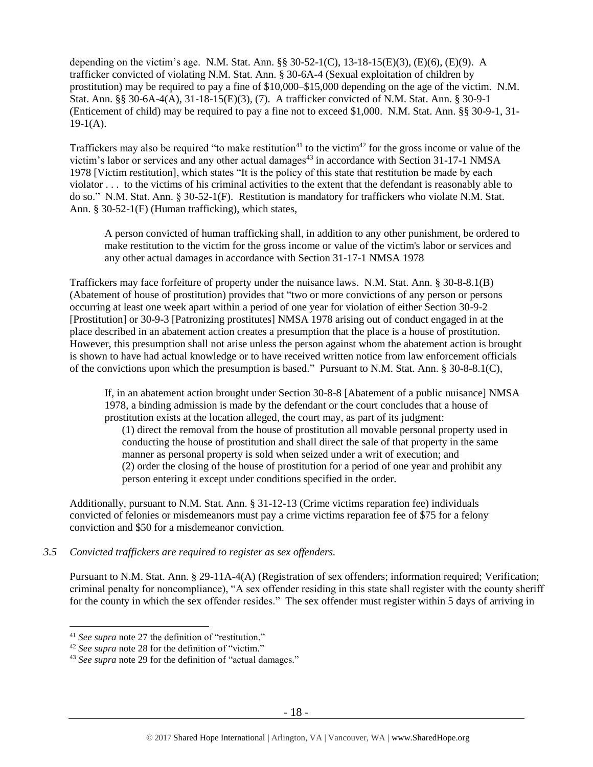depending on the victim's age. N.M. Stat. Ann. §§ 30-52-1(C), 13-18-15(E)(3), (E)(6), (E)(9). A trafficker convicted of violating N.M. Stat. Ann. § 30-6A-4 (Sexual exploitation of children by prostitution) may be required to pay a fine of $10,000–$15,000 depending on the age of the victim. N.M. Stat. Ann. §§ 30-6A-4(A), 31-18-15(E)(3), (7). A trafficker convicted of N.M. Stat. Ann. § 30-9-1 (Enticement of child) may be required to pay a fine not to exceed $1,000. N.M. Stat. Ann. §§ 30-9-1, 31-19-1(A).

Traffickers may also be required "to make restitution[41] to the victim[42] for the gross income or value of the victim's labor or services and any other actual damages[43] in accordance with Section 31-17-1 NMSA 1978 [Victim restitution], which states "It is the policy of this state that restitution be made by each violator . . . to the victims of his criminal activities to the extent that the defendant is reasonably able to do so." N.M. Stat. Ann. § 30-52-1(F). Restitution is mandatory for traffickers who violate N.M. Stat. Ann. § 30-52-1(F) (Human trafficking), which states,

> A person convicted of human trafficking shall, in addition to any other punishment, be ordered to make restitution to the victim for the gross income or value of the victim's labor or services and any other actual damages in accordance with Section 31-17-1 NMSA 1978

Traffickers may face forfeiture of property under the nuisance laws. N.M. Stat. Ann. § 30-8-8.1(B) (Abatement of house of prostitution) provides that "two or more convictions of any person or persons occurring at least one week apart within a period of one year for violation of either Section 30-9-2 [Prostitution] or 30-9-3 [Patronizing prostitutes] NMSA 1978 arising out of conduct engaged in at the place described in an abatement action creates a presumption that the place is a house of prostitution. However, this presumption shall not arise unless the person against whom the abatement action is brought is shown to have had actual knowledge or to have received written notice from law enforcement officials of the convictions upon which the presumption is based." Pursuant to N.M. Stat. Ann. § 30-8-8.1(C),

> If, in an abatement action brought under Section 30-8-8 [Abatement of a public nuisance] NMSA 1978, a binding admission is made by the defendant or the court concludes that a house of prostitution exists at the location alleged, the court may, as part of its judgment:
>
> (1) direct the removal from the house of prostitution all movable personal property used in conducting the house of prostitution and shall direct the sale of that property in the same manner as personal property is sold when seized under a writ of execution; and
>
> (2) order the closing of the house of prostitution for a period of one year and prohibit any person entering it except under conditions specified in the order.

Additionally, pursuant to N.M. Stat. Ann. § 31-12-13 (Crime victims reparation fee) individuals convicted of felonies or misdemeanors must pay a crime victims reparation fee of $75 for a felony conviction and $50 for a misdemeanor conviction.

*3.5 Convicted traffickers are required to register as sex offenders.*

Pursuant to N.M. Stat. Ann. § 29-11A-4(A) (Registration of sex offenders; information required; Verification; criminal penalty for noncompliance), "A sex offender residing in this state shall register with the county sheriff for the county in which the sex offender resides." The sex offender must register within 5 days of arriving in

---

[41] *See supra* note 27 the definition of "restitution."

[42] *See supra* note 28 for the definition of "victim."

[43] *See supra* note 29 for the definition of "actual damages."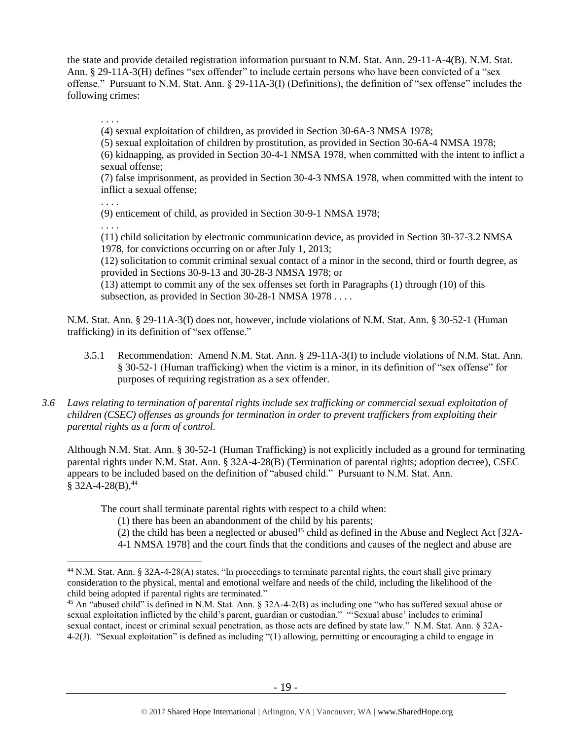the state and provide detailed registration information pursuant to N.M. Stat. Ann. 29-11-A-4(B). N.M. Stat. Ann. § 29-11A-3(H) defines "sex offender" to include certain persons who have been convicted of a "sex offense." Pursuant to N.M. Stat. Ann. § 29-11A-3(I) (Definitions), the definition of "sex offense" includes the following crimes:

> . . . .
> (4) sexual exploitation of children, as provided in Section 30-6A-3 NMSA 1978;
> (5) sexual exploitation of children by prostitution, as provided in Section 30-6A-4 NMSA 1978;
> (6) kidnapping, as provided in Section 30-4-1 NMSA 1978, when committed with the intent to inflict a sexual offense;
> (7) false imprisonment, as provided in Section 30-4-3 NMSA 1978, when committed with the intent to inflict a sexual offense;
> . . . .
> (9) enticement of child, as provided in Section 30-9-1 NMSA 1978;
> . . . .
> (11) child solicitation by electronic communication device, as provided in Section 30-37-3.2 NMSA 1978, for convictions occurring on or after July 1, 2013;
> (12) solicitation to commit criminal sexual contact of a minor in the second, third or fourth degree, as provided in Sections 30-9-13 and 30-28-3 NMSA 1978; or
> (13) attempt to commit any of the sex offenses set forth in Paragraphs (1) through (10) of this subsection, as provided in Section 30-28-1 NMSA 1978 . . . .

N.M. Stat. Ann. § 29-11A-3(I) does not, however, include violations of N.M. Stat. Ann. § 30-52-1 (Human trafficking) in its definition of "sex offense."

3.5.1 Recommendation: Amend N.M. Stat. Ann. § 29-11A-3(I) to include violations of N.M. Stat. Ann. § 30-52-1 (Human trafficking) when the victim is a minor, in its definition of "sex offense" for purposes of requiring registration as a sex offender.

*3.6 Laws relating to termination of parental rights include sex trafficking or commercial sexual exploitation of children (CSEC) offenses as grounds for termination in order to prevent traffickers from exploiting their parental rights as a form of control.*

Although N.M. Stat. Ann. § 30-52-1 (Human Trafficking) is not explicitly included as a ground for terminating parental rights under N.M. Stat. Ann. § 32A-4-28(B) (Termination of parental rights; adoption decree), CSEC appears to be included based on the definition of "abused child." Pursuant to N.M. Stat. Ann. § 32A-4-28(B),[44]

> The court shall terminate parental rights with respect to a child when:
> (1) there has been an abandonment of the child by his parents;
> (2) the child has been a neglected or abused[45] child as defined in the Abuse and Neglect Act [32A-4-1 NMSA 1978] and the court finds that the conditions and causes of the neglect and abuse are

---

[44] N.M. Stat. Ann. § 32A-4-28(A) states, "In proceedings to terminate parental rights, the court shall give primary consideration to the physical, mental and emotional welfare and needs of the child, including the likelihood of the child being adopted if parental rights are terminated."

[45] An "abused child" is defined in N.M. Stat. Ann. § 32A-4-2(B) as including one "who has suffered sexual abuse or sexual exploitation inflicted by the child's parent, guardian or custodian." "'Sexual abuse' includes to criminal sexual contact, incest or criminal sexual penetration, as those acts are defined by state law." N.M. Stat. Ann. § 32A-4-2(J). "Sexual exploitation" is defined as including "(1) allowing, permitting or encouraging a child to engage in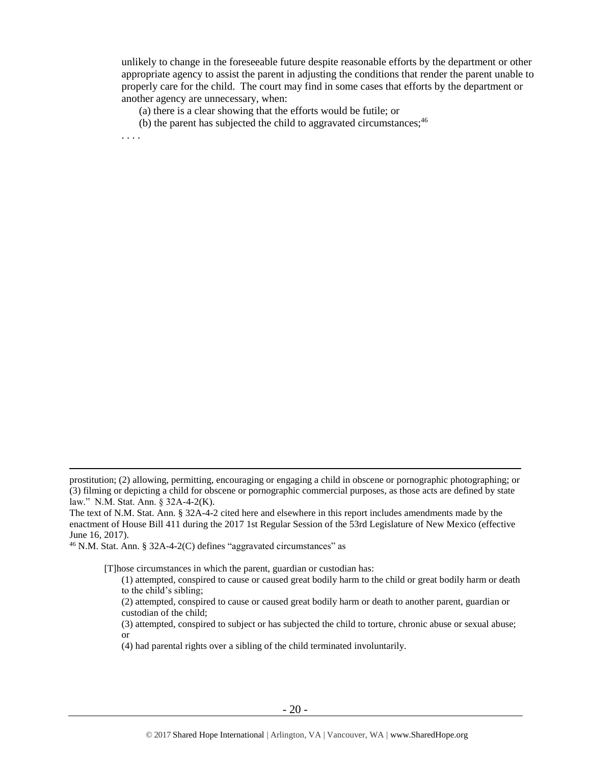unlikely to change in the foreseeable future despite reasonable efforts by the department or other appropriate agency to assist the parent in adjusting the conditions that render the parent unable to properly care for the child. The court may find in some cases that efforts by the department or another agency are unnecessary, when:

(a) there is a clear showing that the efforts would be futile; or

(b) the parent has subjected the child to aggravated circumstances;[46]

. . . .

---

prostitution; (2) allowing, permitting, encouraging or engaging a child in obscene or pornographic photographing; or (3) filming or depicting a child for obscene or pornographic commercial purposes, as those acts are defined by state law." N.M. Stat. Ann. § 32A-4-2(K).

The text of N.M. Stat. Ann. § 32A-4-2 cited here and elsewhere in this report includes amendments made by the enactment of House Bill 411 during the 2017 1st Regular Session of the 53rd Legislature of New Mexico (effective June 16, 2017).

[46] N.M. Stat. Ann. § 32A-4-2(C) defines "aggravated circumstances" as

> [T]hose circumstances in which the parent, guardian or custodian has:
>
> (1) attempted, conspired to cause or caused great bodily harm to the child or great bodily harm or death to the child's sibling;
>
> (2) attempted, conspired to cause or caused great bodily harm or death to another parent, guardian or custodian of the child;
>
> (3) attempted, conspired to subject or has subjected the child to torture, chronic abuse or sexual abuse; or
>
> (4) had parental rights over a sibling of the child terminated involuntarily.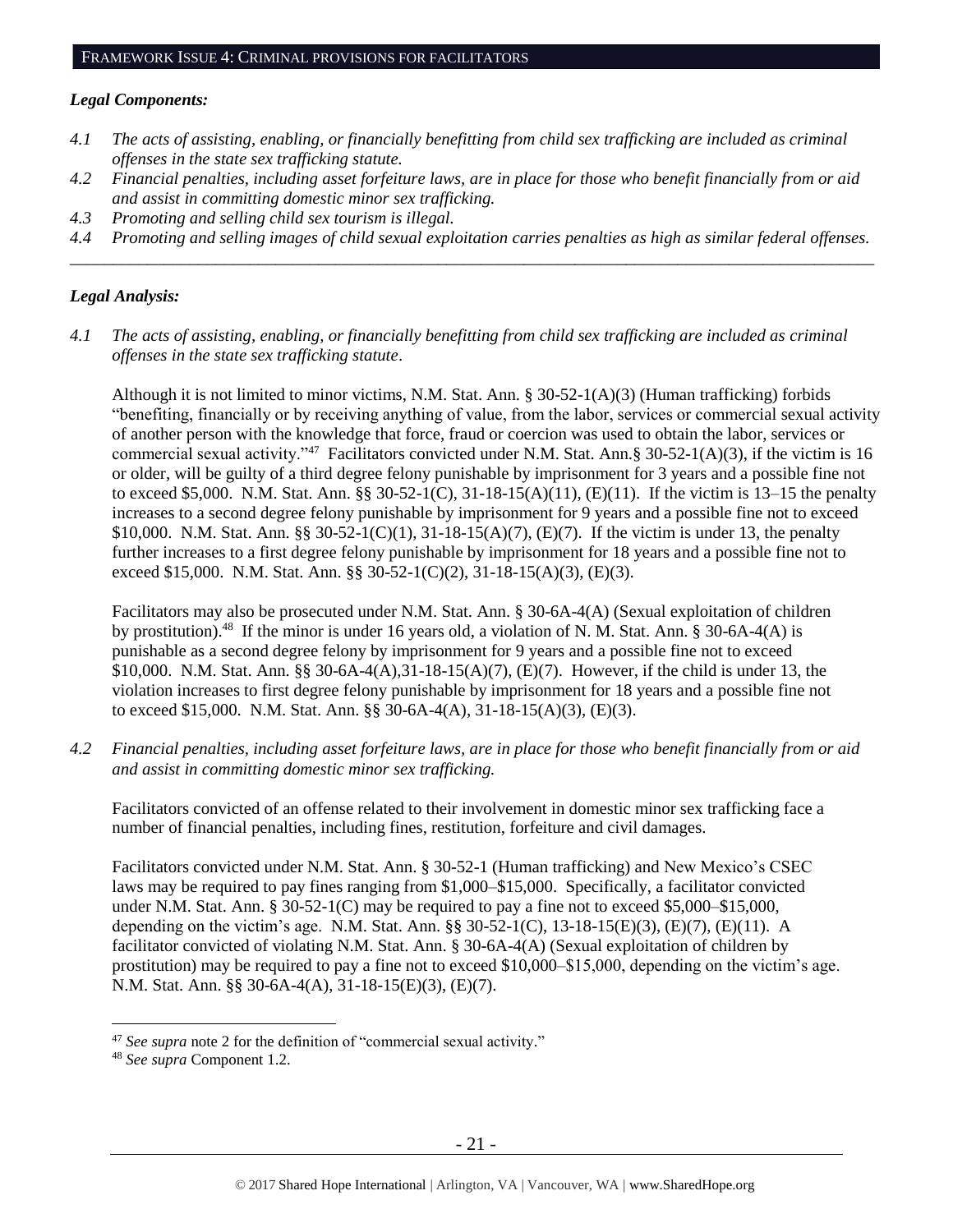## FRAMEWORK ISSUE 4: CRIMINAL PROVISIONS FOR FACILITATORS

### *Legal Components:*

*4.1 The acts of assisting, enabling, or financially benefitting from child sex trafficking are included as criminal offenses in the state sex trafficking statute.*

*4.2 Financial penalties, including asset forfeiture laws, are in place for those who benefit financially from or aid and assist in committing domestic minor sex trafficking.*

*4.3 Promoting and selling child sex tourism is illegal.*

*4.4 Promoting and selling images of child sexual exploitation carries penalties as high as similar federal offenses.*

---

### *Legal Analysis:*

*4.1 The acts of assisting, enabling, or financially benefitting from child sex trafficking are included as criminal offenses in the state sex trafficking statute.*

Although it is not limited to minor victims, N.M. Stat. Ann. § 30-52-1(A)(3) (Human trafficking) forbids "benefiting, financially or by receiving anything of value, from the labor, services or commercial sexual activity of another person with the knowledge that force, fraud or coercion was used to obtain the labor, services or commercial sexual activity."[47] Facilitators convicted under N.M. Stat. Ann.§ 30-52-1(A)(3), if the victim is 16 or older, will be guilty of a third degree felony punishable by imprisonment for 3 years and a possible fine not to exceed $5,000. N.M. Stat. Ann. §§ 30-52-1(C), 31-18-15(A)(11), (E)(11). If the victim is 13–15 the penalty increases to a second degree felony punishable by imprisonment for 9 years and a possible fine not to exceed $10,000. N.M. Stat. Ann. §§ 30-52-1(C)(1), 31-18-15(A)(7), (E)(7). If the victim is under 13, the penalty further increases to a first degree felony punishable by imprisonment for 18 years and a possible fine not to exceed $15,000. N.M. Stat. Ann. §§ 30-52-1(C)(2), 31-18-15(A)(3), (E)(3).

Facilitators may also be prosecuted under N.M. Stat. Ann. § 30-6A-4(A) (Sexual exploitation of children by prostitution).[48] If the minor is under 16 years old, a violation of N. M. Stat. Ann. § 30-6A-4(A) is punishable as a second degree felony by imprisonment for 9 years and a possible fine not to exceed $10,000. N.M. Stat. Ann. §§ 30-6A-4(A),31-18-15(A)(7), (E)(7). However, if the child is under 13, the violation increases to first degree felony punishable by imprisonment for 18 years and a possible fine not to exceed $15,000. N.M. Stat. Ann. §§ 30-6A-4(A), 31-18-15(A)(3), (E)(3).

*4.2 Financial penalties, including asset forfeiture laws, are in place for those who benefit financially from or aid and assist in committing domestic minor sex trafficking.*

Facilitators convicted of an offense related to their involvement in domestic minor sex trafficking face a number of financial penalties, including fines, restitution, forfeiture and civil damages.

Facilitators convicted under N.M. Stat. Ann. § 30-52-1 (Human trafficking) and New Mexico's CSEC laws may be required to pay fines ranging from $1,000–$15,000. Specifically, a facilitator convicted under N.M. Stat. Ann. § 30-52-1(C) may be required to pay a fine not to exceed $5,000–$15,000, depending on the victim's age. N.M. Stat. Ann. §§ 30-52-1(C), 13-18-15(E)(3), (E)(7), (E)(11). A facilitator convicted of violating N.M. Stat. Ann. § 30-6A-4(A) (Sexual exploitation of children by prostitution) may be required to pay a fine not to exceed $10,000–$15,000, depending on the victim's age. N.M. Stat. Ann. §§ 30-6A-4(A), 31-18-15(E)(3), (E)(7).

---

[47] *See supra* note 2 for the definition of "commercial sexual activity."

[48] *See supra* Component 1.2.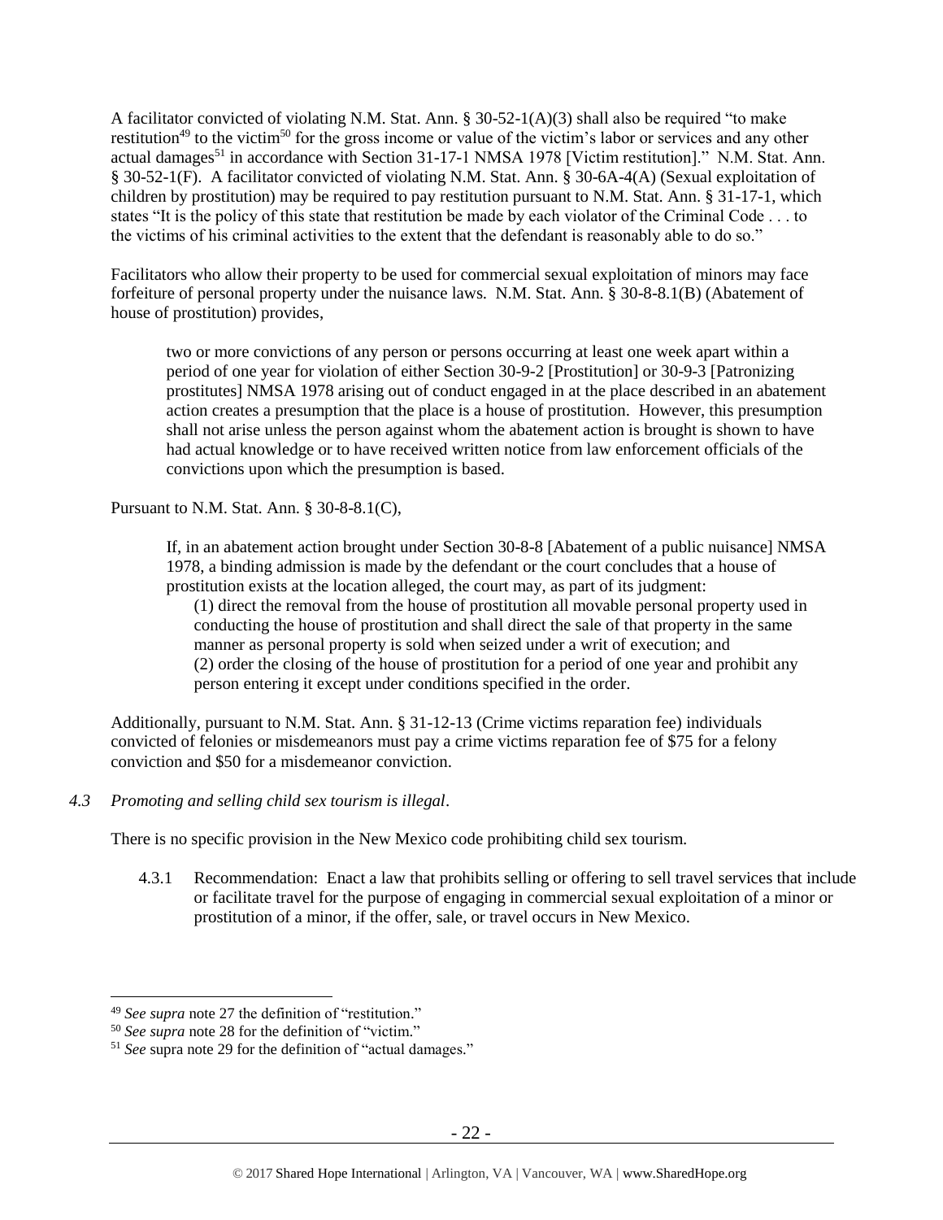A facilitator convicted of violating N.M. Stat. Ann. § 30-52-1(A)(3) shall also be required "to make restitution[49] to the victim[50] for the gross income or value of the victim's labor or services and any other actual damages[51] in accordance with Section 31-17-1 NMSA 1978 [Victim restitution]." N.M. Stat. Ann. § 30-52-1(F). A facilitator convicted of violating N.M. Stat. Ann. § 30-6A-4(A) (Sexual exploitation of children by prostitution) may be required to pay restitution pursuant to N.M. Stat. Ann. § 31-17-1, which states "It is the policy of this state that restitution be made by each violator of the Criminal Code . . . to the victims of his criminal activities to the extent that the defendant is reasonably able to do so."

Facilitators who allow their property to be used for commercial sexual exploitation of minors may face forfeiture of personal property under the nuisance laws. N.M. Stat. Ann. § 30-8-8.1(B) (Abatement of house of prostitution) provides,

> two or more convictions of any person or persons occurring at least one week apart within a period of one year for violation of either Section 30-9-2 [Prostitution] or 30-9-3 [Patronizing prostitutes] NMSA 1978 arising out of conduct engaged in at the place described in an abatement action creates a presumption that the place is a house of prostitution. However, this presumption shall not arise unless the person against whom the abatement action is brought is shown to have had actual knowledge or to have received written notice from law enforcement officials of the convictions upon which the presumption is based.

Pursuant to N.M. Stat. Ann. § 30-8-8.1(C),

> If, in an abatement action brought under Section 30-8-8 [Abatement of a public nuisance] NMSA 1978, a binding admission is made by the defendant or the court concludes that a house of prostitution exists at the location alleged, the court may, as part of its judgment:
>
> (1) direct the removal from the house of prostitution all movable personal property used in conducting the house of prostitution and shall direct the sale of that property in the same manner as personal property is sold when seized under a writ of execution; and
>
> (2) order the closing of the house of prostitution for a period of one year and prohibit any person entering it except under conditions specified in the order.

Additionally, pursuant to N.M. Stat. Ann. § 31-12-13 (Crime victims reparation fee) individuals convicted of felonies or misdemeanors must pay a crime victims reparation fee of $75 for a felony conviction and $50 for a misdemeanor conviction.

*4.3 Promoting and selling child sex tourism is illegal.*

There is no specific provision in the New Mexico code prohibiting child sex tourism.

4.3.1 Recommendation: Enact a law that prohibits selling or offering to sell travel services that include or facilitate travel for the purpose of engaging in commercial sexual exploitation of a minor or prostitution of a minor, if the offer, sale, or travel occurs in New Mexico.

---

[49] *See supra* note 27 the definition of "restitution."

[50] *See supra* note 28 for the definition of "victim."

[51] *See* supra note 29 for the definition of "actual damages."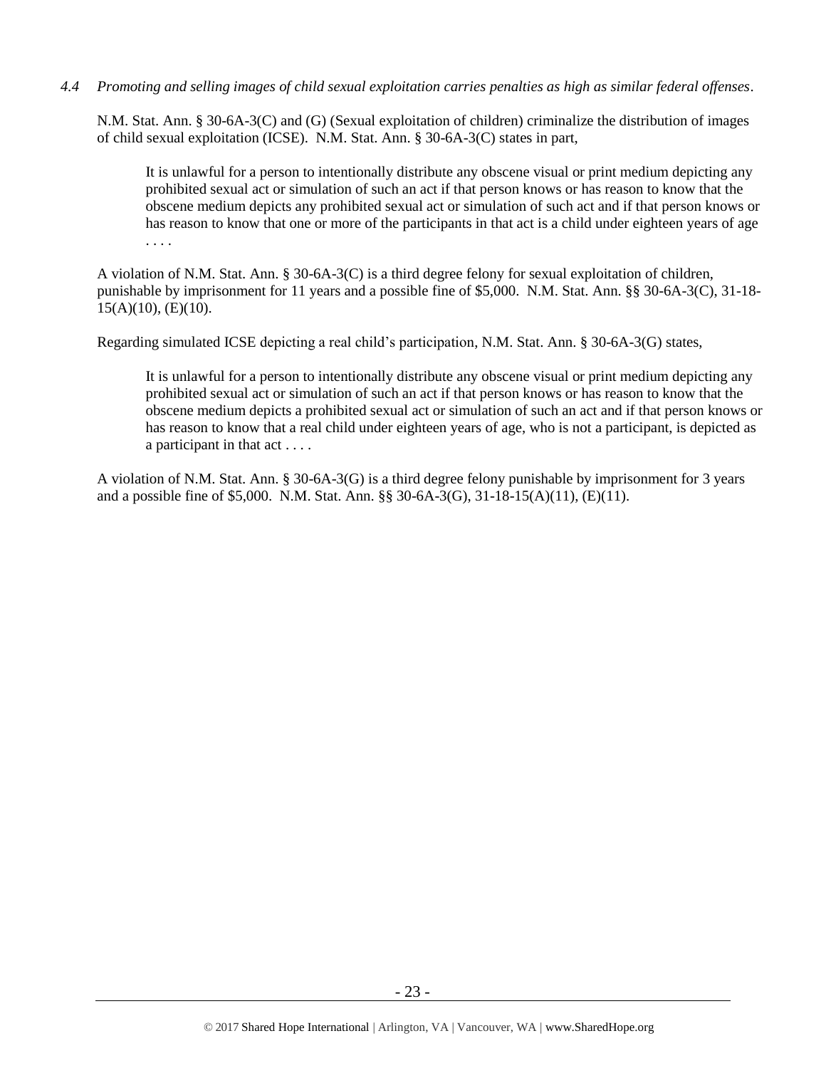*4.4 Promoting and selling images of child sexual exploitation carries penalties as high as similar federal offenses*.

N.M. Stat. Ann. § 30-6A-3(C) and (G) (Sexual exploitation of children) criminalize the distribution of images of child sexual exploitation (ICSE). N.M. Stat. Ann. § 30-6A-3(C) states in part,

> It is unlawful for a person to intentionally distribute any obscene visual or print medium depicting any prohibited sexual act or simulation of such an act if that person knows or has reason to know that the obscene medium depicts any prohibited sexual act or simulation of such act and if that person knows or has reason to know that one or more of the participants in that act is a child under eighteen years of age . . . .

A violation of N.M. Stat. Ann. § 30-6A-3(C) is a third degree felony for sexual exploitation of children, punishable by imprisonment for 11 years and a possible fine of $5,000. N.M. Stat. Ann. §§ 30-6A-3(C), 31-18-15(A)(10), (E)(10).

Regarding simulated ICSE depicting a real child's participation, N.M. Stat. Ann. § 30-6A-3(G) states,

> It is unlawful for a person to intentionally distribute any obscene visual or print medium depicting any prohibited sexual act or simulation of such an act if that person knows or has reason to know that the obscene medium depicts a prohibited sexual act or simulation of such an act and if that person knows or has reason to know that a real child under eighteen years of age, who is not a participant, is depicted as a participant in that act . . . .

A violation of N.M. Stat. Ann. § 30-6A-3(G) is a third degree felony punishable by imprisonment for 3 years and a possible fine of $5,000. N.M. Stat. Ann. §§ 30-6A-3(G), 31-18-15(A)(11), (E)(11).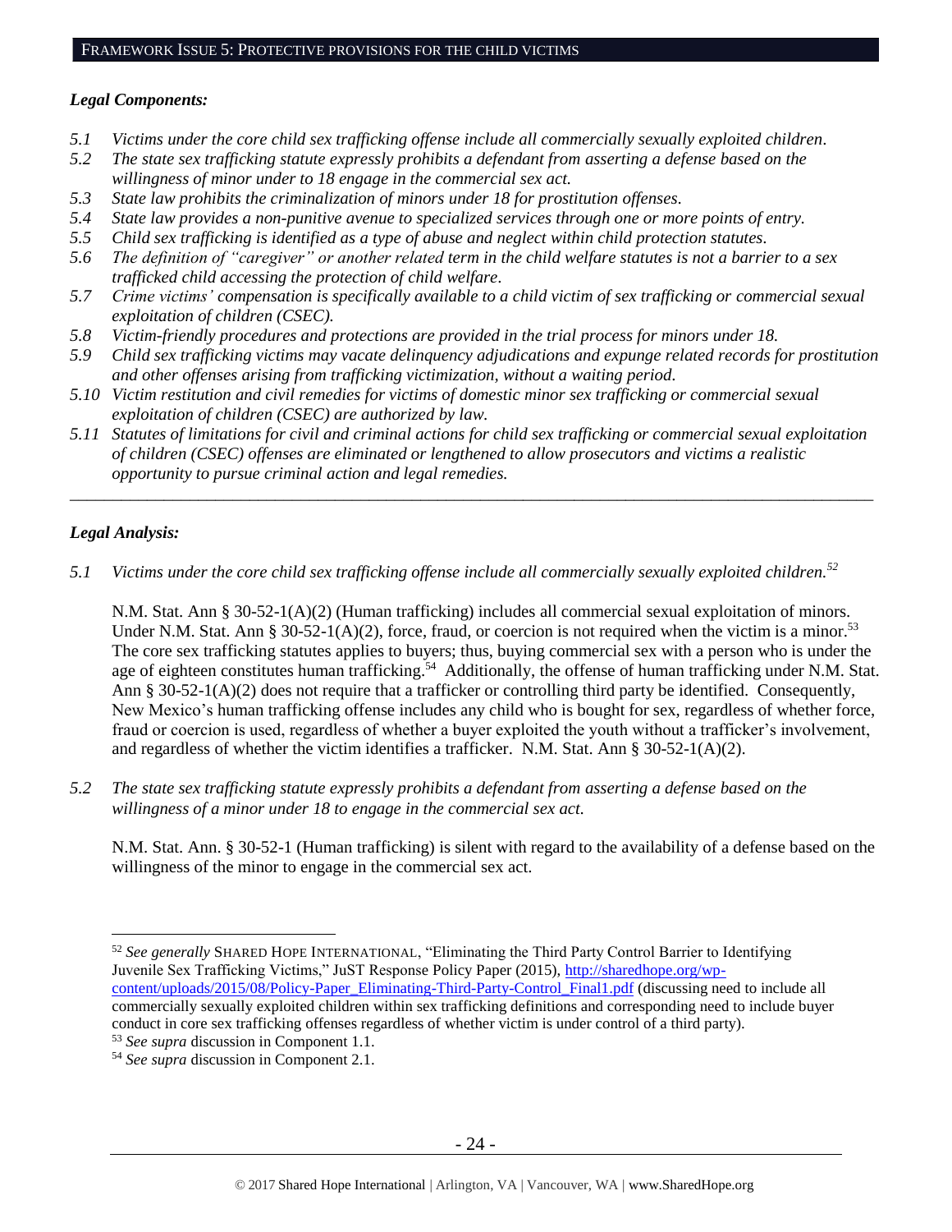## Framework Issue 5: Protective provisions for the child victims

### *Legal Components:*

*5.1 Victims under the core child sex trafficking offense include all commercially sexually exploited children.*
*5.2 The state sex trafficking statute expressly prohibits a defendant from asserting a defense based on the willingness of minor under to 18 engage in the commercial sex act.*
*5.3 State law prohibits the criminalization of minors under 18 for prostitution offenses.*
*5.4 State law provides a non-punitive avenue to specialized services through one or more points of entry.*
*5.5 Child sex trafficking is identified as a type of abuse and neglect within child protection statutes.*
*5.6 The definition of "caregiver" or another related term in the child welfare statutes is not a barrier to a sex trafficked child accessing the protection of child welfare.*
*5.7 Crime victims' compensation is specifically available to a child victim of sex trafficking or commercial sexual exploitation of children (CSEC).*
*5.8 Victim-friendly procedures and protections are provided in the trial process for minors under 18.*
*5.9 Child sex trafficking victims may vacate delinquency adjudications and expunge related records for prostitution and other offenses arising from trafficking victimization, without a waiting period.*
*5.10 Victim restitution and civil remedies for victims of domestic minor sex trafficking or commercial sexual exploitation of children (CSEC) are authorized by law.*
*5.11 Statutes of limitations for civil and criminal actions for child sex trafficking or commercial sexual exploitation of children (CSEC) offenses are eliminated or lengthened to allow prosecutors and victims a realistic opportunity to pursue criminal action and legal remedies.*

---

### *Legal Analysis:*

*5.1 Victims under the core child sex trafficking offense include all commercially sexually exploited children.*[52]

N.M. Stat. Ann § 30-52-1(A)(2) (Human trafficking) includes all commercial sexual exploitation of minors. Under N.M. Stat. Ann § 30-52-1(A)(2), force, fraud, or coercion is not required when the victim is a minor.[53] The core sex trafficking statutes applies to buyers; thus, buying commercial sex with a person who is under the age of eighteen constitutes human trafficking.[54] Additionally, the offense of human trafficking under N.M. Stat. Ann § 30-52-1(A)(2) does not require that a trafficker or controlling third party be identified. Consequently, New Mexico's human trafficking offense includes any child who is bought for sex, regardless of whether force, fraud or coercion is used, regardless of whether a buyer exploited the youth without a trafficker's involvement, and regardless of whether the victim identifies a trafficker. N.M. Stat. Ann § 30-52-1(A)(2).

*5.2 The state sex trafficking statute expressly prohibits a defendant from asserting a defense based on the willingness of a minor under 18 to engage in the commercial sex act.*

N.M. Stat. Ann. § 30-52-1 (Human trafficking) is silent with regard to the availability of a defense based on the willingness of the minor to engage in the commercial sex act.

---

[52] *See generally* SHARED HOPE INTERNATIONAL, "Eliminating the Third Party Control Barrier to Identifying Juvenile Sex Trafficking Victims," JuST Response Policy Paper (2015), http://sharedhope.org/wp-content/uploads/2015/08/Policy-Paper_Eliminating-Third-Party-Control_Final1.pdf (discussing need to include all commercially sexually exploited children within sex trafficking definitions and corresponding need to include buyer conduct in core sex trafficking offenses regardless of whether victim is under control of a third party).

[53] *See supra* discussion in Component 1.1.

[54] *See supra* discussion in Component 2.1.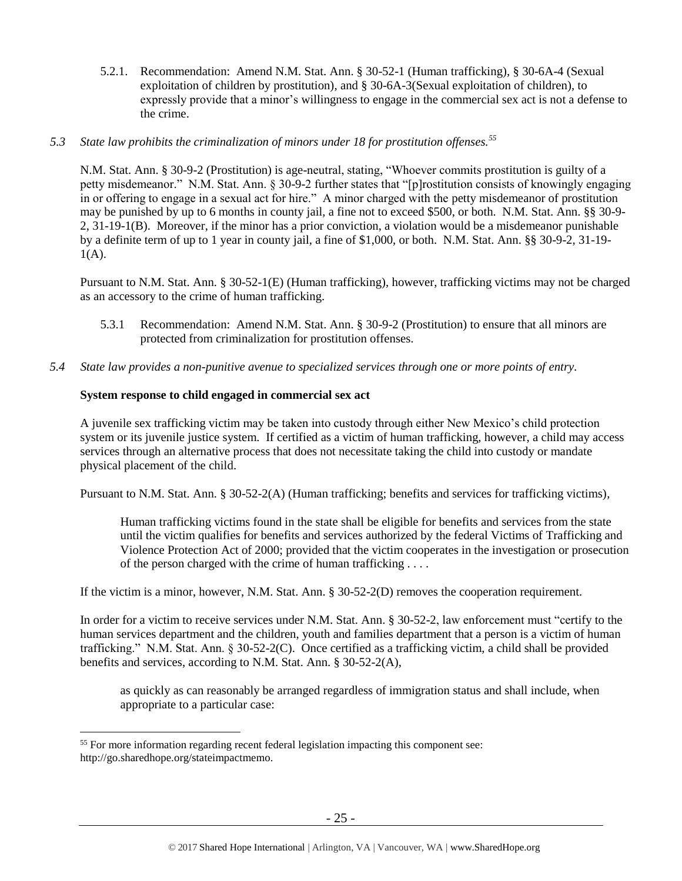5.2.1. Recommendation: Amend N.M. Stat. Ann. § 30-52-1 (Human trafficking), § 30-6A-4 (Sexual exploitation of children by prostitution), and § 30-6A-3(Sexual exploitation of children), to expressly provide that a minor's willingness to engage in the commercial sex act is not a defense to the crime.

*5.3 State law prohibits the criminalization of minors under 18 for prostitution offenses.*[55]

N.M. Stat. Ann. § 30-9-2 (Prostitution) is age-neutral, stating, "Whoever commits prostitution is guilty of a petty misdemeanor." N.M. Stat. Ann. § 30-9-2 further states that "[p]rostitution consists of knowingly engaging in or offering to engage in a sexual act for hire." A minor charged with the petty misdemeanor of prostitution may be punished by up to 6 months in county jail, a fine not to exceed $500, or both. N.M. Stat. Ann. §§ 30-9-2, 31-19-1(B). Moreover, if the minor has a prior conviction, a violation would be a misdemeanor punishable by a definite term of up to 1 year in county jail, a fine of $1,000, or both. N.M. Stat. Ann. §§ 30-9-2, 31-19-1(A).

Pursuant to N.M. Stat. Ann. § 30-52-1(E) (Human trafficking), however, trafficking victims may not be charged as an accessory to the crime of human trafficking.

5.3.1 Recommendation: Amend N.M. Stat. Ann. § 30-9-2 (Prostitution) to ensure that all minors are protected from criminalization for prostitution offenses.

*5.4 State law provides a non-punitive avenue to specialized services through one or more points of entry.*

**System response to child engaged in commercial sex act**

A juvenile sex trafficking victim may be taken into custody through either New Mexico's child protection system or its juvenile justice system. If certified as a victim of human trafficking, however, a child may access services through an alternative process that does not necessitate taking the child into custody or mandate physical placement of the child.

Pursuant to N.M. Stat. Ann. § 30-52-2(A) (Human trafficking; benefits and services for trafficking victims),

> Human trafficking victims found in the state shall be eligible for benefits and services from the state until the victim qualifies for benefits and services authorized by the federal Victims of Trafficking and Violence Protection Act of 2000; provided that the victim cooperates in the investigation or prosecution of the person charged with the crime of human trafficking . . . .

If the victim is a minor, however, N.M. Stat. Ann. § 30-52-2(D) removes the cooperation requirement.

In order for a victim to receive services under N.M. Stat. Ann. § 30-52-2, law enforcement must "certify to the human services department and the children, youth and families department that a person is a victim of human trafficking." N.M. Stat. Ann. § 30-52-2(C). Once certified as a trafficking victim, a child shall be provided benefits and services, according to N.M. Stat. Ann. § 30-52-2(A),

> as quickly as can reasonably be arranged regardless of immigration status and shall include, when appropriate to a particular case:

---

[55] For more information regarding recent federal legislation impacting this component see: http://go.sharedhope.org/stateimpactmemo.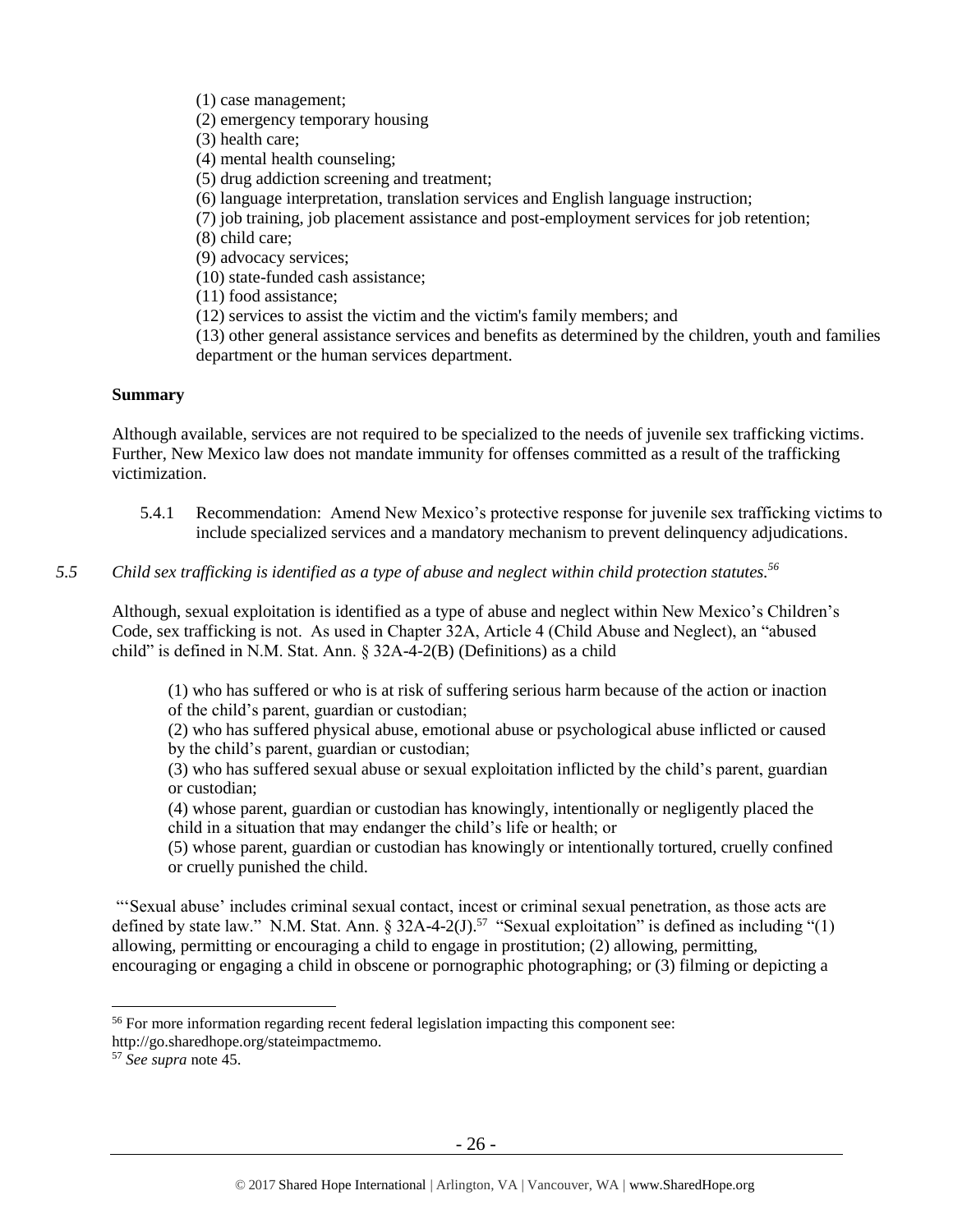(1) case management;
(2) emergency temporary housing
(3) health care;
(4) mental health counseling;
(5) drug addiction screening and treatment;
(6) language interpretation, translation services and English language instruction;
(7) job training, job placement assistance and post-employment services for job retention;
(8) child care;
(9) advocacy services;
(10) state-funded cash assistance;
(11) food assistance;
(12) services to assist the victim and the victim's family members; and
(13) other general assistance services and benefits as determined by the children, youth and families department or the human services department.

**Summary**

Although available, services are not required to be specialized to the needs of juvenile sex trafficking victims. Further, New Mexico law does not mandate immunity for offenses committed as a result of the trafficking victimization.

5.4.1 Recommendation: Amend New Mexico's protective response for juvenile sex trafficking victims to include specialized services and a mandatory mechanism to prevent delinquency adjudications.

*5.5 Child sex trafficking is identified as a type of abuse and neglect within child protection statutes.*[56]

Although, sexual exploitation is identified as a type of abuse and neglect within New Mexico's Children's Code, sex trafficking is not. As used in Chapter 32A, Article 4 (Child Abuse and Neglect), an "abused child" is defined in N.M. Stat. Ann. § 32A-4-2(B) (Definitions) as a child

> (1) who has suffered or who is at risk of suffering serious harm because of the action or inaction of the child's parent, guardian or custodian;
> (2) who has suffered physical abuse, emotional abuse or psychological abuse inflicted or caused by the child's parent, guardian or custodian;
> (3) who has suffered sexual abuse or sexual exploitation inflicted by the child's parent, guardian or custodian;
> (4) whose parent, guardian or custodian has knowingly, intentionally or negligently placed the child in a situation that may endanger the child's life or health; or
> (5) whose parent, guardian or custodian has knowingly or intentionally tortured, cruelly confined or cruelly punished the child.

"'Sexual abuse' includes criminal sexual contact, incest or criminal sexual penetration, as those acts are defined by state law." N.M. Stat. Ann. § 32A-4-2(J).[57] "Sexual exploitation" is defined as including "(1) allowing, permitting or encouraging a child to engage in prostitution; (2) allowing, permitting, encouraging or engaging a child in obscene or pornographic photographing; or (3) filming or depicting a

---

[56] For more information regarding recent federal legislation impacting this component see: http://go.sharedhope.org/stateimpactmemo.
[57] *See supra* note 45.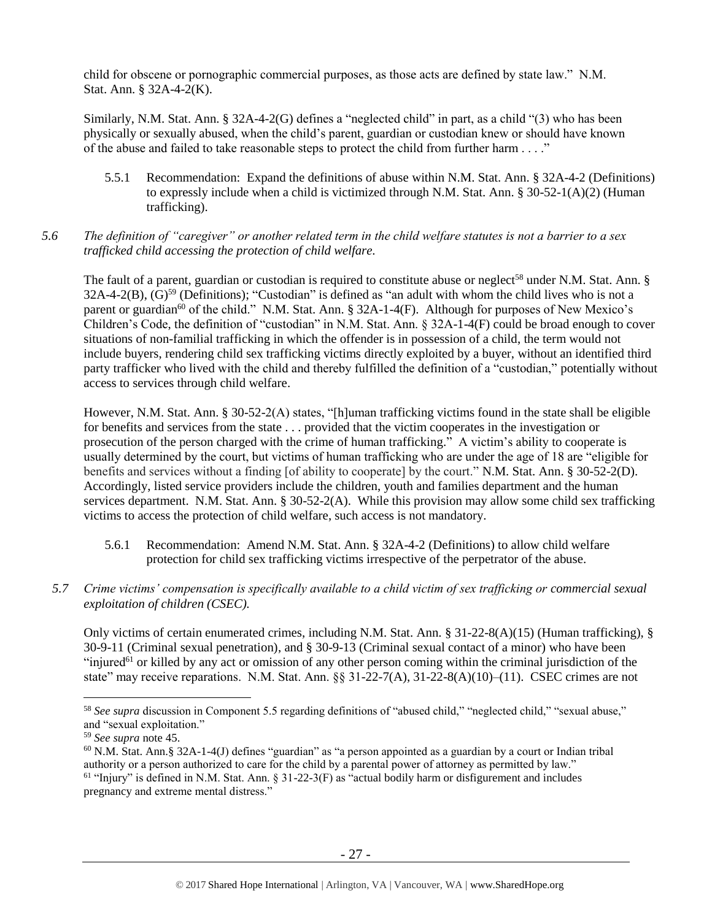child for obscene or pornographic commercial purposes, as those acts are defined by state law." N.M. Stat. Ann. § 32A-4-2(K).

Similarly, N.M. Stat. Ann. § 32A-4-2(G) defines a "neglected child" in part, as a child "(3) who has been physically or sexually abused, when the child's parent, guardian or custodian knew or should have known of the abuse and failed to take reasonable steps to protect the child from further harm . . . ."

5.5.1 Recommendation: Expand the definitions of abuse within N.M. Stat. Ann. § 32A-4-2 (Definitions) to expressly include when a child is victimized through N.M. Stat. Ann. § 30-52-1(A)(2) (Human trafficking).

*5.6 The definition of "caregiver" or another related term in the child welfare statutes is not a barrier to a sex trafficked child accessing the protection of child welfare.*

The fault of a parent, guardian or custodian is required to constitute abuse or neglect[58] under N.M. Stat. Ann. § 32A-4-2(B), (G)[59] (Definitions); "Custodian" is defined as "an adult with whom the child lives who is not a parent or guardian[60] of the child." N.M. Stat. Ann. § 32A-1-4(F). Although for purposes of New Mexico's Children's Code, the definition of "custodian" in N.M. Stat. Ann. § 32A-1-4(F) could be broad enough to cover situations of non-familial trafficking in which the offender is in possession of a child, the term would not include buyers, rendering child sex trafficking victims directly exploited by a buyer, without an identified third party trafficker who lived with the child and thereby fulfilled the definition of a "custodian," potentially without access to services through child welfare.

However, N.M. Stat. Ann. § 30-52-2(A) states, "[h]uman trafficking victims found in the state shall be eligible for benefits and services from the state . . . provided that the victim cooperates in the investigation or prosecution of the person charged with the crime of human trafficking." A victim's ability to cooperate is usually determined by the court, but victims of human trafficking who are under the age of 18 are "eligible for benefits and services without a finding [of ability to cooperate] by the court." N.M. Stat. Ann. § 30-52-2(D). Accordingly, listed service providers include the children, youth and families department and the human services department. N.M. Stat. Ann. § 30-52-2(A). While this provision may allow some child sex trafficking victims to access the protection of child welfare, such access is not mandatory.

5.6.1 Recommendation: Amend N.M. Stat. Ann. § 32A-4-2 (Definitions) to allow child welfare protection for child sex trafficking victims irrespective of the perpetrator of the abuse.

*5.7 Crime victims' compensation is specifically available to a child victim of sex trafficking or commercial sexual exploitation of children (CSEC).*

Only victims of certain enumerated crimes, including N.M. Stat. Ann. § 31-22-8(A)(15) (Human trafficking), § 30-9-11 (Criminal sexual penetration), and § 30-9-13 (Criminal sexual contact of a minor) who have been "injured[61] or killed by any act or omission of any other person coming within the criminal jurisdiction of the state" may receive reparations. N.M. Stat. Ann. §§ 31-22-7(A), 31-22-8(A)(10)–(11). CSEC crimes are not

---

[58] *See supra* discussion in Component 5.5 regarding definitions of "abused child," "neglected child," "sexual abuse," and "sexual exploitation."

[59] *See supra* note 45.

[60] N.M. Stat. Ann.§ 32A-1-4(J) defines "guardian" as "a person appointed as a guardian by a court or Indian tribal authority or a person authorized to care for the child by a parental power of attorney as permitted by law."

[61] "Injury" is defined in N.M. Stat. Ann. § 31-22-3(F) as "actual bodily harm or disfigurement and includes pregnancy and extreme mental distress."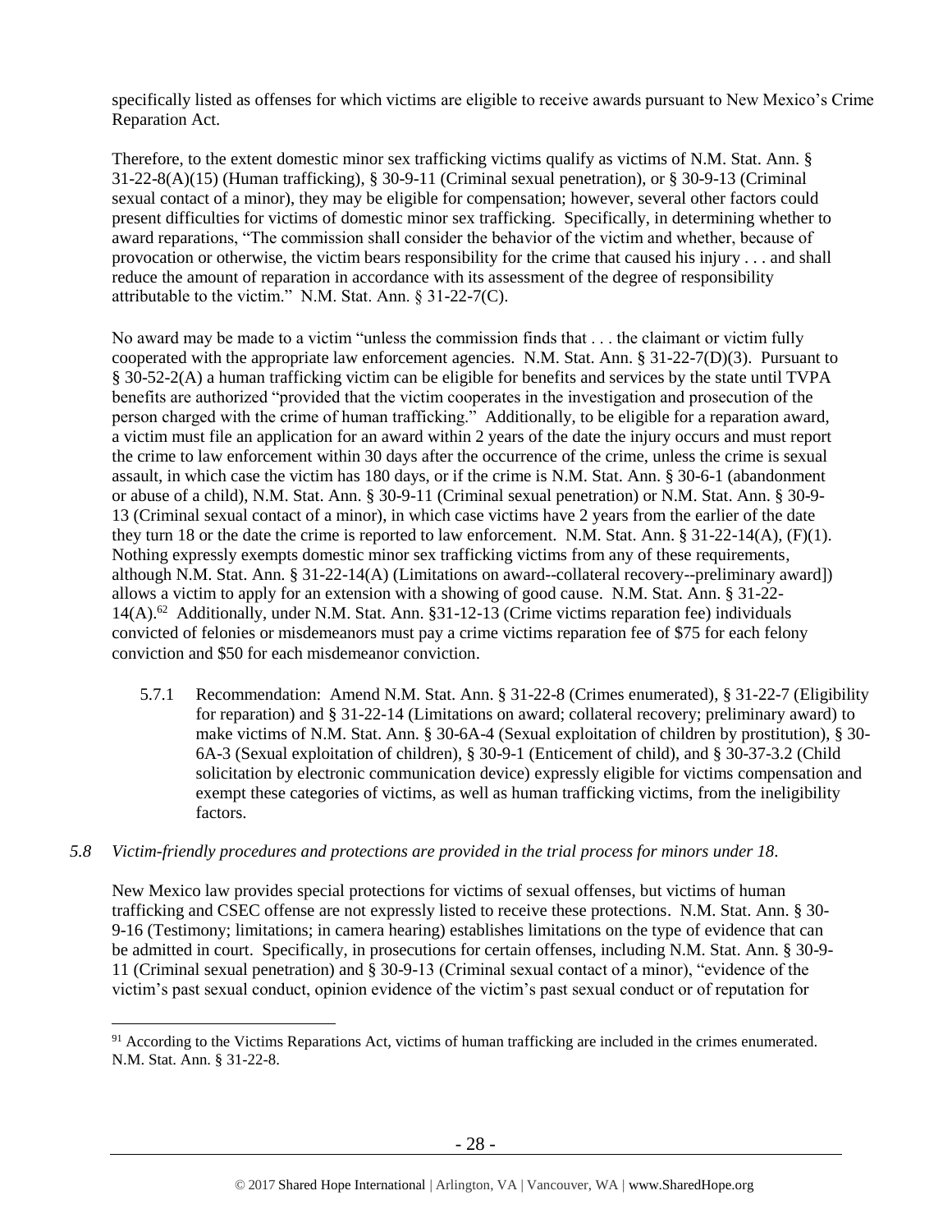specifically listed as offenses for which victims are eligible to receive awards pursuant to New Mexico's Crime Reparation Act.

Therefore, to the extent domestic minor sex trafficking victims qualify as victims of N.M. Stat. Ann. § 31-22-8(A)(15) (Human trafficking), § 30-9-11 (Criminal sexual penetration), or § 30-9-13 (Criminal sexual contact of a minor), they may be eligible for compensation; however, several other factors could present difficulties for victims of domestic minor sex trafficking. Specifically, in determining whether to award reparations, "The commission shall consider the behavior of the victim and whether, because of provocation or otherwise, the victim bears responsibility for the crime that caused his injury . . . and shall reduce the amount of reparation in accordance with its assessment of the degree of responsibility attributable to the victim." N.M. Stat. Ann. § 31-22-7(C).

No award may be made to a victim "unless the commission finds that . . . the claimant or victim fully cooperated with the appropriate law enforcement agencies. N.M. Stat. Ann. § 31-22-7(D)(3). Pursuant to § 30-52-2(A) a human trafficking victim can be eligible for benefits and services by the state until TVPA benefits are authorized "provided that the victim cooperates in the investigation and prosecution of the person charged with the crime of human trafficking." Additionally, to be eligible for a reparation award, a victim must file an application for an award within 2 years of the date the injury occurs and must report the crime to law enforcement within 30 days after the occurrence of the crime, unless the crime is sexual assault, in which case the victim has 180 days, or if the crime is N.M. Stat. Ann. § 30-6-1 (abandonment or abuse of a child), N.M. Stat. Ann. § 30-9-11 (Criminal sexual penetration) or N.M. Stat. Ann. § 30-9-13 (Criminal sexual contact of a minor), in which case victims have 2 years from the earlier of the date they turn 18 or the date the crime is reported to law enforcement. N.M. Stat. Ann. § 31-22-14(A), (F)(1). Nothing expressly exempts domestic minor sex trafficking victims from any of these requirements, although N.M. Stat. Ann. § 31-22-14(A) (Limitations on award--collateral recovery--preliminary award]) allows a victim to apply for an extension with a showing of good cause. N.M. Stat. Ann. § 31-22-14(A).[62] Additionally, under N.M. Stat. Ann. §31-12-13 (Crime victims reparation fee) individuals convicted of felonies or misdemeanors must pay a crime victims reparation fee of $75 for each felony conviction and $50 for each misdemeanor conviction.

5.7.1 Recommendation: Amend N.M. Stat. Ann. § 31-22-8 (Crimes enumerated), § 31-22-7 (Eligibility for reparation) and § 31-22-14 (Limitations on award; collateral recovery; preliminary award) to make victims of N.M. Stat. Ann. § 30-6A-4 (Sexual exploitation of children by prostitution), § 30-6A-3 (Sexual exploitation of children), § 30-9-1 (Enticement of child), and § 30-37-3.2 (Child solicitation by electronic communication device) expressly eligible for victims compensation and exempt these categories of victims, as well as human trafficking victims, from the ineligibility factors.

*5.8 Victim-friendly procedures and protections are provided in the trial process for minors under 18.*

New Mexico law provides special protections for victims of sexual offenses, but victims of human trafficking and CSEC offense are not expressly listed to receive these protections. N.M. Stat. Ann. § 30-9-16 (Testimony; limitations; in camera hearing) establishes limitations on the type of evidence that can be admitted in court. Specifically, in prosecutions for certain offenses, including N.M. Stat. Ann. § 30-9-11 (Criminal sexual penetration) and § 30-9-13 (Criminal sexual contact of a minor), "evidence of the victim's past sexual conduct, opinion evidence of the victim's past sexual conduct or of reputation for

[91] According to the Victims Reparations Act, victims of human trafficking are included in the crimes enumerated. N.M. Stat. Ann. § 31-22-8.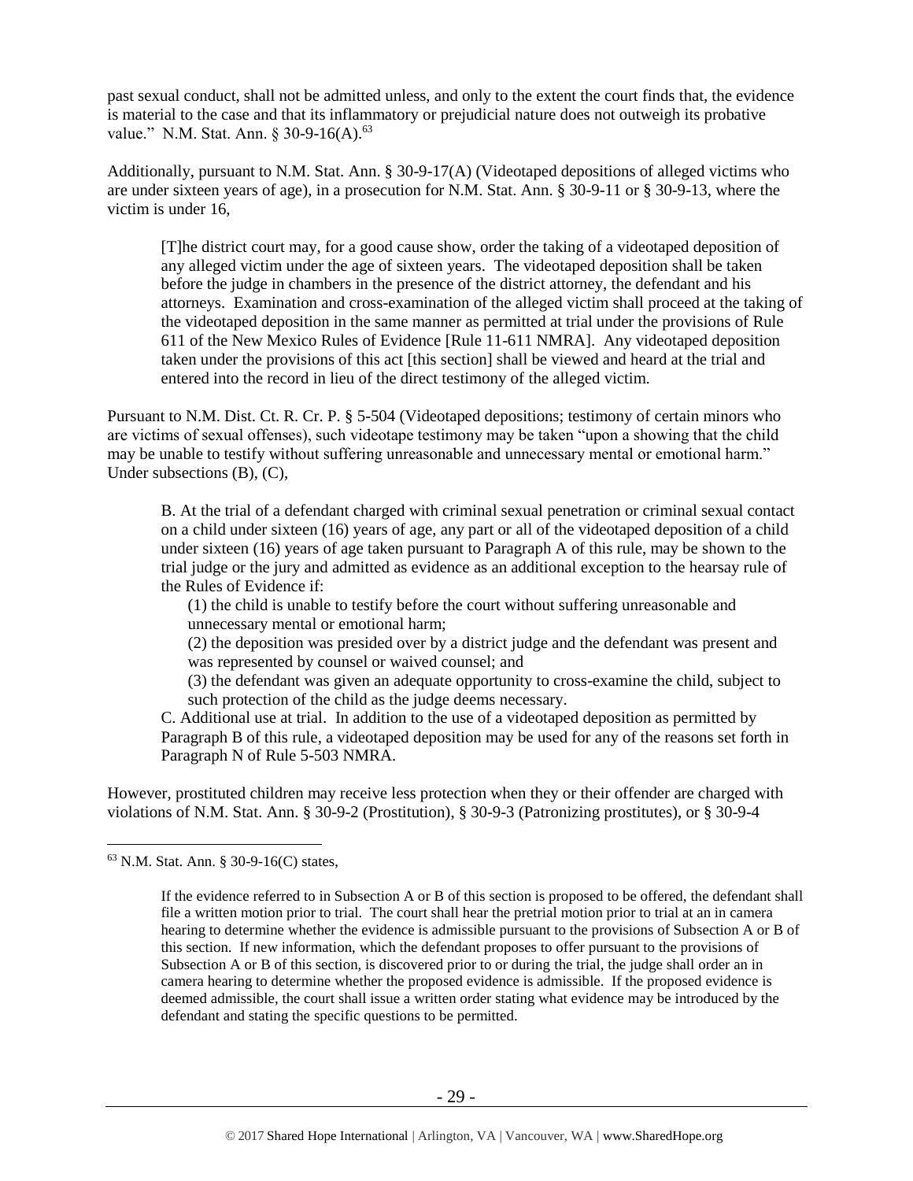past sexual conduct, shall not be admitted unless, and only to the extent the court finds that, the evidence is material to the case and that its inflammatory or prejudicial nature does not outweigh its probative value." N.M. Stat. Ann. § 30-9-16(A).[63]

Additionally, pursuant to N.M. Stat. Ann. § 30-9-17(A) (Videotaped depositions of alleged victims who are under sixteen years of age), in a prosecution for N.M. Stat. Ann. § 30-9-11 or § 30-9-13, where the victim is under 16,

> [T]he district court may, for a good cause show, order the taking of a videotaped deposition of any alleged victim under the age of sixteen years. The videotaped deposition shall be taken before the judge in chambers in the presence of the district attorney, the defendant and his attorneys. Examination and cross-examination of the alleged victim shall proceed at the taking of the videotaped deposition in the same manner as permitted at trial under the provisions of Rule 611 of the New Mexico Rules of Evidence [Rule 11-611 NMRA]. Any videotaped deposition taken under the provisions of this act [this section] shall be viewed and heard at the trial and entered into the record in lieu of the direct testimony of the alleged victim.

Pursuant to N.M. Dist. Ct. R. Cr. P. § 5-504 (Videotaped depositions; testimony of certain minors who are victims of sexual offenses), such videotape testimony may be taken "upon a showing that the child may be unable to testify without suffering unreasonable and unnecessary mental or emotional harm." Under subsections (B), (C),

> B. At the trial of a defendant charged with criminal sexual penetration or criminal sexual contact on a child under sixteen (16) years of age, any part or all of the videotaped deposition of a child under sixteen (16) years of age taken pursuant to Paragraph A of this rule, may be shown to the trial judge or the jury and admitted as evidence as an additional exception to the hearsay rule of the Rules of Evidence if:
>
> (1) the child is unable to testify before the court without suffering unreasonable and unnecessary mental or emotional harm;
>
> (2) the deposition was presided over by a district judge and the defendant was present and was represented by counsel or waived counsel; and
>
> (3) the defendant was given an adequate opportunity to cross-examine the child, subject to such protection of the child as the judge deems necessary.
>
> C. Additional use at trial. In addition to the use of a videotaped deposition as permitted by Paragraph B of this rule, a videotaped deposition may be used for any of the reasons set forth in Paragraph N of Rule 5-503 NMRA.

However, prostituted children may receive less protection when they or their offender are charged with violations of N.M. Stat. Ann. § 30-9-2 (Prostitution), § 30-9-3 (Patronizing prostitutes), or § 30-9-4

---

[63] N.M. Stat. Ann. § 30-9-16(C) states,

> If the evidence referred to in Subsection A or B of this section is proposed to be offered, the defendant shall file a written motion prior to trial. The court shall hear the pretrial motion prior to trial at an in camera hearing to determine whether the evidence is admissible pursuant to the provisions of Subsection A or B of this section. If new information, which the defendant proposes to offer pursuant to the provisions of Subsection A or B of this section, is discovered prior to or during the trial, the judge shall order an in camera hearing to determine whether the proposed evidence is admissible. If the proposed evidence is deemed admissible, the court shall issue a written order stating what evidence may be introduced by the defendant and stating the specific questions to be permitted.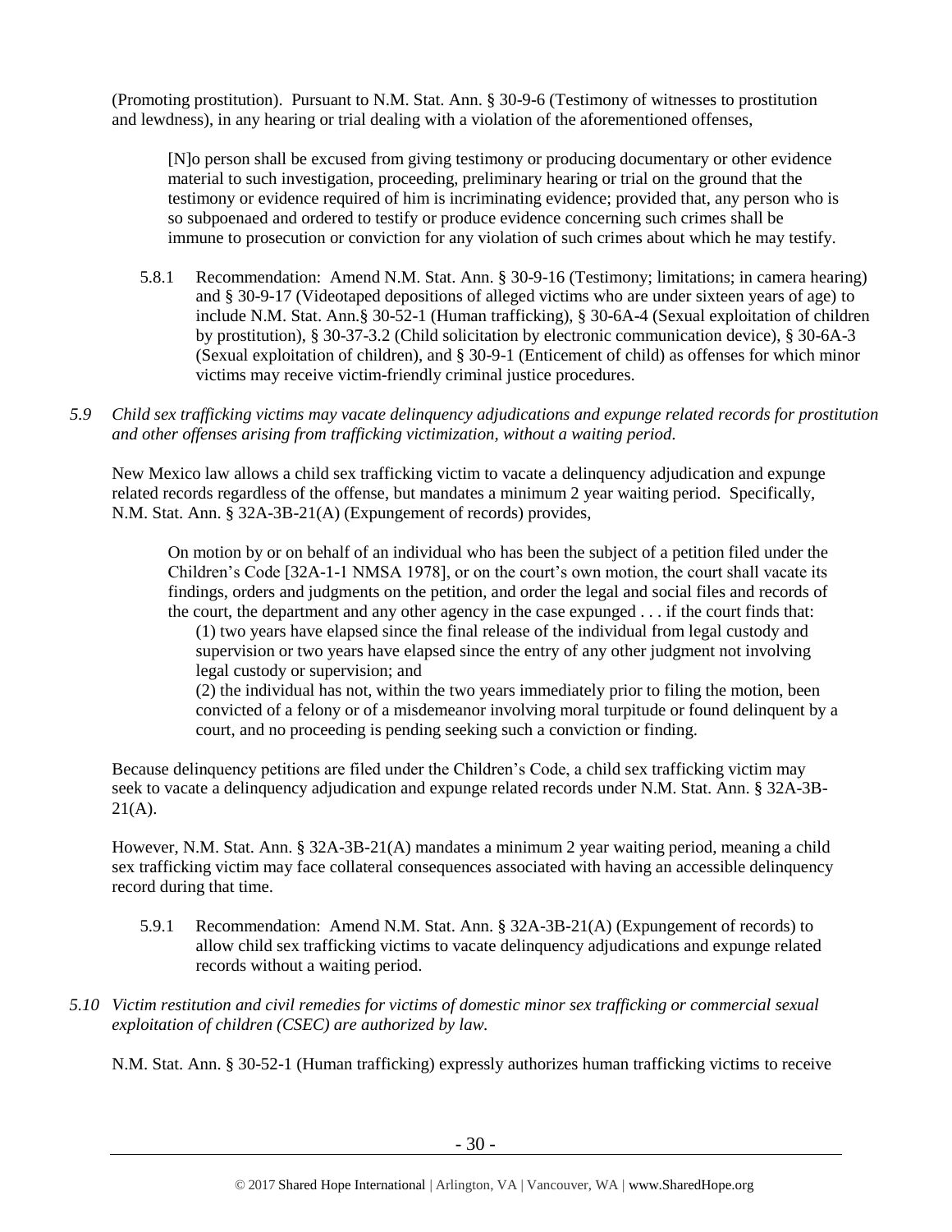(Promoting prostitution). Pursuant to N.M. Stat. Ann. § 30-9-6 (Testimony of witnesses to prostitution and lewdness), in any hearing or trial dealing with a violation of the aforementioned offenses,

> [N]o person shall be excused from giving testimony or producing documentary or other evidence material to such investigation, proceeding, preliminary hearing or trial on the ground that the testimony or evidence required of him is incriminating evidence; provided that, any person who is so subpoenaed and ordered to testify or produce evidence concerning such crimes shall be immune to prosecution or conviction for any violation of such crimes about which he may testify.

5.8.1 Recommendation: Amend N.M. Stat. Ann. § 30-9-16 (Testimony; limitations; in camera hearing) and § 30-9-17 (Videotaped depositions of alleged victims who are under sixteen years of age) to include N.M. Stat. Ann.§ 30-52-1 (Human trafficking), § 30-6A-4 (Sexual exploitation of children by prostitution), § 30-37-3.2 (Child solicitation by electronic communication device), § 30-6A-3 (Sexual exploitation of children), and § 30-9-1 (Enticement of child) as offenses for which minor victims may receive victim-friendly criminal justice procedures.

*5.9 Child sex trafficking victims may vacate delinquency adjudications and expunge related records for prostitution and other offenses arising from trafficking victimization, without a waiting period.*

New Mexico law allows a child sex trafficking victim to vacate a delinquency adjudication and expunge related records regardless of the offense, but mandates a minimum 2 year waiting period. Specifically, N.M. Stat. Ann. § 32A-3B-21(A) (Expungement of records) provides,

> On motion by or on behalf of an individual who has been the subject of a petition filed under the Children's Code [32A-1-1 NMSA 1978], or on the court's own motion, the court shall vacate its findings, orders and judgments on the petition, and order the legal and social files and records of the court, the department and any other agency in the case expunged . . . if the court finds that:
>
> (1) two years have elapsed since the final release of the individual from legal custody and supervision or two years have elapsed since the entry of any other judgment not involving legal custody or supervision; and
>
> (2) the individual has not, within the two years immediately prior to filing the motion, been convicted of a felony or of a misdemeanor involving moral turpitude or found delinquent by a court, and no proceeding is pending seeking such a conviction or finding.

Because delinquency petitions are filed under the Children's Code, a child sex trafficking victim may seek to vacate a delinquency adjudication and expunge related records under N.M. Stat. Ann. § 32A-3B-21(A).

However, N.M. Stat. Ann. § 32A-3B-21(A) mandates a minimum 2 year waiting period, meaning a child sex trafficking victim may face collateral consequences associated with having an accessible delinquency record during that time.

5.9.1 Recommendation: Amend N.M. Stat. Ann. § 32A-3B-21(A) (Expungement of records) to allow child sex trafficking victims to vacate delinquency adjudications and expunge related records without a waiting period.

*5.10 Victim restitution and civil remedies for victims of domestic minor sex trafficking or commercial sexual exploitation of children (CSEC) are authorized by law.*

N.M. Stat. Ann. § 30-52-1 (Human trafficking) expressly authorizes human trafficking victims to receive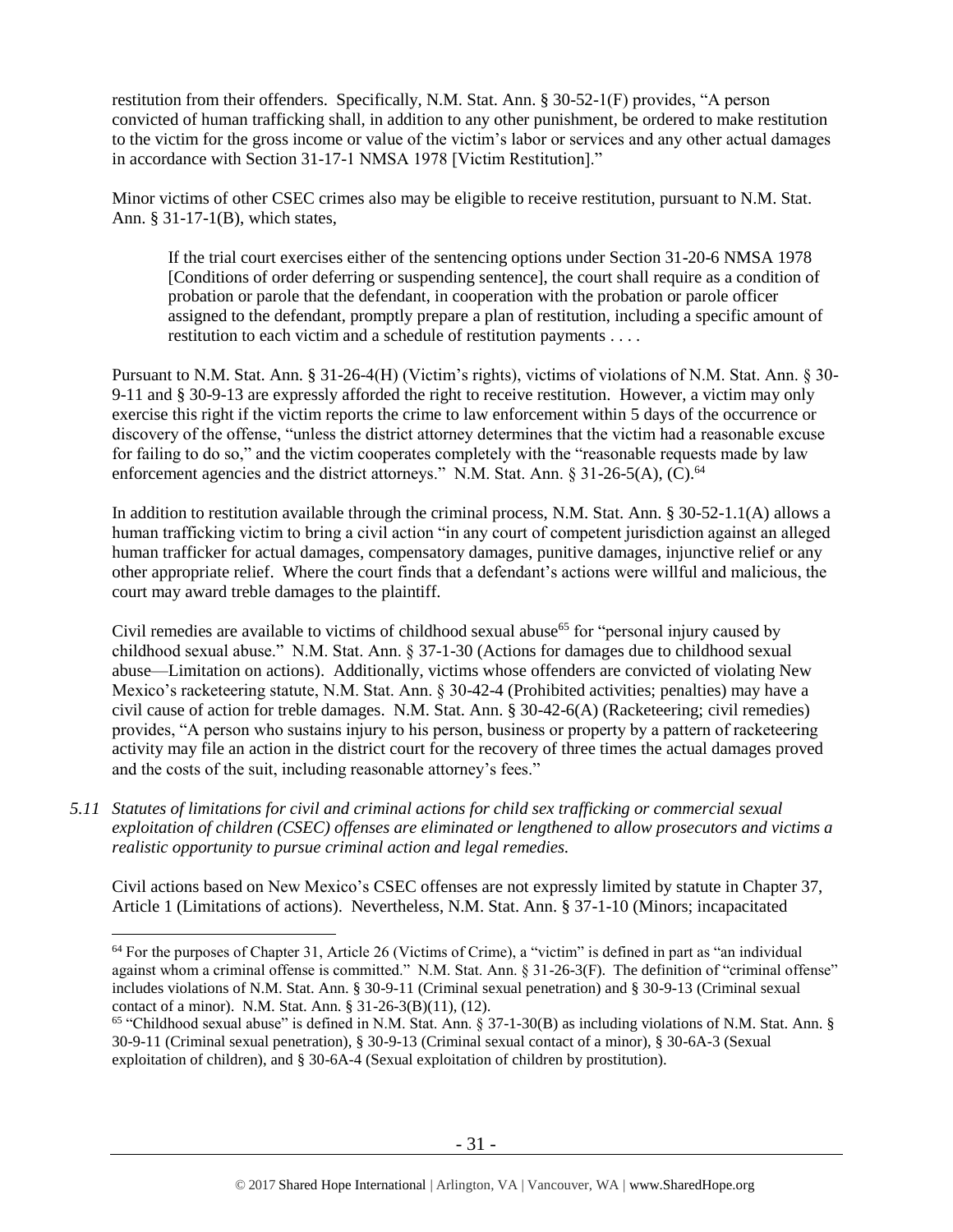restitution from their offenders. Specifically, N.M. Stat. Ann. § 30-52-1(F) provides, "A person convicted of human trafficking shall, in addition to any other punishment, be ordered to make restitution to the victim for the gross income or value of the victim's labor or services and any other actual damages in accordance with Section 31-17-1 NMSA 1978 [Victim Restitution]."

Minor victims of other CSEC crimes also may be eligible to receive restitution, pursuant to N.M. Stat. Ann. § 31-17-1(B), which states,

> If the trial court exercises either of the sentencing options under Section 31-20-6 NMSA 1978 [Conditions of order deferring or suspending sentence], the court shall require as a condition of probation or parole that the defendant, in cooperation with the probation or parole officer assigned to the defendant, promptly prepare a plan of restitution, including a specific amount of restitution to each victim and a schedule of restitution payments . . . .

Pursuant to N.M. Stat. Ann. § 31-26-4(H) (Victim's rights), victims of violations of N.M. Stat. Ann. § 30-9-11 and § 30-9-13 are expressly afforded the right to receive restitution. However, a victim may only exercise this right if the victim reports the crime to law enforcement within 5 days of the occurrence or discovery of the offense, "unless the district attorney determines that the victim had a reasonable excuse for failing to do so," and the victim cooperates completely with the "reasonable requests made by law enforcement agencies and the district attorneys." N.M. Stat. Ann. § 31-26-5(A), (C).[64]

In addition to restitution available through the criminal process, N.M. Stat. Ann. § 30-52-1.1(A) allows a human trafficking victim to bring a civil action "in any court of competent jurisdiction against an alleged human trafficker for actual damages, compensatory damages, punitive damages, injunctive relief or any other appropriate relief. Where the court finds that a defendant's actions were willful and malicious, the court may award treble damages to the plaintiff.

Civil remedies are available to victims of childhood sexual abuse[65] for "personal injury caused by childhood sexual abuse." N.M. Stat. Ann. § 37-1-30 (Actions for damages due to childhood sexual abuse—Limitation on actions). Additionally, victims whose offenders are convicted of violating New Mexico's racketeering statute, N.M. Stat. Ann. § 30-42-4 (Prohibited activities; penalties) may have a civil cause of action for treble damages. N.M. Stat. Ann. § 30-42-6(A) (Racketeering; civil remedies) provides, "A person who sustains injury to his person, business or property by a pattern of racketeering activity may file an action in the district court for the recovery of three times the actual damages proved and the costs of the suit, including reasonable attorney's fees."

*5.11 Statutes of limitations for civil and criminal actions for child sex trafficking or commercial sexual exploitation of children (CSEC) offenses are eliminated or lengthened to allow prosecutors and victims a realistic opportunity to pursue criminal action and legal remedies.*

Civil actions based on New Mexico's CSEC offenses are not expressly limited by statute in Chapter 37, Article 1 (Limitations of actions). Nevertheless, N.M. Stat. Ann. § 37-1-10 (Minors; incapacitated

---

[64] For the purposes of Chapter 31, Article 26 (Victims of Crime), a "victim" is defined in part as "an individual against whom a criminal offense is committed." N.M. Stat. Ann. § 31-26-3(F). The definition of "criminal offense" includes violations of N.M. Stat. Ann. § 30-9-11 (Criminal sexual penetration) and § 30-9-13 (Criminal sexual contact of a minor). N.M. Stat. Ann. § 31-26-3(B)(11), (12).

[65] "Childhood sexual abuse" is defined in N.M. Stat. Ann. § 37-1-30(B) as including violations of N.M. Stat. Ann. § 30-9-11 (Criminal sexual penetration), § 30-9-13 (Criminal sexual contact of a minor), § 30-6A-3 (Sexual exploitation of children), and § 30-6A-4 (Sexual exploitation of children by prostitution).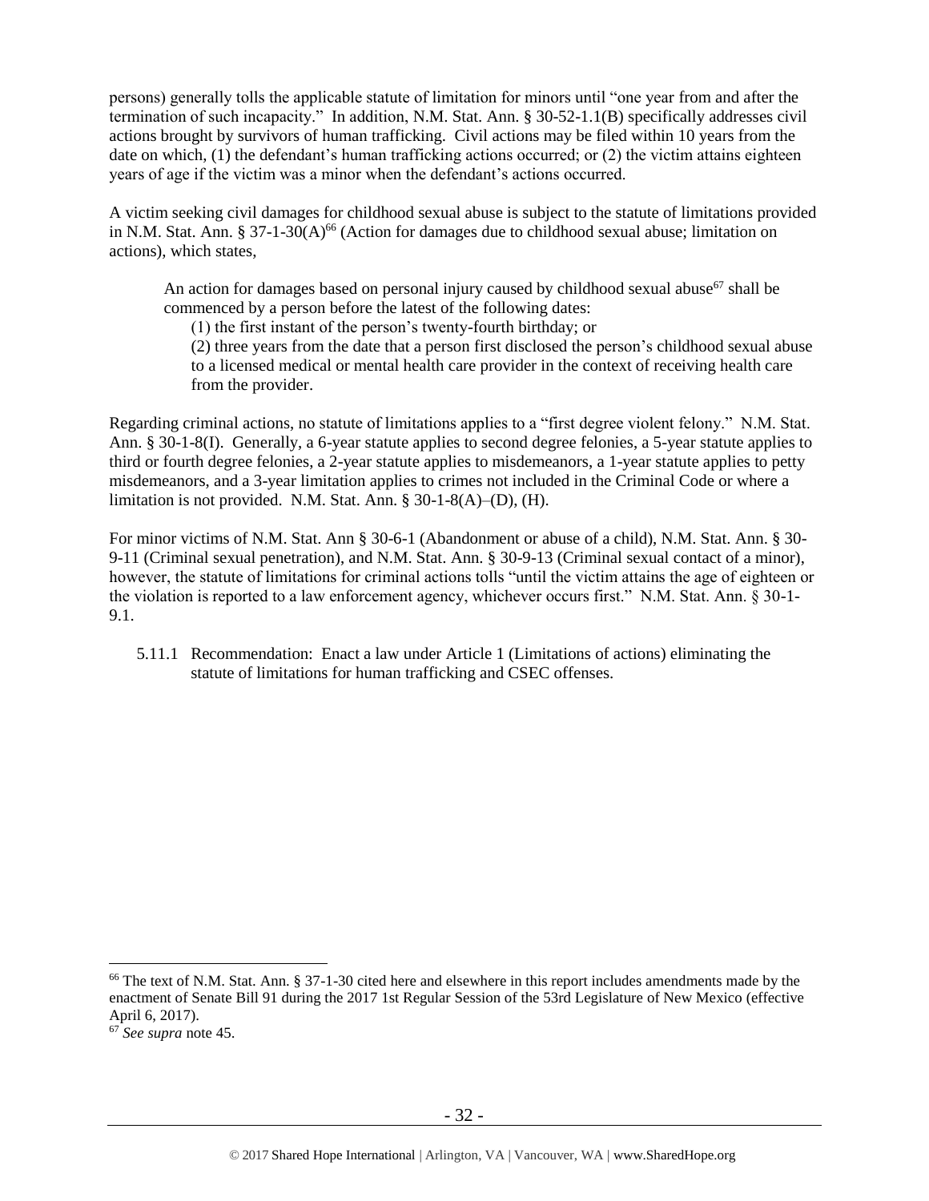persons) generally tolls the applicable statute of limitation for minors until "one year from and after the termination of such incapacity." In addition, N.M. Stat. Ann. § 30-52-1.1(B) specifically addresses civil actions brought by survivors of human trafficking. Civil actions may be filed within 10 years from the date on which, (1) the defendant's human trafficking actions occurred; or (2) the victim attains eighteen years of age if the victim was a minor when the defendant's actions occurred.

A victim seeking civil damages for childhood sexual abuse is subject to the statute of limitations provided in N.M. Stat. Ann. § 37-1-30(A)[66] (Action for damages due to childhood sexual abuse; limitation on actions), which states,

> An action for damages based on personal injury caused by childhood sexual abuse[67] shall be commenced by a person before the latest of the following dates:
>
> (1) the first instant of the person's twenty-fourth birthday; or
>
> (2) three years from the date that a person first disclosed the person's childhood sexual abuse to a licensed medical or mental health care provider in the context of receiving health care from the provider.

Regarding criminal actions, no statute of limitations applies to a "first degree violent felony." N.M. Stat. Ann. § 30-1-8(I). Generally, a 6-year statute applies to second degree felonies, a 5-year statute applies to third or fourth degree felonies, a 2-year statute applies to misdemeanors, a 1-year statute applies to petty misdemeanors, and a 3-year limitation applies to crimes not included in the Criminal Code or where a limitation is not provided. N.M. Stat. Ann. § 30-1-8(A)–(D), (H).

For minor victims of N.M. Stat Ann § 30-6-1 (Abandonment or abuse of a child), N.M. Stat. Ann. § 30-9-11 (Criminal sexual penetration), and N.M. Stat. Ann. § 30-9-13 (Criminal sexual contact of a minor), however, the statute of limitations for criminal actions tolls "until the victim attains the age of eighteen or the violation is reported to a law enforcement agency, whichever occurs first." N.M. Stat. Ann. § 30-1-9.1.

5.11.1 Recommendation: Enact a law under Article 1 (Limitations of actions) eliminating the statute of limitations for human trafficking and CSEC offenses.

---

[66] The text of N.M. Stat. Ann. § 37-1-30 cited here and elsewhere in this report includes amendments made by the enactment of Senate Bill 91 during the 2017 1st Regular Session of the 53rd Legislature of New Mexico (effective April 6, 2017).

[67] *See supra* note 45.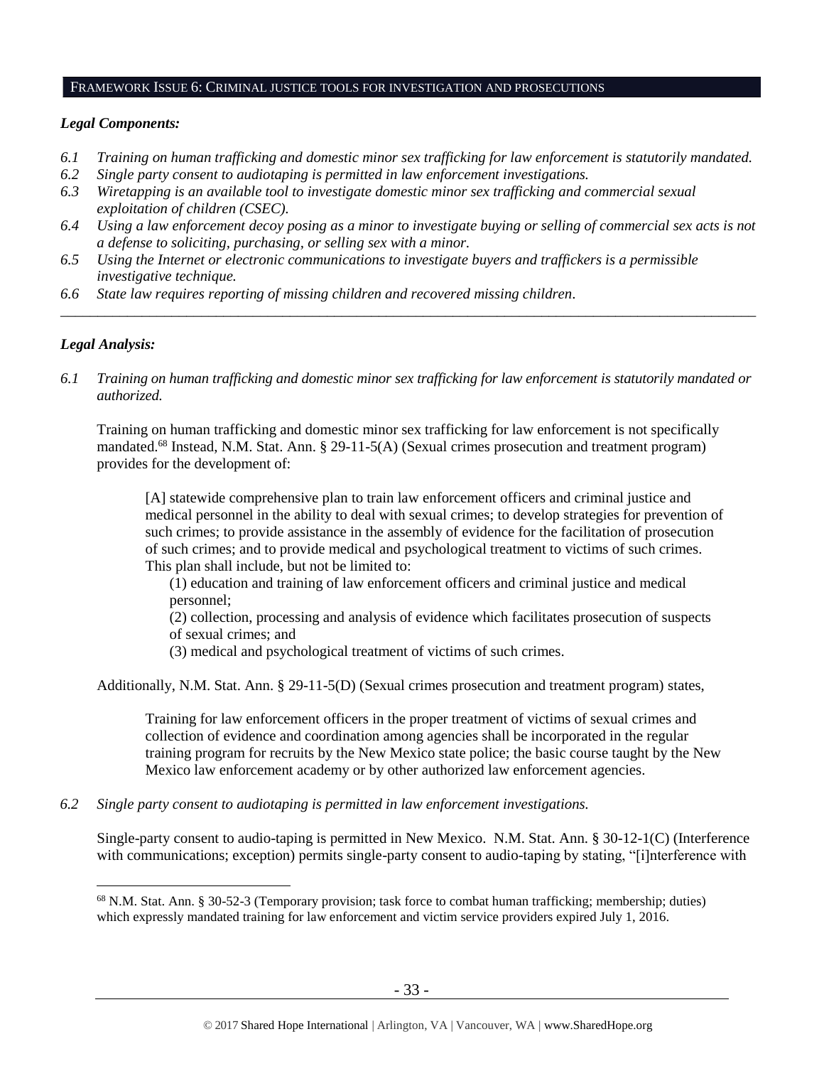## FRAMEWORK ISSUE 6: CRIMINAL JUSTICE TOOLS FOR INVESTIGATION AND PROSECUTIONS

### *Legal Components:*

- *6.1 Training on human trafficking and domestic minor sex trafficking for law enforcement is statutorily mandated.*
- *6.2 Single party consent to audiotaping is permitted in law enforcement investigations.*
- *6.3 Wiretapping is an available tool to investigate domestic minor sex trafficking and commercial sexual exploitation of children (CSEC).*
- *6.4 Using a law enforcement decoy posing as a minor to investigate buying or selling of commercial sex acts is not a defense to soliciting, purchasing, or selling sex with a minor.*
- *6.5 Using the Internet or electronic communications to investigate buyers and traffickers is a permissible investigative technique.*
- *6.6 State law requires reporting of missing children and recovered missing children.*

---

### *Legal Analysis:*

*6.1 Training on human trafficking and domestic minor sex trafficking for law enforcement is statutorily mandated or authorized.*

Training on human trafficking and domestic minor sex trafficking for law enforcement is not specifically mandated.[68] Instead, N.M. Stat. Ann. § 29-11-5(A) (Sexual crimes prosecution and treatment program) provides for the development of:

> [A] statewide comprehensive plan to train law enforcement officers and criminal justice and medical personnel in the ability to deal with sexual crimes; to develop strategies for prevention of such crimes; to provide assistance in the assembly of evidence for the facilitation of prosecution of such crimes; and to provide medical and psychological treatment to victims of such crimes. This plan shall include, but not be limited to:
>
> (1) education and training of law enforcement officers and criminal justice and medical personnel;
>
> (2) collection, processing and analysis of evidence which facilitates prosecution of suspects of sexual crimes; and
>
> (3) medical and psychological treatment of victims of such crimes.

Additionally, N.M. Stat. Ann. § 29-11-5(D) (Sexual crimes prosecution and treatment program) states,

> Training for law enforcement officers in the proper treatment of victims of sexual crimes and collection of evidence and coordination among agencies shall be incorporated in the regular training program for recruits by the New Mexico state police; the basic course taught by the New Mexico law enforcement academy or by other authorized law enforcement agencies.

*6.2 Single party consent to audiotaping is permitted in law enforcement investigations.*

Single-party consent to audio-taping is permitted in New Mexico. N.M. Stat. Ann. § 30-12-1(C) (Interference with communications; exception) permits single-party consent to audio-taping by stating, "[i]nterference with

---

[68] N.M. Stat. Ann. § 30-52-3 (Temporary provision; task force to combat human trafficking; membership; duties) which expressly mandated training for law enforcement and victim service providers expired July 1, 2016.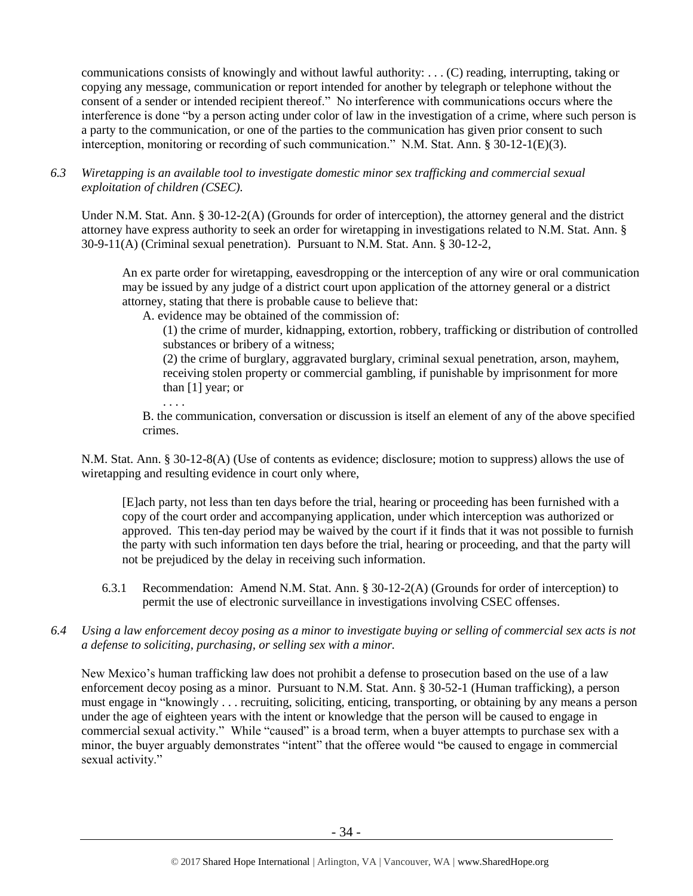communications consists of knowingly and without lawful authority: . . . (C) reading, interrupting, taking or copying any message, communication or report intended for another by telegraph or telephone without the consent of a sender or intended recipient thereof." No interference with communications occurs where the interference is done "by a person acting under color of law in the investigation of a crime, where such person is a party to the communication, or one of the parties to the communication has given prior consent to such interception, monitoring or recording of such communication." N.M. Stat. Ann. § 30-12-1(E)(3).

*6.3 Wiretapping is an available tool to investigate domestic minor sex trafficking and commercial sexual exploitation of children (CSEC).*

Under N.M. Stat. Ann. § 30-12-2(A) (Grounds for order of interception), the attorney general and the district attorney have express authority to seek an order for wiretapping in investigations related to N.M. Stat. Ann. § 30-9-11(A) (Criminal sexual penetration). Pursuant to N.M. Stat. Ann. § 30-12-2,

> An ex parte order for wiretapping, eavesdropping or the interception of any wire or oral communication may be issued by any judge of a district court upon application of the attorney general or a district attorney, stating that there is probable cause to believe that:
>
> A. evidence may be obtained of the commission of:
>
> (1) the crime of murder, kidnapping, extortion, robbery, trafficking or distribution of controlled substances or bribery of a witness;
>
> (2) the crime of burglary, aggravated burglary, criminal sexual penetration, arson, mayhem, receiving stolen property or commercial gambling, if punishable by imprisonment for more than [1] year; or
>
> . . . .
>
> B. the communication, conversation or discussion is itself an element of any of the above specified crimes.

N.M. Stat. Ann. § 30-12-8(A) (Use of contents as evidence; disclosure; motion to suppress) allows the use of wiretapping and resulting evidence in court only where,

> [E]ach party, not less than ten days before the trial, hearing or proceeding has been furnished with a copy of the court order and accompanying application, under which interception was authorized or approved. This ten-day period may be waived by the court if it finds that it was not possible to furnish the party with such information ten days before the trial, hearing or proceeding, and that the party will not be prejudiced by the delay in receiving such information.

6.3.1 Recommendation: Amend N.M. Stat. Ann. § 30-12-2(A) (Grounds for order of interception) to permit the use of electronic surveillance in investigations involving CSEC offenses.

*6.4 Using a law enforcement decoy posing as a minor to investigate buying or selling of commercial sex acts is not a defense to soliciting, purchasing, or selling sex with a minor.*

New Mexico's human trafficking law does not prohibit a defense to prosecution based on the use of a law enforcement decoy posing as a minor. Pursuant to N.M. Stat. Ann. § 30-52-1 (Human trafficking), a person must engage in "knowingly . . . recruiting, soliciting, enticing, transporting, or obtaining by any means a person under the age of eighteen years with the intent or knowledge that the person will be caused to engage in commercial sexual activity." While "caused" is a broad term, when a buyer attempts to purchase sex with a minor, the buyer arguably demonstrates "intent" that the offeree would "be caused to engage in commercial sexual activity."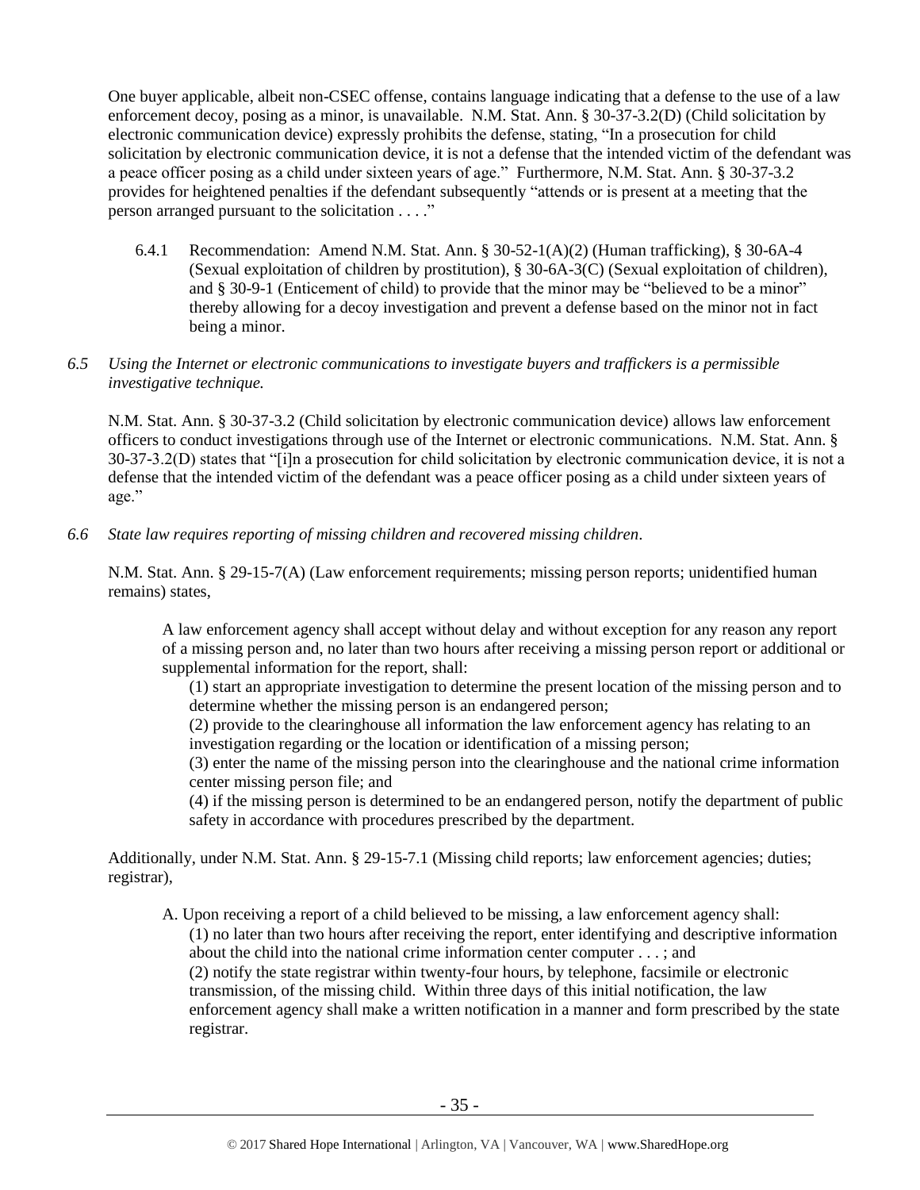One buyer applicable, albeit non-CSEC offense, contains language indicating that a defense to the use of a law enforcement decoy, posing as a minor, is unavailable. N.M. Stat. Ann. § 30-37-3.2(D) (Child solicitation by electronic communication device) expressly prohibits the defense, stating, "In a prosecution for child solicitation by electronic communication device, it is not a defense that the intended victim of the defendant was a peace officer posing as a child under sixteen years of age." Furthermore, N.M. Stat. Ann. § 30-37-3.2 provides for heightened penalties if the defendant subsequently "attends or is present at a meeting that the person arranged pursuant to the solicitation . . . ."

6.4.1 Recommendation: Amend N.M. Stat. Ann. § 30-52-1(A)(2) (Human trafficking), § 30-6A-4 (Sexual exploitation of children by prostitution), § 30-6A-3(C) (Sexual exploitation of children), and § 30-9-1 (Enticement of child) to provide that the minor may be "believed to be a minor" thereby allowing for a decoy investigation and prevent a defense based on the minor not in fact being a minor.

*6.5 Using the Internet or electronic communications to investigate buyers and traffickers is a permissible investigative technique.*

N.M. Stat. Ann. § 30-37-3.2 (Child solicitation by electronic communication device) allows law enforcement officers to conduct investigations through use of the Internet or electronic communications. N.M. Stat. Ann. § 30-37-3.2(D) states that "[i]n a prosecution for child solicitation by electronic communication device, it is not a defense that the intended victim of the defendant was a peace officer posing as a child under sixteen years of age."

*6.6 State law requires reporting of missing children and recovered missing children.*

N.M. Stat. Ann. § 29-15-7(A) (Law enforcement requirements; missing person reports; unidentified human remains) states,

> A law enforcement agency shall accept without delay and without exception for any reason any report of a missing person and, no later than two hours after receiving a missing person report or additional or supplemental information for the report, shall:
>
> (1) start an appropriate investigation to determine the present location of the missing person and to determine whether the missing person is an endangered person;
>
> (2) provide to the clearinghouse all information the law enforcement agency has relating to an investigation regarding or the location or identification of a missing person;
>
> (3) enter the name of the missing person into the clearinghouse and the national crime information center missing person file; and
>
> (4) if the missing person is determined to be an endangered person, notify the department of public safety in accordance with procedures prescribed by the department.

Additionally, under N.M. Stat. Ann. § 29-15-7.1 (Missing child reports; law enforcement agencies; duties; registrar),

> A. Upon receiving a report of a child believed to be missing, a law enforcement agency shall:
>
> (1) no later than two hours after receiving the report, enter identifying and descriptive information about the child into the national crime information center computer . . . ; and
>
> (2) notify the state registrar within twenty-four hours, by telephone, facsimile or electronic transmission, of the missing child. Within three days of this initial notification, the law enforcement agency shall make a written notification in a manner and form prescribed by the state registrar.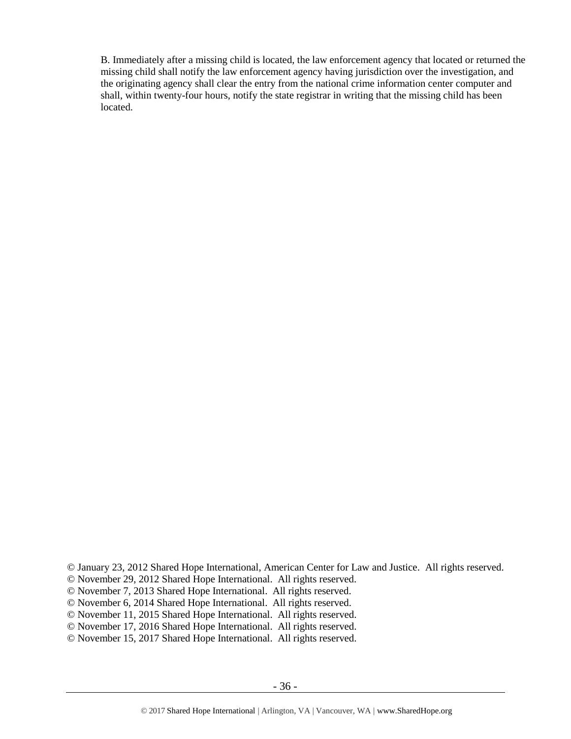B. Immediately after a missing child is located, the law enforcement agency that located or returned the missing child shall notify the law enforcement agency having jurisdiction over the investigation, and the originating agency shall clear the entry from the national crime information center computer and shall, within twenty-four hours, notify the state registrar in writing that the missing child has been located.

© January 23, 2012 Shared Hope International, American Center for Law and Justice. All rights reserved.
© November 29, 2012 Shared Hope International. All rights reserved.
© November 7, 2013 Shared Hope International. All rights reserved.
© November 6, 2014 Shared Hope International. All rights reserved.
© November 11, 2015 Shared Hope International. All rights reserved.
© November 17, 2016 Shared Hope International. All rights reserved.
© November 15, 2017 Shared Hope International. All rights reserved.